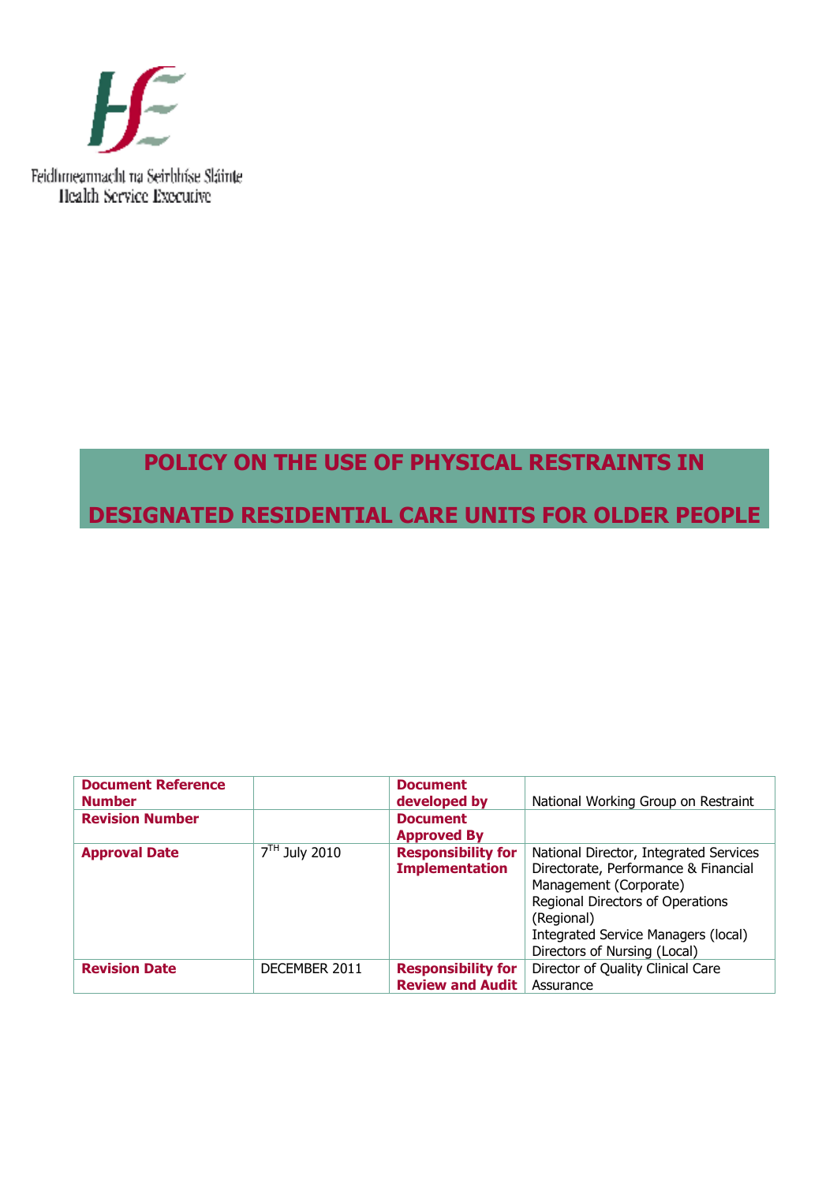Feidhmeannacht na Seirbhíse Sláinte
Health Service Executive

# POLICY ON THE USE OF PHYSICAL RESTRAINTS IN DESIGNATED RESIDENTIAL CARE UNITS FOR OLDER PEOPLE

| Document Reference Number | | Document developed by | National Working Group on Restraint |
|---|---|---|---|
| Revision Number | | Document Approved By | |
| Approval Date | 7TH July 2010 | Responsibility for Implementation | National Director, Integrated Services Directorate, Performance & Financial Management (Corporate)<br>Regional Directors of Operations (Regional)<br>Integrated Service Managers (local)<br>Directors of Nursing (Local) |
| Revision Date | DECEMBER 2011 | Responsibility for Review and Audit | Director of Quality Clinical Care Assurance |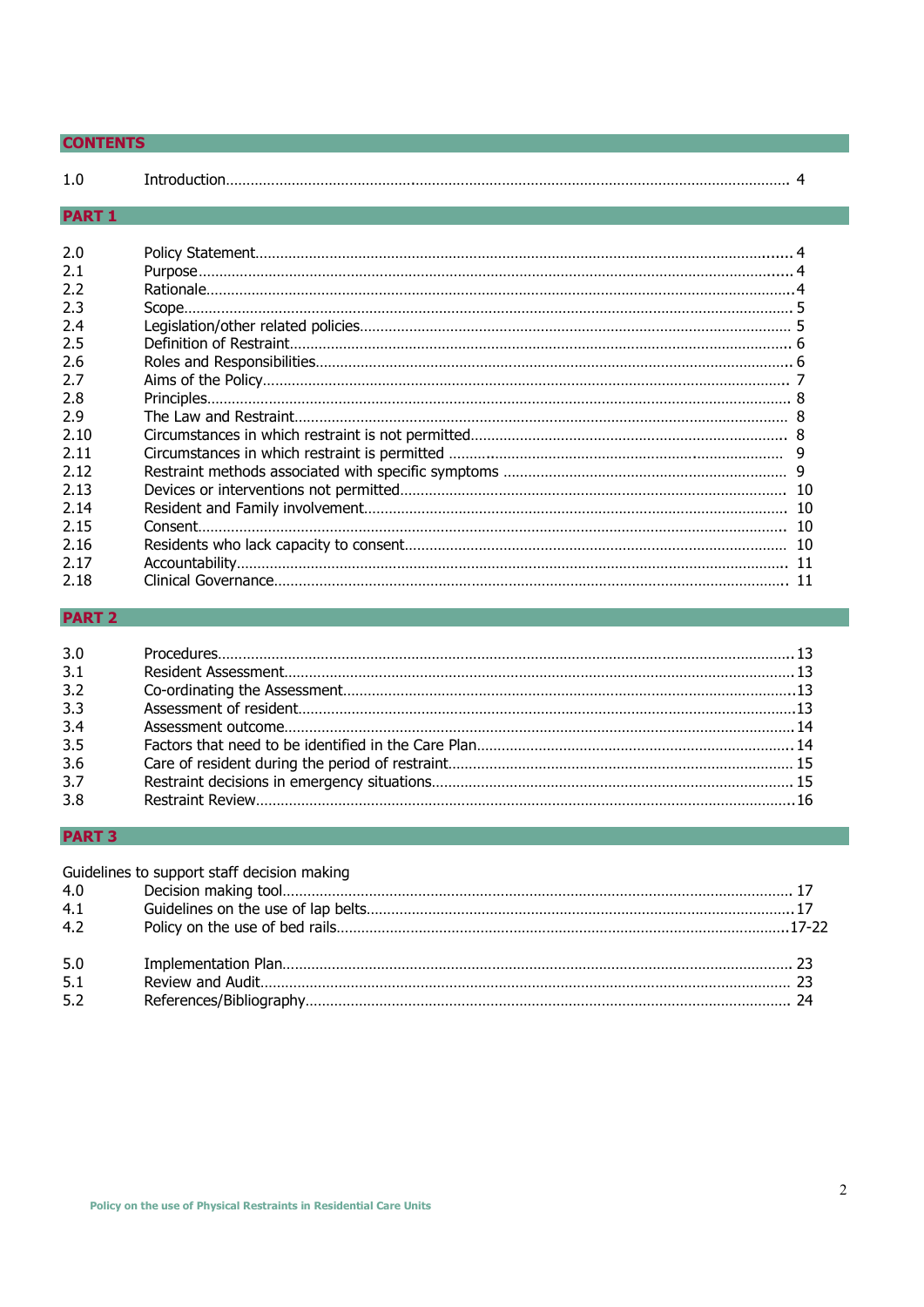## CONTENTS

| | | |
|---|---|---|
| 1.0 | Introduction | 4 |

## PART 1

| | | |
|---|---|---|
| 2.0 | Policy Statement | 4 |
| 2.1 | Purpose | 4 |
| 2.2 | Rationale | 4 |
| 2.3 | Scope | 5 |
| 2.4 | Legislation/other related policies | 5 |
| 2.5 | Definition of Restraint | 6 |
| 2.6 | Roles and Responsibilities | 6 |
| 2.7 | Aims of the Policy | 7 |
| 2.8 | Principles | 8 |
| 2.9 | The Law and Restraint | 8 |
| 2.10 | Circumstances in which restraint is not permitted | 8 |
| 2.11 | Circumstances in which restraint is permitted | 9 |
| 2.12 | Restraint methods associated with specific symptoms | 9 |
| 2.13 | Devices or interventions not permitted | 10 |
| 2.14 | Resident and Family involvement | 10 |
| 2.15 | Consent | 10 |
| 2.16 | Residents who lack capacity to consent | 10 |
| 2.17 | Accountability | 11 |
| 2.18 | Clinical Governance | 11 |

## PART 2

| | | |
|---|---|---|
| 3.0 | Procedures | 13 |
| 3.1 | Resident Assessment | 13 |
| 3.2 | Co-ordinating the Assessment | 13 |
| 3.3 | Assessment of resident | 13 |
| 3.4 | Assessment outcome | 14 |
| 3.5 | Factors that need to be identified in the Care Plan | 14 |
| 3.6 | Care of resident during the period of restraint | 15 |
| 3.7 | Restraint decisions in emergency situations | 15 |
| 3.8 | Restraint Review | 16 |

## PART 3

Guidelines to support staff decision making

| | | |
|---|---|---|
| 4.0 | Decision making tool | 17 |
| 4.1 | Guidelines on the use of lap belts | 17 |
| 4.2 | Policy on the use of bed rails | 17-22 |
| 5.0 | Implementation Plan | 23 |
| 5.1 | Review and Audit | 23 |
| 5.2 | References/Bibliography | 24 |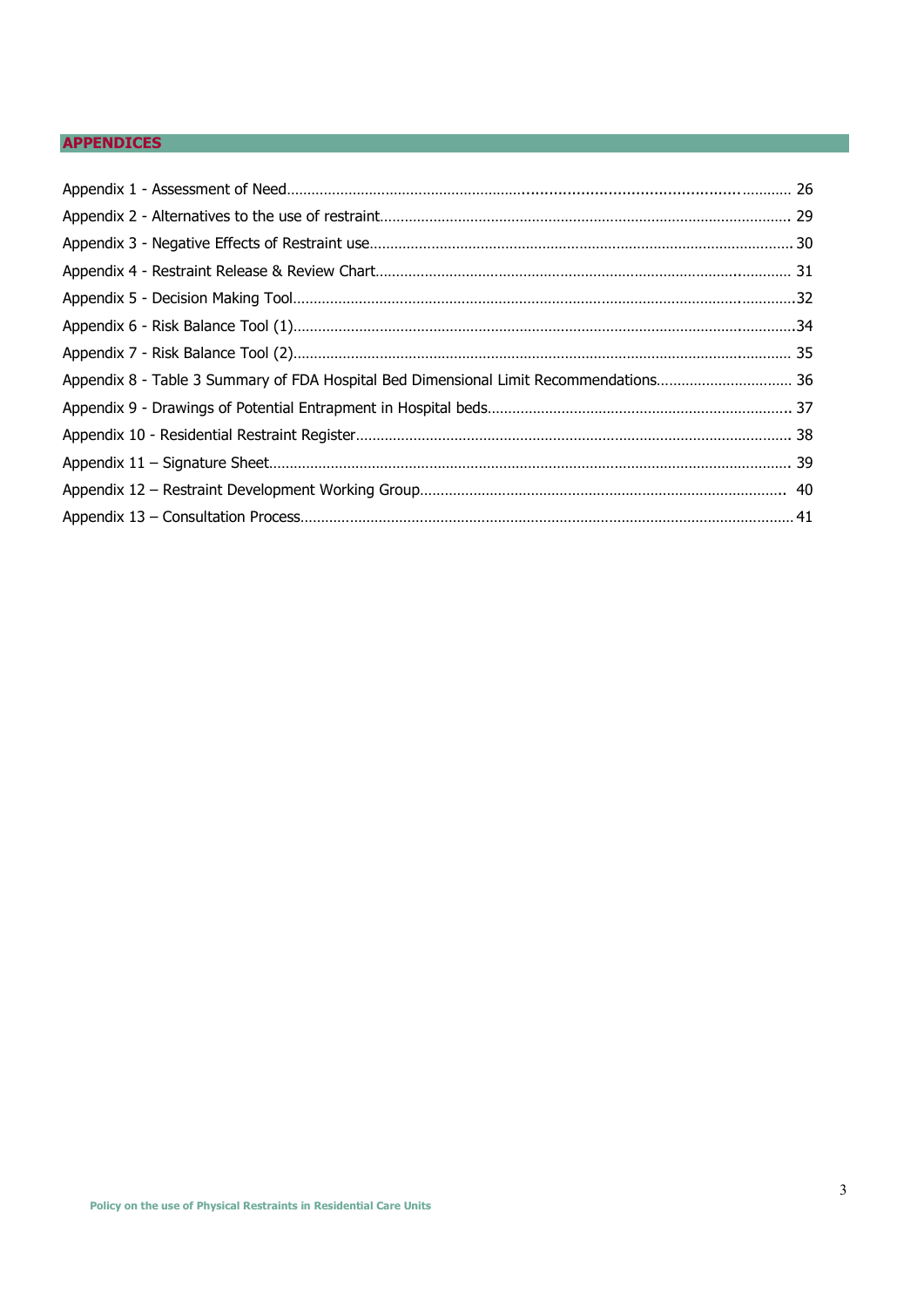## APPENDICES

Appendix 1 - Assessment of Need........................................................ 26
Appendix 2 - Alternatives to the use of restraint.................................... 29
Appendix 3 - Negative Effects of Restraint use....................................... 30
Appendix 4 - Restraint Release & Review Chart...................................... 31
Appendix 5 - Decision Making Tool.......................................................... 32
Appendix 6 - Risk Balance Tool (1)......................................................... 34
Appendix 7 - Risk Balance Tool (2)......................................................... 35
Appendix 8 - Table 3 Summary of FDA Hospital Bed Dimensional Limit Recommendations.................................. 36
Appendix 9 - Drawings of Potential Entrapment in Hospital beds........................................................................... 37
Appendix 10 - Residential Restraint Register.......................................... 38
Appendix 11 – Signature Sheet.............................................................. 39
Appendix 12 – Restraint Development Working Group........................... 40
Appendix 13 – Consultation Process........................................................ 41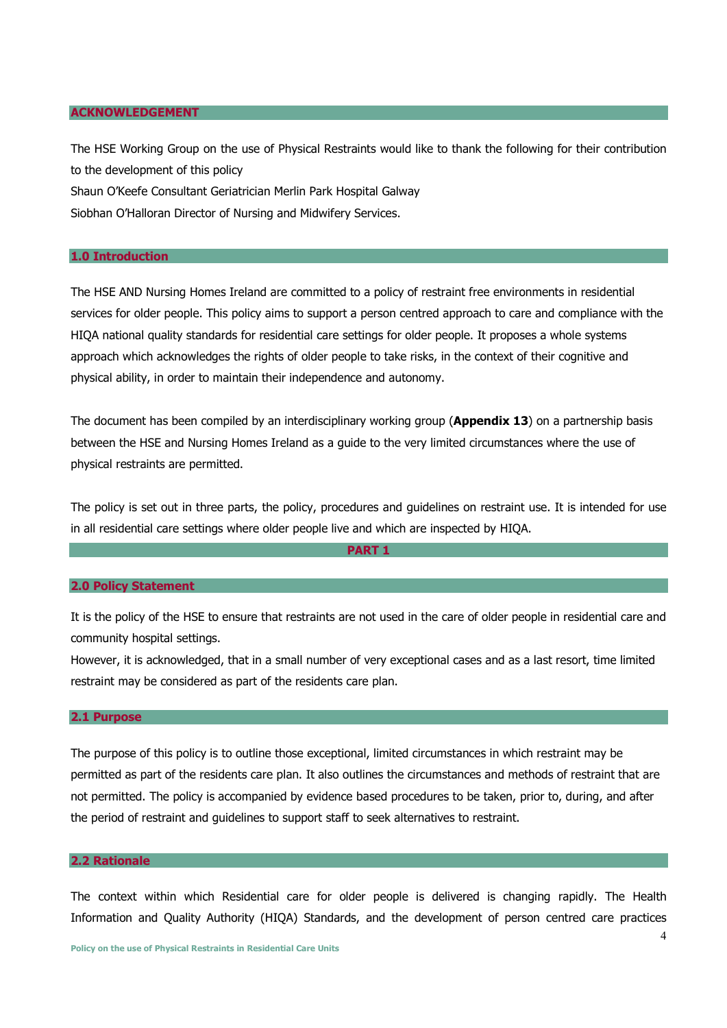## ACKNOWLEDGEMENT

The HSE Working Group on the use of Physical Restraints would like to thank the following for their contribution to the development of this policy

Shaun O'Keefe Consultant Geriatrician Merlin Park Hospital Galway

Siobhan O'Halloran Director of Nursing and Midwifery Services.

## 1.0 Introduction

The HSE AND Nursing Homes Ireland are committed to a policy of restraint free environments in residential services for older people. This policy aims to support a person centred approach to care and compliance with the HIQA national quality standards for residential care settings for older people. It proposes a whole systems approach which acknowledges the rights of older people to take risks, in the context of their cognitive and physical ability, in order to maintain their independence and autonomy.

The document has been compiled by an interdisciplinary working group (**Appendix 13**) on a partnership basis between the HSE and Nursing Homes Ireland as a guide to the very limited circumstances where the use of physical restraints are permitted.

The policy is set out in three parts, the policy, procedures and guidelines on restraint use. It is intended for use in all residential care settings where older people live and which are inspected by HIQA.

# PART 1

## 2.0 Policy Statement

It is the policy of the HSE to ensure that restraints are not used in the care of older people in residential care and community hospital settings.

However, it is acknowledged, that in a small number of very exceptional cases and as a last resort, time limited restraint may be considered as part of the residents care plan.

## 2.1 Purpose

The purpose of this policy is to outline those exceptional, limited circumstances in which restraint may be permitted as part of the residents care plan. It also outlines the circumstances and methods of restraint that are not permitted. The policy is accompanied by evidence based procedures to be taken, prior to, during, and after the period of restraint and guidelines to support staff to seek alternatives to restraint.

## 2.2 Rationale

The context within which Residential care for older people is delivered is changing rapidly. The Health Information and Quality Authority (HIQA) Standards, and the development of person centred care practices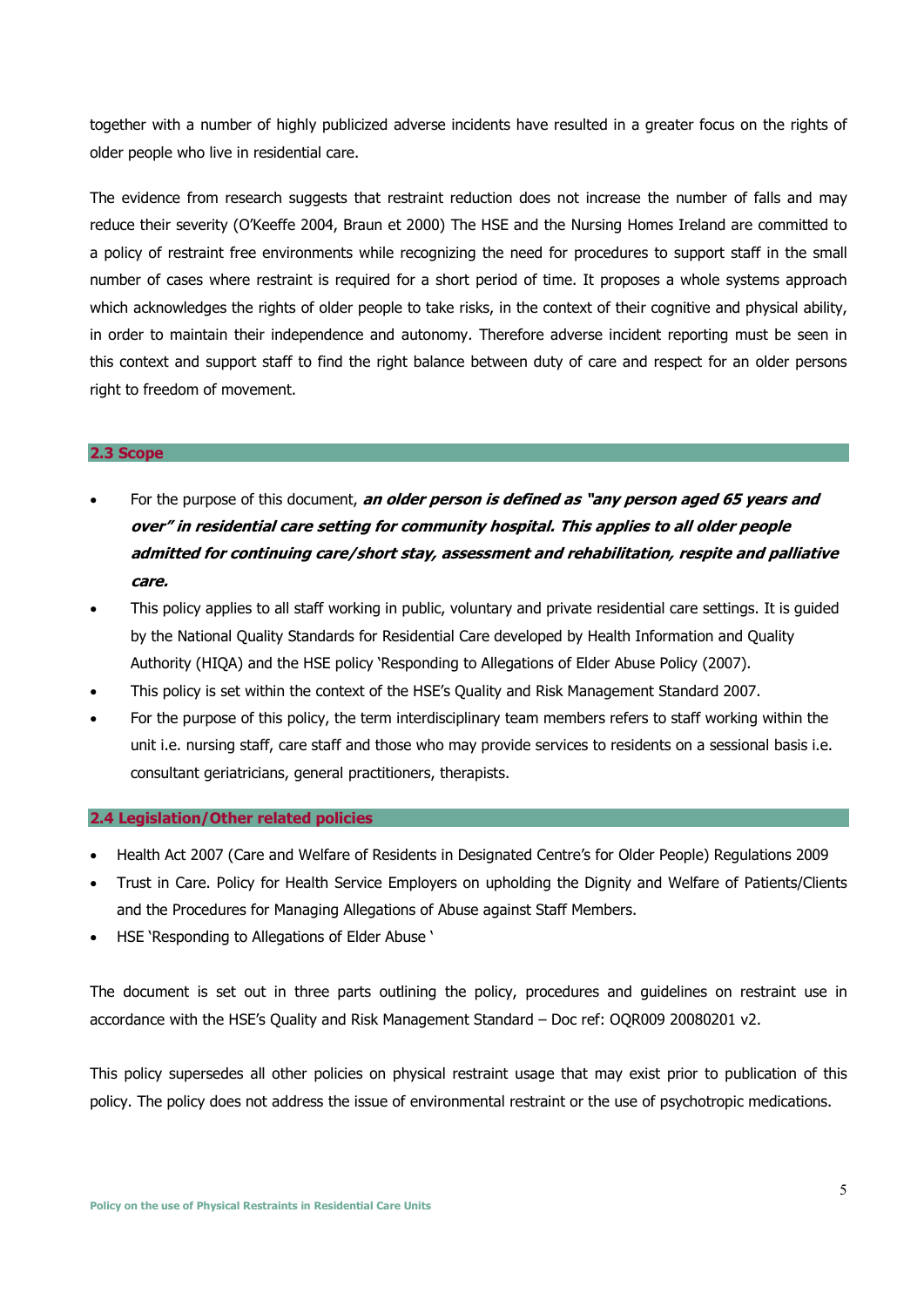together with a number of highly publicized adverse incidents have resulted in a greater focus on the rights of older people who live in residential care.

The evidence from research suggests that restraint reduction does not increase the number of falls and may reduce their severity (O'Keeffe 2004, Braun et 2000) The HSE and the Nursing Homes Ireland are committed to a policy of restraint free environments while recognizing the need for procedures to support staff in the small number of cases where restraint is required for a short period of time. It proposes a whole systems approach which acknowledges the rights of older people to take risks, in the context of their cognitive and physical ability, in order to maintain their independence and autonomy. Therefore adverse incident reporting must be seen in this context and support staff to find the right balance between duty of care and respect for an older persons right to freedom of movement.

## 2.3 Scope

- For the purpose of this document, ***an older person is defined as "any person aged 65 years and over" in residential care setting for community hospital. This applies to all older people admitted for continuing care/short stay, assessment and rehabilitation, respite and palliative care.***
- This policy applies to all staff working in public, voluntary and private residential care settings. It is guided by the National Quality Standards for Residential Care developed by Health Information and Quality Authority (HIQA) and the HSE policy 'Responding to Allegations of Elder Abuse Policy (2007).
- This policy is set within the context of the HSE's Quality and Risk Management Standard 2007.
- For the purpose of this policy, the term interdisciplinary team members refers to staff working within the unit i.e. nursing staff, care staff and those who may provide services to residents on a sessional basis i.e. consultant geriatricians, general practitioners, therapists.

## 2.4 Legislation/Other related policies

- Health Act 2007 (Care and Welfare of Residents in Designated Centre's for Older People) Regulations 2009
- Trust in Care. Policy for Health Service Employers on upholding the Dignity and Welfare of Patients/Clients and the Procedures for Managing Allegations of Abuse against Staff Members.
- HSE 'Responding to Allegations of Elder Abuse '

The document is set out in three parts outlining the policy, procedures and guidelines on restraint use in accordance with the HSE's Quality and Risk Management Standard – Doc ref: OQR009 20080201 v2.

This policy supersedes all other policies on physical restraint usage that may exist prior to publication of this policy. The policy does not address the issue of environmental restraint or the use of psychotropic medications.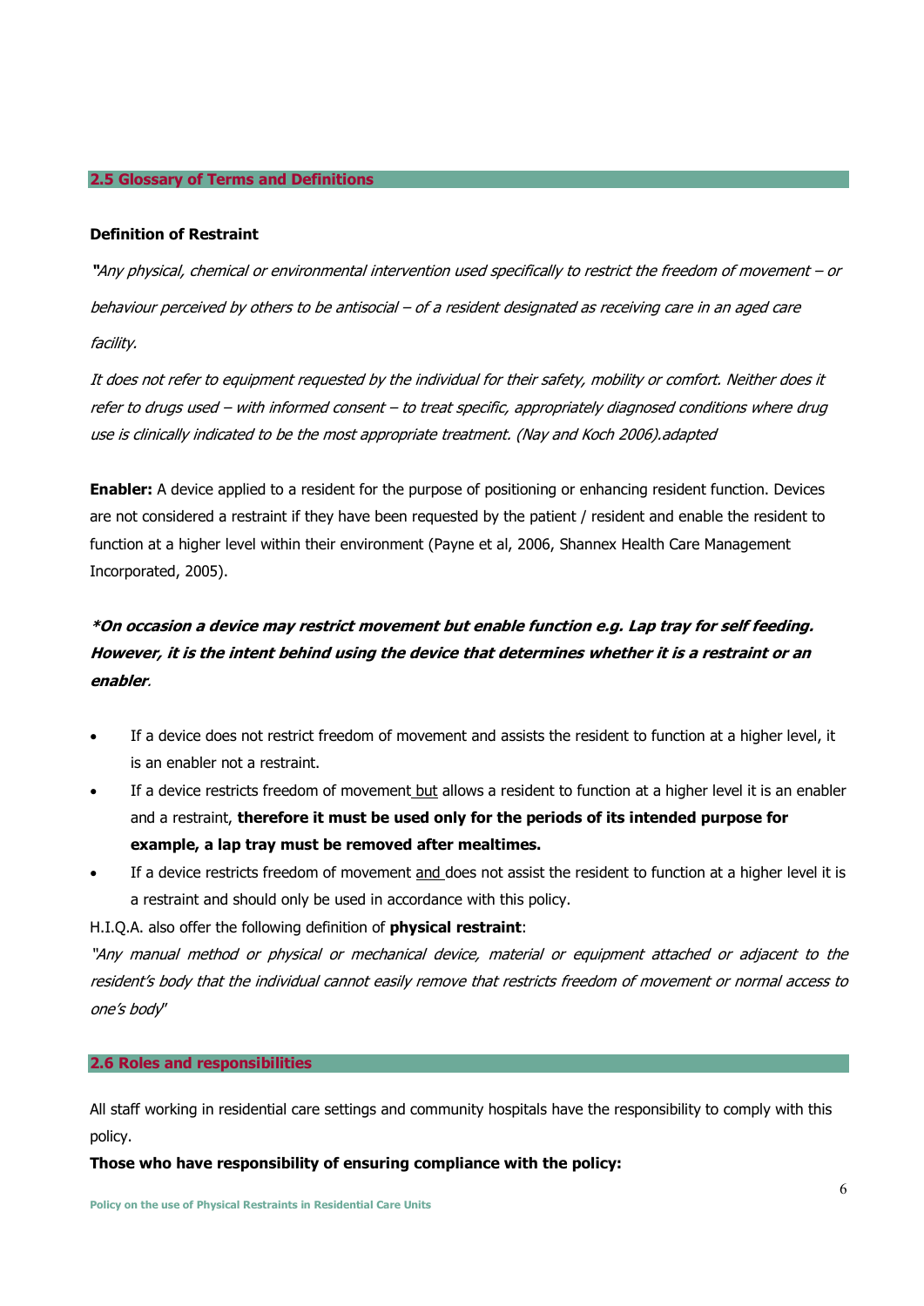## 2.5 Glossary of Terms and Definitions

**Definition of Restraint**

*"Any physical, chemical or environmental intervention used specifically to restrict the freedom of movement – or behaviour perceived by others to be antisocial – of a resident designated as receiving care in an aged care facility.*

*It does not refer to equipment requested by the individual for their safety, mobility or comfort. Neither does it refer to drugs used – with informed consent – to treat specific, appropriately diagnosed conditions where drug use is clinically indicated to be the most appropriate treatment. (Nay and Koch 2006).adapted*

**Enabler:** A device applied to a resident for the purpose of positioning or enhancing resident function. Devices are not considered a restraint if they have been requested by the patient / resident and enable the resident to function at a higher level within their environment (Payne et al, 2006, Shannex Health Care Management Incorporated, 2005).

***\*On occasion a device may restrict movement but enable function e.g. Lap tray for self feeding. However, it is the intent behind using the device that determines whether it is a restraint or an enabler.***

- If a device does not restrict freedom of movement and assists the resident to function at a higher level, it is an enabler not a restraint.
- If a device restricts freedom of movement but allows a resident to function at a higher level it is an enabler and a restraint, **therefore it must be used only for the periods of its intended purpose for example, a lap tray must be removed after mealtimes.**
- If a device restricts freedom of movement and does not assist the resident to function at a higher level it is a restraint and should only be used in accordance with this policy.

H.I.Q.A. also offer the following definition of **physical restraint**:

*"Any manual method or physical or mechanical device, material or equipment attached or adjacent to the resident's body that the individual cannot easily remove that restricts freedom of movement or normal access to one's body"*

## 2.6 Roles and responsibilities

All staff working in residential care settings and community hospitals have the responsibility to comply with this policy.

**Those who have responsibility of ensuring compliance with the policy:**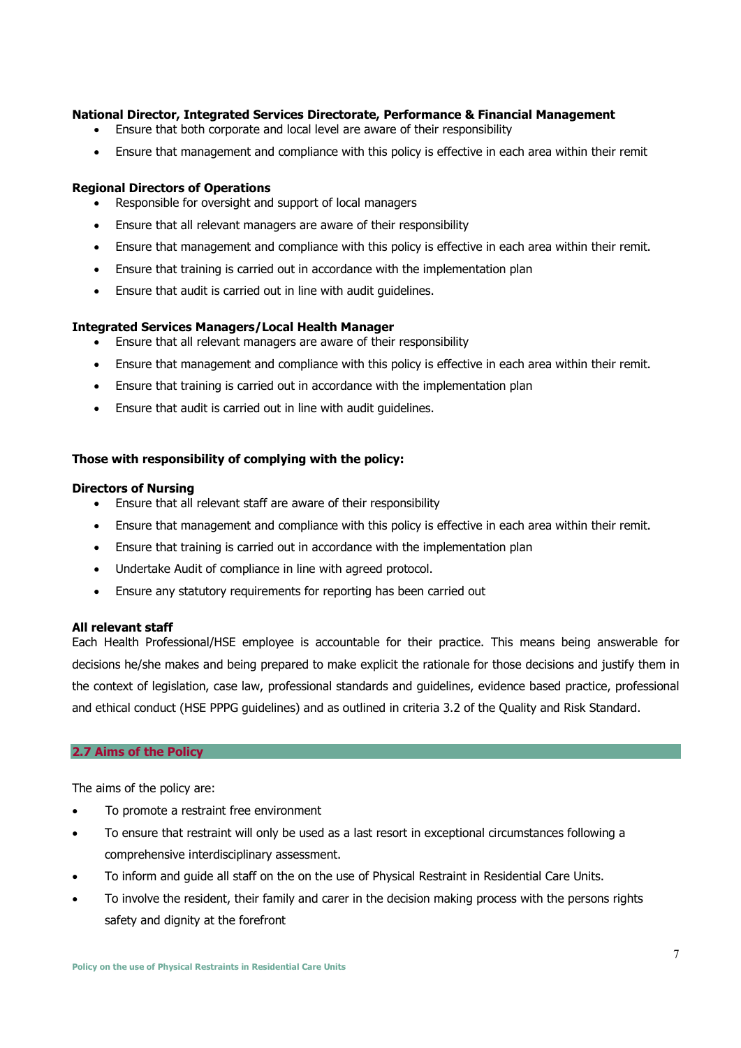**National Director, Integrated Services Directorate, Performance & Financial Management**

- Ensure that both corporate and local level are aware of their responsibility
- Ensure that management and compliance with this policy is effective in each area within their remit

**Regional Directors of Operations**

- Responsible for oversight and support of local managers
- Ensure that all relevant managers are aware of their responsibility
- Ensure that management and compliance with this policy is effective in each area within their remit.
- Ensure that training is carried out in accordance with the implementation plan
- Ensure that audit is carried out in line with audit guidelines.

**Integrated Services Managers/Local Health Manager**

- Ensure that all relevant managers are aware of their responsibility
- Ensure that management and compliance with this policy is effective in each area within their remit.
- Ensure that training is carried out in accordance with the implementation plan
- Ensure that audit is carried out in line with audit guidelines.

**Those with responsibility of complying with the policy:**

**Directors of Nursing**

- Ensure that all relevant staff are aware of their responsibility
- Ensure that management and compliance with this policy is effective in each area within their remit.
- Ensure that training is carried out in accordance with the implementation plan
- Undertake Audit of compliance in line with agreed protocol.
- Ensure any statutory requirements for reporting has been carried out

**All relevant staff**

Each Health Professional/HSE employee is accountable for their practice. This means being answerable for decisions he/she makes and being prepared to make explicit the rationale for those decisions and justify them in the context of legislation, case law, professional standards and guidelines, evidence based practice, professional and ethical conduct (HSE PPPG guidelines) and as outlined in criteria 3.2 of the Quality and Risk Standard.

## 2.7 Aims of the Policy

The aims of the policy are:

- To promote a restraint free environment
- To ensure that restraint will only be used as a last resort in exceptional circumstances following a comprehensive interdisciplinary assessment.
- To inform and guide all staff on the on the use of Physical Restraint in Residential Care Units.
- To involve the resident, their family and carer in the decision making process with the persons rights safety and dignity at the forefront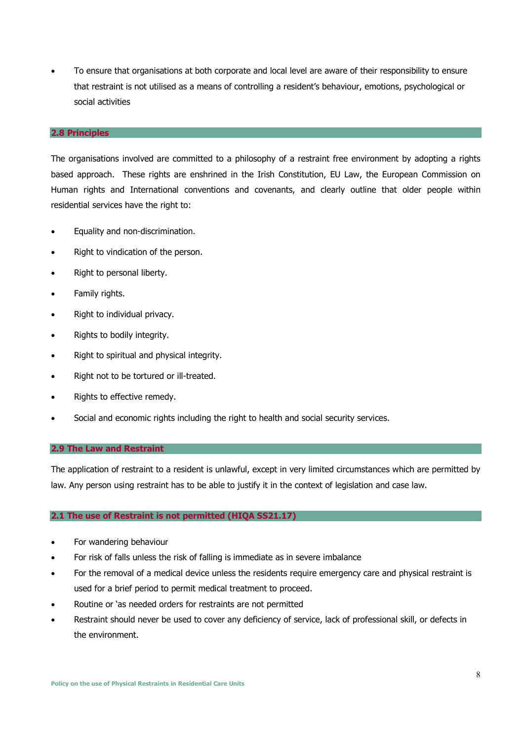- To ensure that organisations at both corporate and local level are aware of their responsibility to ensure that restraint is not utilised as a means of controlling a resident's behaviour, emotions, psychological or social activities

## 2.8 Principles

The organisations involved are committed to a philosophy of a restraint free environment by adopting a rights based approach. These rights are enshrined in the Irish Constitution, EU Law, the European Commission on Human rights and International conventions and covenants, and clearly outline that older people within residential services have the right to:

- Equality and non-discrimination.
- Right to vindication of the person.
- Right to personal liberty.
- Family rights.
- Right to individual privacy.
- Rights to bodily integrity.
- Right to spiritual and physical integrity.
- Right not to be tortured or ill-treated.
- Rights to effective remedy.
- Social and economic rights including the right to health and social security services.

## 2.9 The Law and Restraint

The application of restraint to a resident is unlawful, except in very limited circumstances which are permitted by law. Any person using restraint has to be able to justify it in the context of legislation and case law.

## 2.1 The use of Restraint is not permitted (HIQA SS21.17)

- For wandering behaviour
- For risk of falls unless the risk of falling is immediate as in severe imbalance
- For the removal of a medical device unless the residents require emergency care and physical restraint is used for a brief period to permit medical treatment to proceed.
- Routine or 'as needed orders for restraints are not permitted
- Restraint should never be used to cover any deficiency of service, lack of professional skill, or defects in the environment.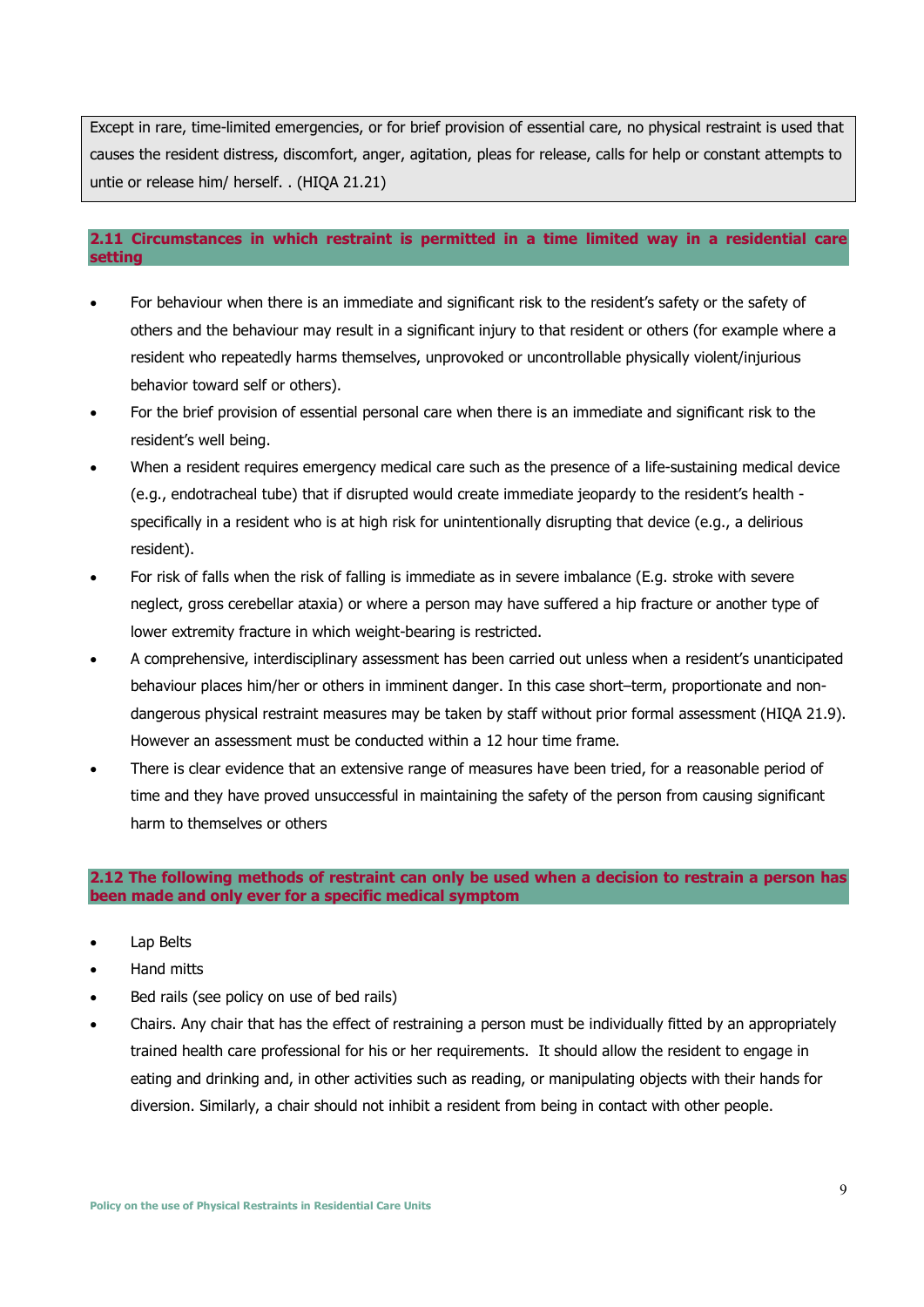Except in rare, time-limited emergencies, or for brief provision of essential care, no physical restraint is used that causes the resident distress, discomfort, anger, agitation, pleas for release, calls for help or constant attempts to untie or release him/ herself. . (HIQA 21.21)

### 2.11 Circumstances in which restraint is permitted in a time limited way in a residential care setting

- For behaviour when there is an immediate and significant risk to the resident's safety or the safety of others and the behaviour may result in a significant injury to that resident or others (for example where a resident who repeatedly harms themselves, unprovoked or uncontrollable physically violent/injurious behavior toward self or others).
- For the brief provision of essential personal care when there is an immediate and significant risk to the resident's well being.
- When a resident requires emergency medical care such as the presence of a life-sustaining medical device (e.g., endotracheal tube) that if disrupted would create immediate jeopardy to the resident's health - specifically in a resident who is at high risk for unintentionally disrupting that device (e.g., a delirious resident).
- For risk of falls when the risk of falling is immediate as in severe imbalance (E.g. stroke with severe neglect, gross cerebellar ataxia) or where a person may have suffered a hip fracture or another type of lower extremity fracture in which weight-bearing is restricted.
- A comprehensive, interdisciplinary assessment has been carried out unless when a resident's unanticipated behaviour places him/her or others in imminent danger. In this case short–term, proportionate and non-dangerous physical restraint measures may be taken by staff without prior formal assessment (HIQA 21.9). However an assessment must be conducted within a 12 hour time frame.
- There is clear evidence that an extensive range of measures have been tried, for a reasonable period of time and they have proved unsuccessful in maintaining the safety of the person from causing significant harm to themselves or others

### 2.12 The following methods of restraint can only be used when a decision to restrain a person has been made and only ever for a specific medical symptom

- Lap Belts
- Hand mitts
- Bed rails (see policy on use of bed rails)
- Chairs. Any chair that has the effect of restraining a person must be individually fitted by an appropriately trained health care professional for his or her requirements. It should allow the resident to engage in eating and drinking and, in other activities such as reading, or manipulating objects with their hands for diversion. Similarly, a chair should not inhibit a resident from being in contact with other people.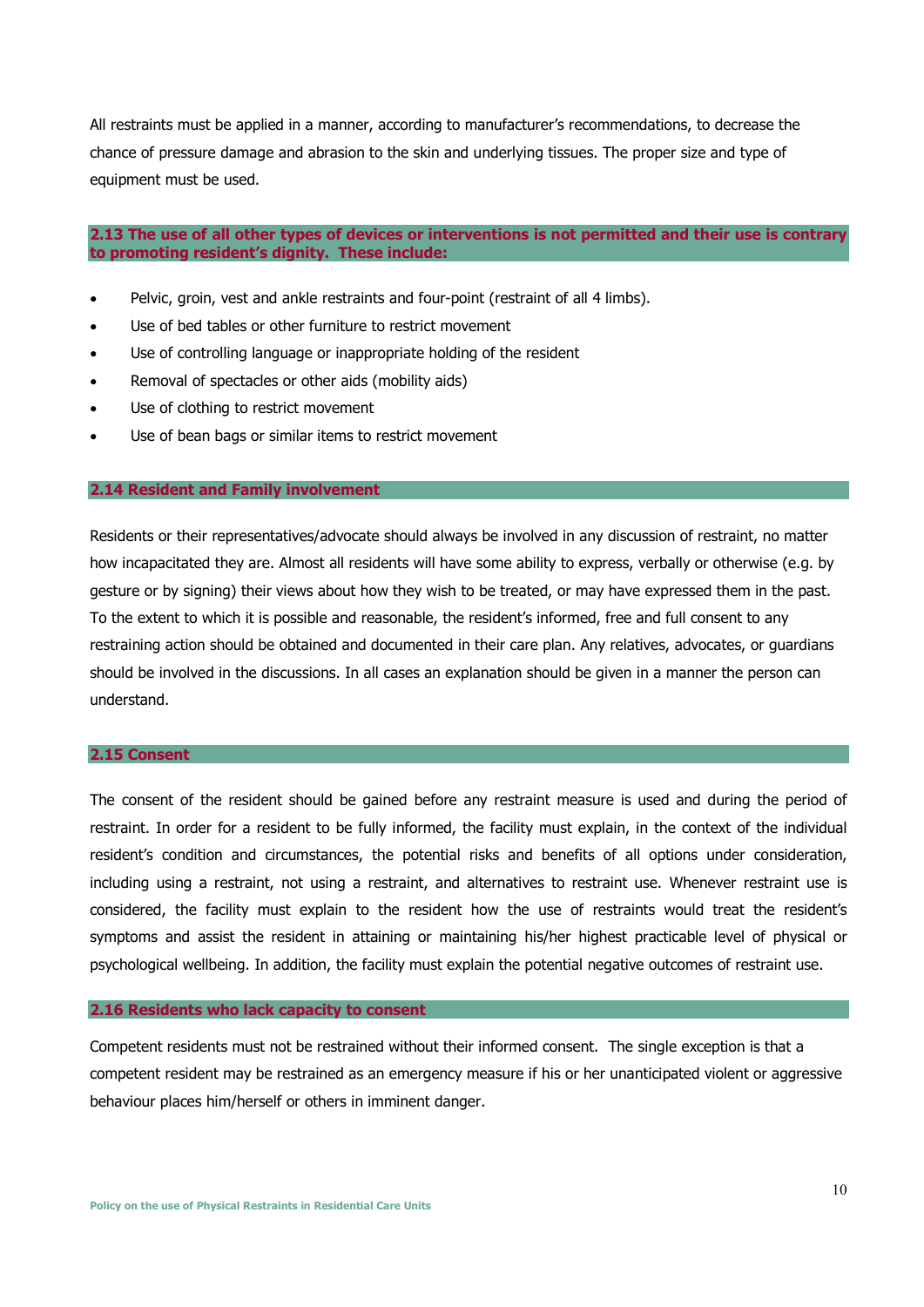All restraints must be applied in a manner, according to manufacturer's recommendations, to decrease the chance of pressure damage and abrasion to the skin and underlying tissues. The proper size and type of equipment must be used.

### 2.13 The use of all other types of devices or interventions is not permitted and their use is contrary to promoting resident's dignity. These include:

- Pelvic, groin, vest and ankle restraints and four-point (restraint of all 4 limbs).
- Use of bed tables or other furniture to restrict movement
- Use of controlling language or inappropriate holding of the resident
- Removal of spectacles or other aids (mobility aids)
- Use of clothing to restrict movement
- Use of bean bags or similar items to restrict movement

### 2.14 Resident and Family involvement

Residents or their representatives/advocate should always be involved in any discussion of restraint, no matter how incapacitated they are. Almost all residents will have some ability to express, verbally or otherwise (e.g. by gesture or by signing) their views about how they wish to be treated, or may have expressed them in the past. To the extent to which it is possible and reasonable, the resident's informed, free and full consent to any restraining action should be obtained and documented in their care plan. Any relatives, advocates, or guardians should be involved in the discussions. In all cases an explanation should be given in a manner the person can understand.

### 2.15 Consent

The consent of the resident should be gained before any restraint measure is used and during the period of restraint. In order for a resident to be fully informed, the facility must explain, in the context of the individual resident's condition and circumstances, the potential risks and benefits of all options under consideration, including using a restraint, not using a restraint, and alternatives to restraint use. Whenever restraint use is considered, the facility must explain to the resident how the use of restraints would treat the resident's symptoms and assist the resident in attaining or maintaining his/her highest practicable level of physical or psychological wellbeing. In addition, the facility must explain the potential negative outcomes of restraint use.

### 2.16 Residents who lack capacity to consent

Competent residents must not be restrained without their informed consent. The single exception is that a competent resident may be restrained as an emergency measure if his or her unanticipated violent or aggressive behaviour places him/herself or others in imminent danger.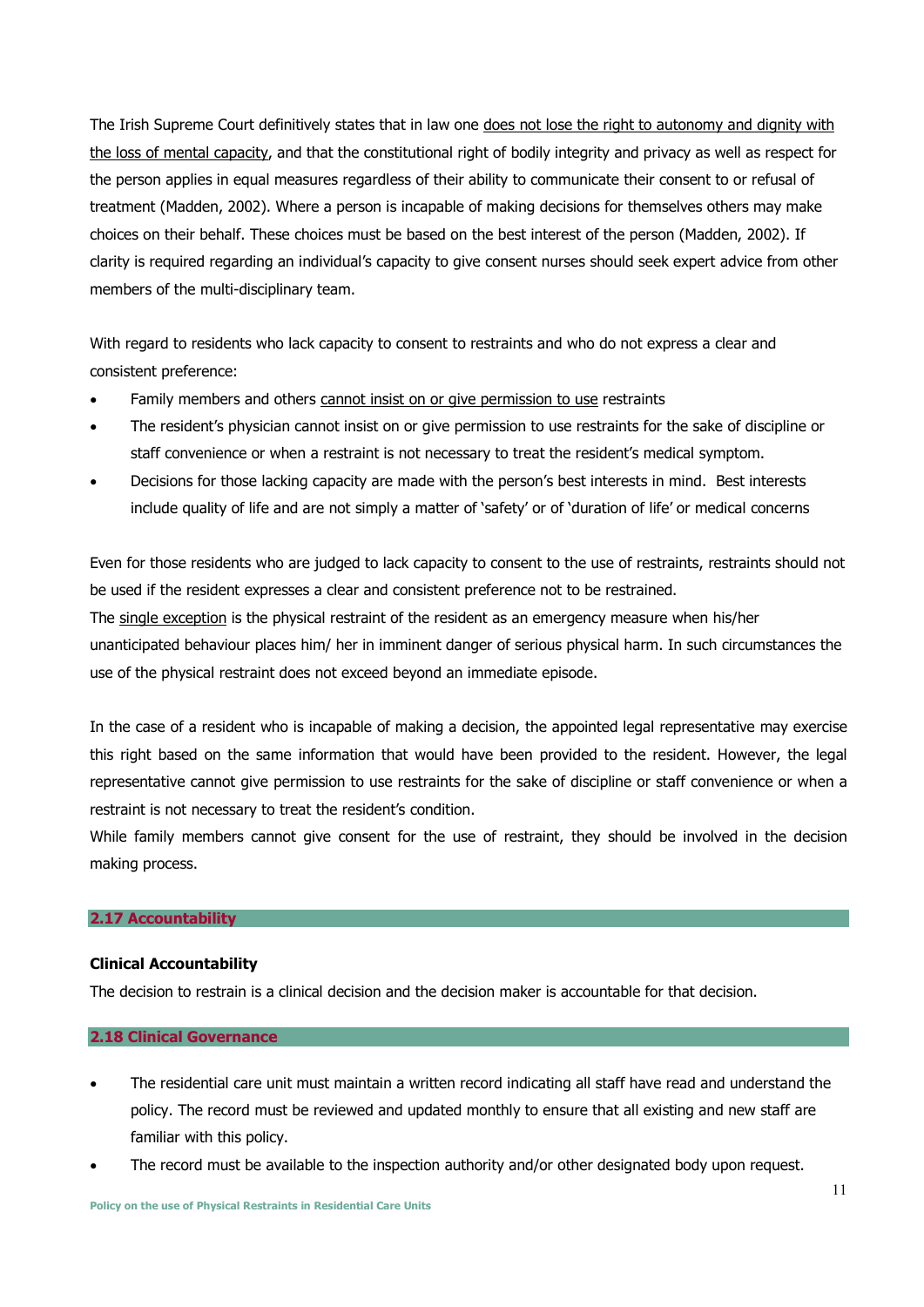The Irish Supreme Court definitively states that in law one does not lose the right to autonomy and dignity with the loss of mental capacity, and that the constitutional right of bodily integrity and privacy as well as respect for the person applies in equal measures regardless of their ability to communicate their consent to or refusal of treatment (Madden, 2002). Where a person is incapable of making decisions for themselves others may make choices on their behalf. These choices must be based on the best interest of the person (Madden, 2002). If clarity is required regarding an individual's capacity to give consent nurses should seek expert advice from other members of the multi-disciplinary team.

With regard to residents who lack capacity to consent to restraints and who do not express a clear and consistent preference:

- Family members and others cannot insist on or give permission to use restraints
- The resident's physician cannot insist on or give permission to use restraints for the sake of discipline or staff convenience or when a restraint is not necessary to treat the resident's medical symptom.
- Decisions for those lacking capacity are made with the person's best interests in mind. Best interests include quality of life and are not simply a matter of 'safety' or of 'duration of life' or medical concerns

Even for those residents who are judged to lack capacity to consent to the use of restraints, restraints should not be used if the resident expresses a clear and consistent preference not to be restrained.
The single exception is the physical restraint of the resident as an emergency measure when his/her unanticipated behaviour places him/ her in imminent danger of serious physical harm. In such circumstances the use of the physical restraint does not exceed beyond an immediate episode.

In the case of a resident who is incapable of making a decision, the appointed legal representative may exercise this right based on the same information that would have been provided to the resident. However, the legal representative cannot give permission to use restraints for the sake of discipline or staff convenience or when a restraint is not necessary to treat the resident's condition.
While family members cannot give consent for the use of restraint, they should be involved in the decision making process.

## 2.17 Accountability

**Clinical Accountability**

The decision to restrain is a clinical decision and the decision maker is accountable for that decision.

## 2.18 Clinical Governance

- The residential care unit must maintain a written record indicating all staff have read and understand the policy. The record must be reviewed and updated monthly to ensure that all existing and new staff are familiar with this policy.
- The record must be available to the inspection authority and/or other designated body upon request.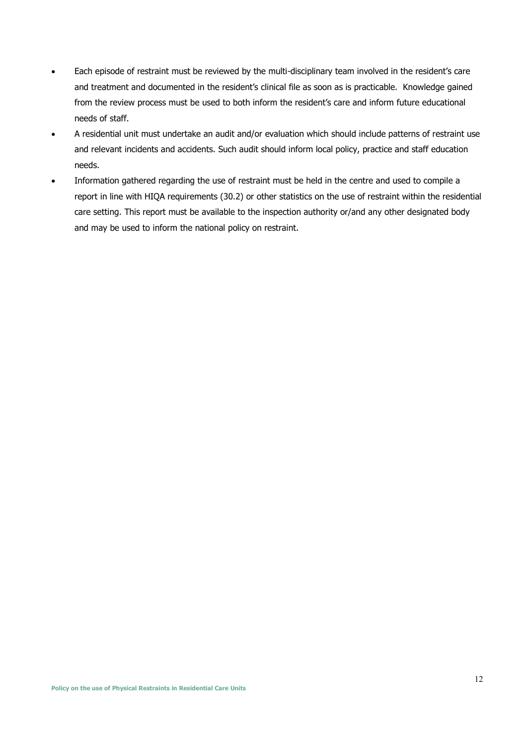- Each episode of restraint must be reviewed by the multi-disciplinary team involved in the resident's care and treatment and documented in the resident's clinical file as soon as is practicable. Knowledge gained from the review process must be used to both inform the resident's care and inform future educational needs of staff.
- A residential unit must undertake an audit and/or evaluation which should include patterns of restraint use and relevant incidents and accidents. Such audit should inform local policy, practice and staff education needs.
- Information gathered regarding the use of restraint must be held in the centre and used to compile a report in line with HIQA requirements (30.2) or other statistics on the use of restraint within the residential care setting. This report must be available to the inspection authority or/and any other designated body and may be used to inform the national policy on restraint.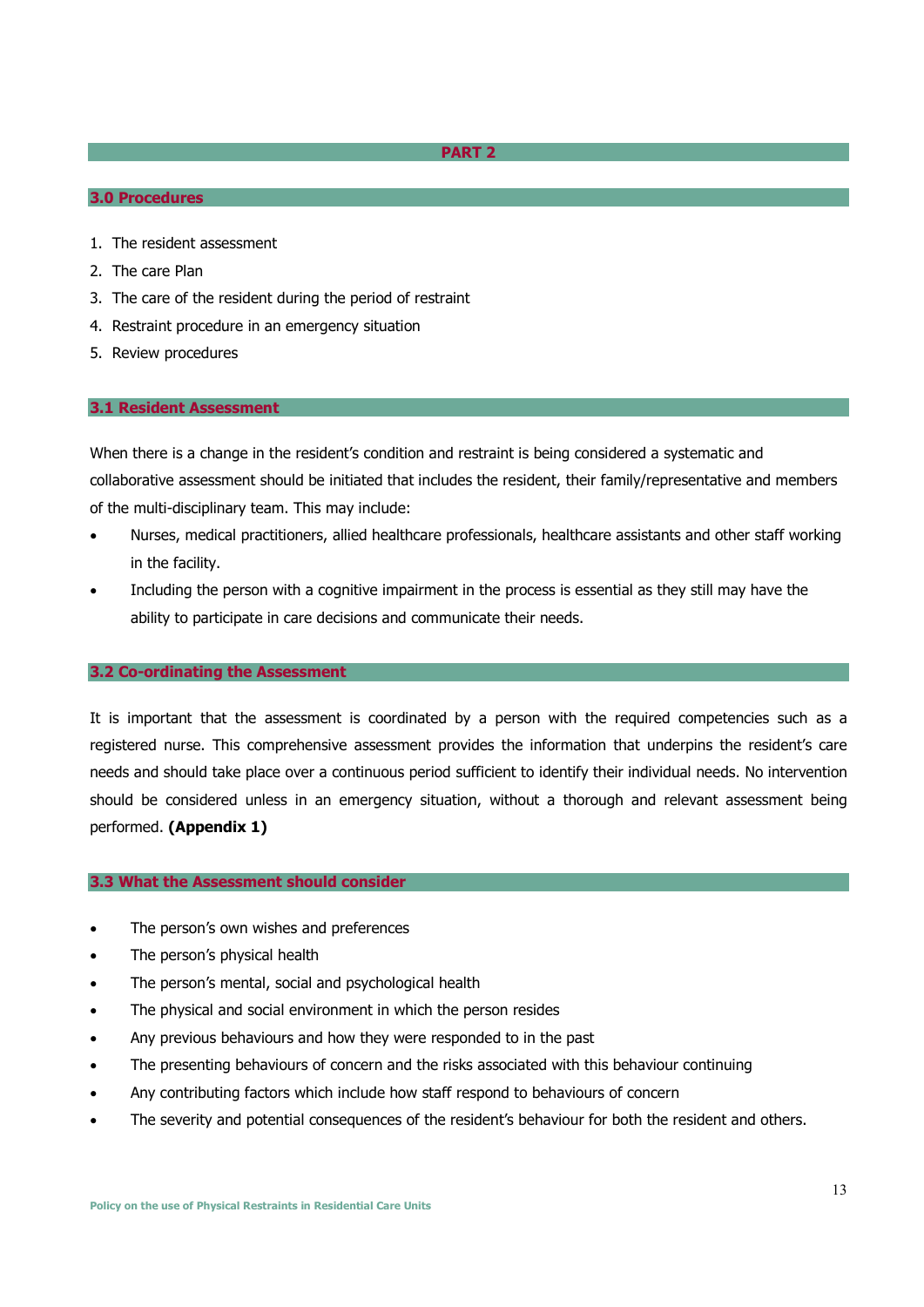# PART 2

## 3.0 Procedures

1. The resident assessment
2. The care Plan
3. The care of the resident during the period of restraint
4. Restraint procedure in an emergency situation
5. Review procedures

## 3.1 Resident Assessment

When there is a change in the resident's condition and restraint is being considered a systematic and collaborative assessment should be initiated that includes the resident, their family/representative and members of the multi-disciplinary team. This may include:

- Nurses, medical practitioners, allied healthcare professionals, healthcare assistants and other staff working in the facility.
- Including the person with a cognitive impairment in the process is essential as they still may have the ability to participate in care decisions and communicate their needs.

## 3.2 Co-ordinating the Assessment

It is important that the assessment is coordinated by a person with the required competencies such as a registered nurse. This comprehensive assessment provides the information that underpins the resident's care needs and should take place over a continuous period sufficient to identify their individual needs. No intervention should be considered unless in an emergency situation, without a thorough and relevant assessment being performed. **(Appendix 1)**

## 3.3 What the Assessment should consider

- The person's own wishes and preferences
- The person's physical health
- The person's mental, social and psychological health
- The physical and social environment in which the person resides
- Any previous behaviours and how they were responded to in the past
- The presenting behaviours of concern and the risks associated with this behaviour continuing
- Any contributing factors which include how staff respond to behaviours of concern
- The severity and potential consequences of the resident's behaviour for both the resident and others.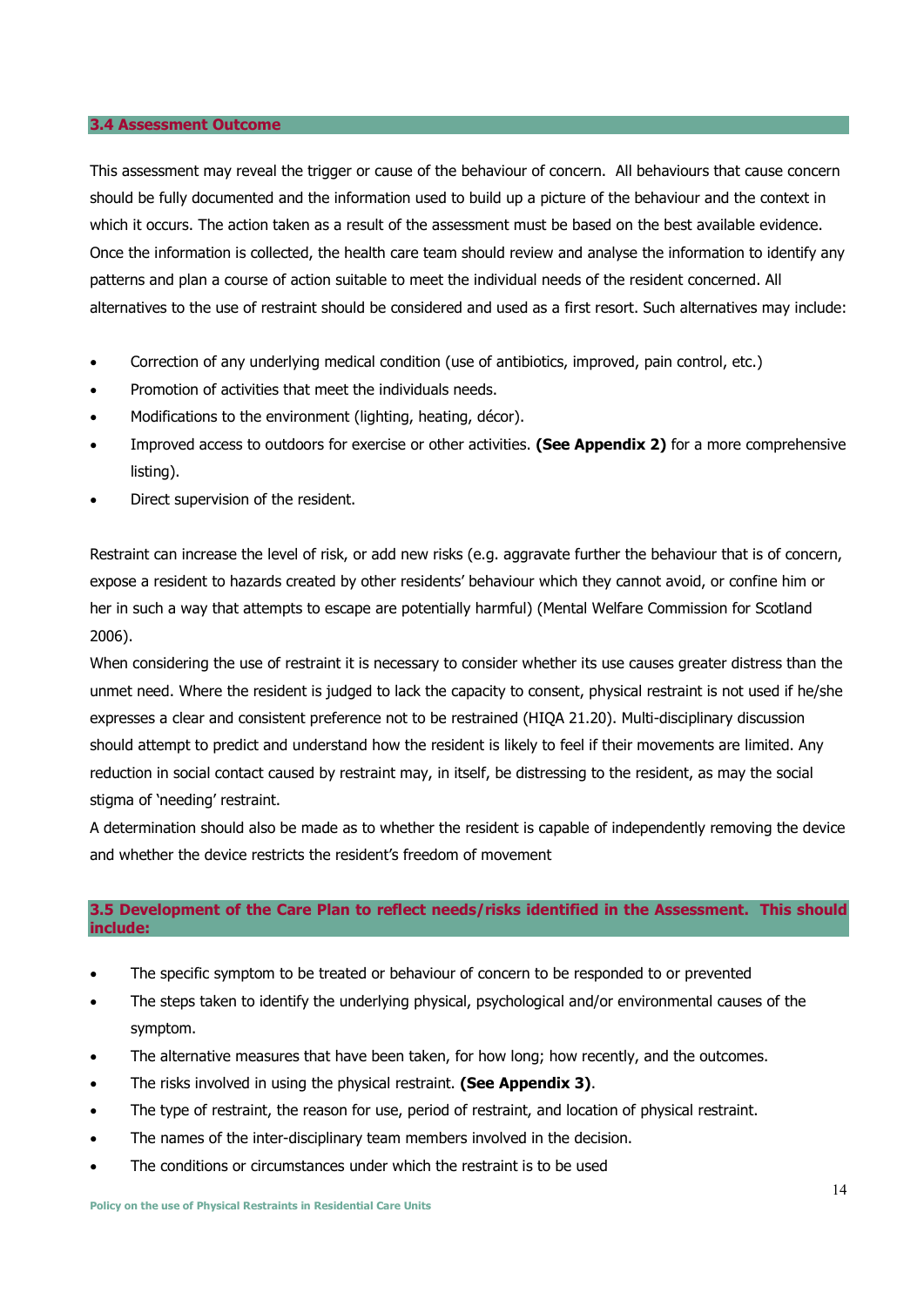### 3.4 Assessment Outcome

This assessment may reveal the trigger or cause of the behaviour of concern. All behaviours that cause concern should be fully documented and the information used to build up a picture of the behaviour and the context in which it occurs. The action taken as a result of the assessment must be based on the best available evidence. Once the information is collected, the health care team should review and analyse the information to identify any patterns and plan a course of action suitable to meet the individual needs of the resident concerned. All alternatives to the use of restraint should be considered and used as a first resort. Such alternatives may include:

- Correction of any underlying medical condition (use of antibiotics, improved, pain control, etc.)
- Promotion of activities that meet the individuals needs.
- Modifications to the environment (lighting, heating, décor).
- Improved access to outdoors for exercise or other activities. **(See Appendix 2)** for a more comprehensive listing).
- Direct supervision of the resident.

Restraint can increase the level of risk, or add new risks (e.g. aggravate further the behaviour that is of concern, expose a resident to hazards created by other residents' behaviour which they cannot avoid, or confine him or her in such a way that attempts to escape are potentially harmful) (Mental Welfare Commission for Scotland 2006).

When considering the use of restraint it is necessary to consider whether its use causes greater distress than the unmet need. Where the resident is judged to lack the capacity to consent, physical restraint is not used if he/she expresses a clear and consistent preference not to be restrained (HIQA 21.20). Multi-disciplinary discussion should attempt to predict and understand how the resident is likely to feel if their movements are limited. Any reduction in social contact caused by restraint may, in itself, be distressing to the resident, as may the social stigma of 'needing' restraint.

A determination should also be made as to whether the resident is capable of independently removing the device and whether the device restricts the resident's freedom of movement

### 3.5 Development of the Care Plan to reflect needs/risks identified in the Assessment. This should include:

- The specific symptom to be treated or behaviour of concern to be responded to or prevented
- The steps taken to identify the underlying physical, psychological and/or environmental causes of the symptom.
- The alternative measures that have been taken, for how long; how recently, and the outcomes.
- The risks involved in using the physical restraint. **(See Appendix 3)**.
- The type of restraint, the reason for use, period of restraint, and location of physical restraint.
- The names of the inter-disciplinary team members involved in the decision.
- The conditions or circumstances under which the restraint is to be used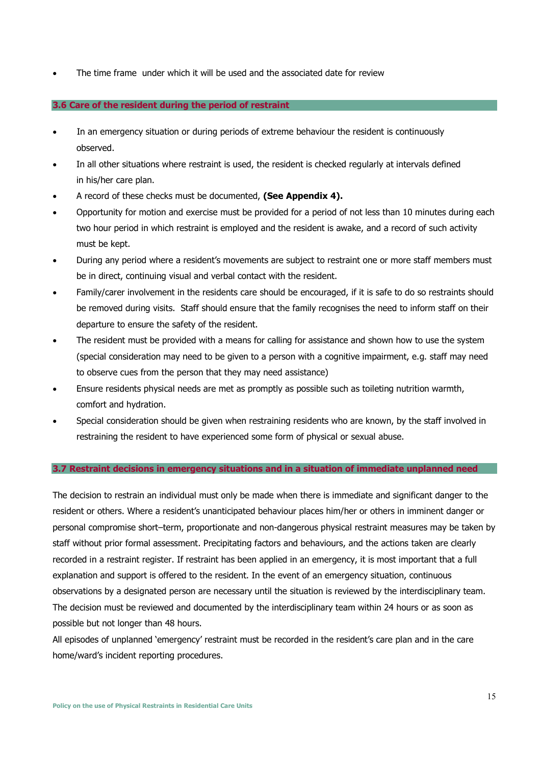- The time frame under which it will be used and the associated date for review

### 3.6 Care of the resident during the period of restraint

- In an emergency situation or during periods of extreme behaviour the resident is continuously observed.
- In all other situations where restraint is used, the resident is checked regularly at intervals defined in his/her care plan.
- A record of these checks must be documented, **(See Appendix 4).**
- Opportunity for motion and exercise must be provided for a period of not less than 10 minutes during each two hour period in which restraint is employed and the resident is awake, and a record of such activity must be kept.
- During any period where a resident's movements are subject to restraint one or more staff members must be in direct, continuing visual and verbal contact with the resident.
- Family/carer involvement in the residents care should be encouraged, if it is safe to do so restraints should be removed during visits. Staff should ensure that the family recognises the need to inform staff on their departure to ensure the safety of the resident.
- The resident must be provided with a means for calling for assistance and shown how to use the system (special consideration may need to be given to a person with a cognitive impairment, e.g. staff may need to observe cues from the person that they may need assistance)
- Ensure residents physical needs are met as promptly as possible such as toileting nutrition warmth, comfort and hydration.
- Special consideration should be given when restraining residents who are known, by the staff involved in restraining the resident to have experienced some form of physical or sexual abuse.

### 3.7 Restraint decisions in emergency situations and in a situation of immediate unplanned need

The decision to restrain an individual must only be made when there is immediate and significant danger to the resident or others. Where a resident's unanticipated behaviour places him/her or others in imminent danger or personal compromise short–term, proportionate and non-dangerous physical restraint measures may be taken by staff without prior formal assessment. Precipitating factors and behaviours, and the actions taken are clearly recorded in a restraint register. If restraint has been applied in an emergency, it is most important that a full explanation and support is offered to the resident. In the event of an emergency situation, continuous observations by a designated person are necessary until the situation is reviewed by the interdisciplinary team. The decision must be reviewed and documented by the interdisciplinary team within 24 hours or as soon as possible but not longer than 48 hours.

All episodes of unplanned 'emergency' restraint must be recorded in the resident's care plan and in the care home/ward's incident reporting procedures.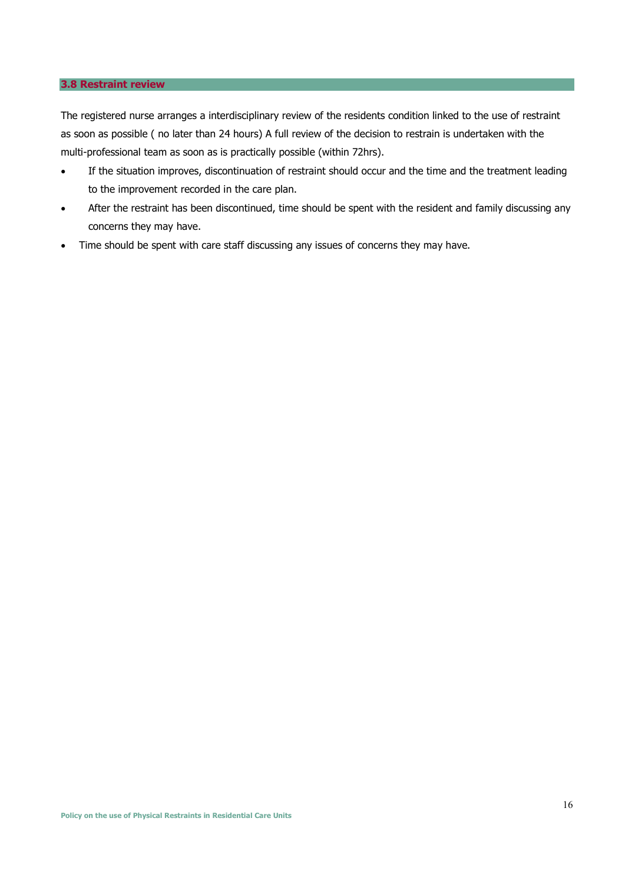### 3.8 Restraint review

The registered nurse arranges a interdisciplinary review of the residents condition linked to the use of restraint as soon as possible ( no later than 24 hours) A full review of the decision to restrain is undertaken with the multi-professional team as soon as is practically possible (within 72hrs).

- If the situation improves, discontinuation of restraint should occur and the time and the treatment leading to the improvement recorded in the care plan.
- After the restraint has been discontinued, time should be spent with the resident and family discussing any concerns they may have.
- Time should be spent with care staff discussing any issues of concerns they may have.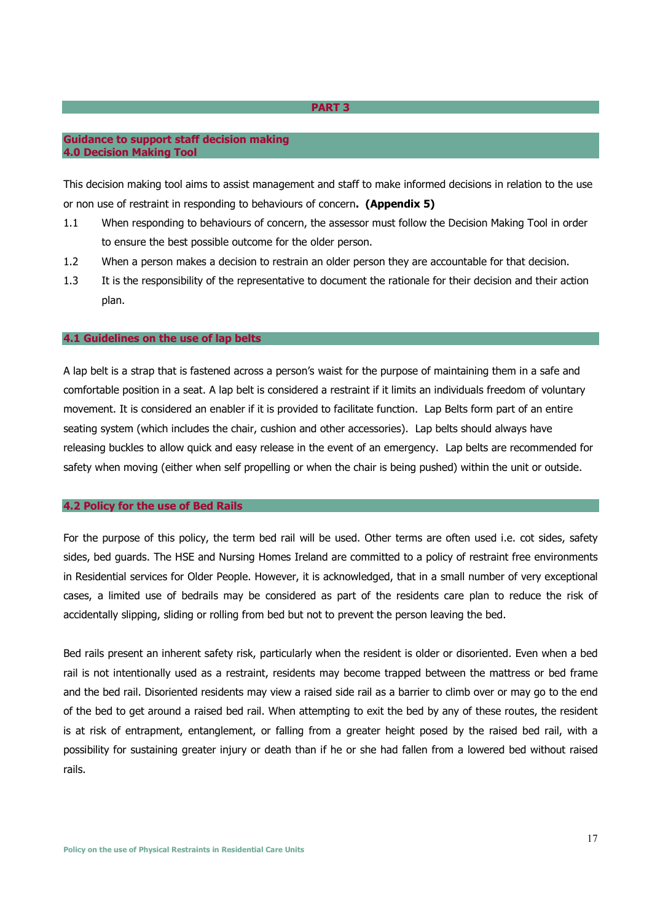# PART 3

## Guidance to support staff decision making
## 4.0 Decision Making Tool

This decision making tool aims to assist management and staff to make informed decisions in relation to the use or non use of restraint in responding to behaviours of concern**. (Appendix 5)**

1.1 When responding to behaviours of concern, the assessor must follow the Decision Making Tool in order to ensure the best possible outcome for the older person.

1.2 When a person makes a decision to restrain an older person they are accountable for that decision.

1.3 It is the responsibility of the representative to document the rationale for their decision and their action plan.

## 4.1 Guidelines on the use of lap belts

A lap belt is a strap that is fastened across a person's waist for the purpose of maintaining them in a safe and comfortable position in a seat. A lap belt is considered a restraint if it limits an individuals freedom of voluntary movement. It is considered an enabler if it is provided to facilitate function. Lap Belts form part of an entire seating system (which includes the chair, cushion and other accessories). Lap belts should always have releasing buckles to allow quick and easy release in the event of an emergency. Lap belts are recommended for safety when moving (either when self propelling or when the chair is being pushed) within the unit or outside.

## 4.2 Policy for the use of Bed Rails

For the purpose of this policy, the term bed rail will be used. Other terms are often used i.e. cot sides, safety sides, bed guards. The HSE and Nursing Homes Ireland are committed to a policy of restraint free environments in Residential services for Older People. However, it is acknowledged, that in a small number of very exceptional cases, a limited use of bedrails may be considered as part of the residents care plan to reduce the risk of accidentally slipping, sliding or rolling from bed but not to prevent the person leaving the bed.

Bed rails present an inherent safety risk, particularly when the resident is older or disoriented. Even when a bed rail is not intentionally used as a restraint, residents may become trapped between the mattress or bed frame and the bed rail. Disoriented residents may view a raised side rail as a barrier to climb over or may go to the end of the bed to get around a raised bed rail. When attempting to exit the bed by any of these routes, the resident is at risk of entrapment, entanglement, or falling from a greater height posed by the raised bed rail, with a possibility for sustaining greater injury or death than if he or she had fallen from a lowered bed without raised rails.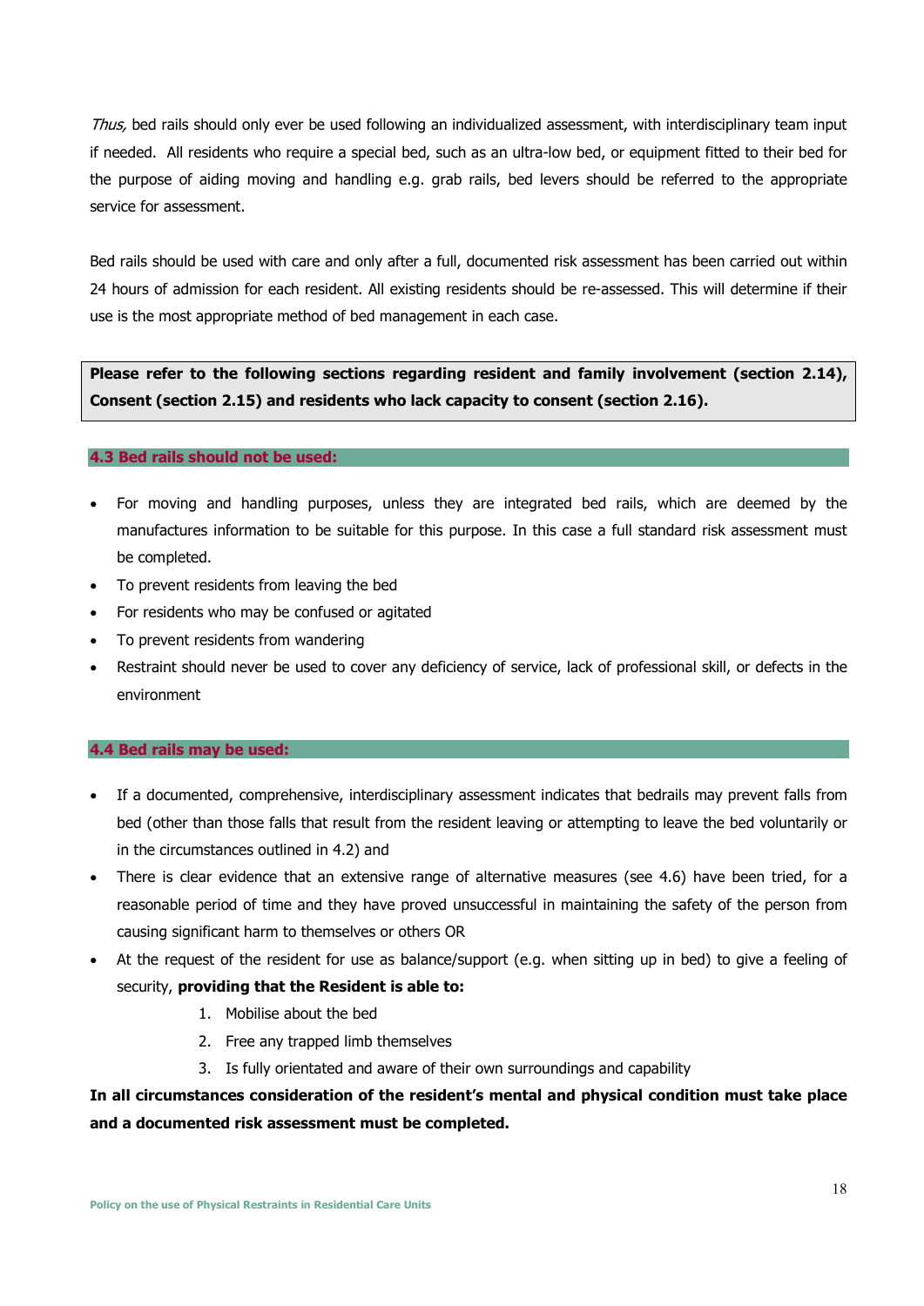*Thus,* bed rails should only ever be used following an individualized assessment, with interdisciplinary team input if needed. All residents who require a special bed, such as an ultra-low bed, or equipment fitted to their bed for the purpose of aiding moving and handling e.g. grab rails, bed levers should be referred to the appropriate service for assessment.

Bed rails should be used with care and only after a full, documented risk assessment has been carried out within 24 hours of admission for each resident. All existing residents should be re-assessed. This will determine if their use is the most appropriate method of bed management in each case.

**Please refer to the following sections regarding resident and family involvement (section 2.14), Consent (section 2.15) and residents who lack capacity to consent (section 2.16).**

### 4.3 Bed rails should not be used:

- For moving and handling purposes, unless they are integrated bed rails, which are deemed by the manufactures information to be suitable for this purpose. In this case a full standard risk assessment must be completed.
- To prevent residents from leaving the bed
- For residents who may be confused or agitated
- To prevent residents from wandering
- Restraint should never be used to cover any deficiency of service, lack of professional skill, or defects in the environment

### 4.4 Bed rails may be used:

- If a documented, comprehensive, interdisciplinary assessment indicates that bedrails may prevent falls from bed (other than those falls that result from the resident leaving or attempting to leave the bed voluntarily or in the circumstances outlined in 4.2) and
- There is clear evidence that an extensive range of alternative measures (see 4.6) have been tried, for a reasonable period of time and they have proved unsuccessful in maintaining the safety of the person from causing significant harm to themselves or others OR
- At the request of the resident for use as balance/support (e.g. when sitting up in bed) to give a feeling of security, **providing that the Resident is able to:**
    1. Mobilise about the bed
    2. Free any trapped limb themselves
    3. Is fully orientated and aware of their own surroundings and capability

**In all circumstances consideration of the resident's mental and physical condition must take place and a documented risk assessment must be completed.**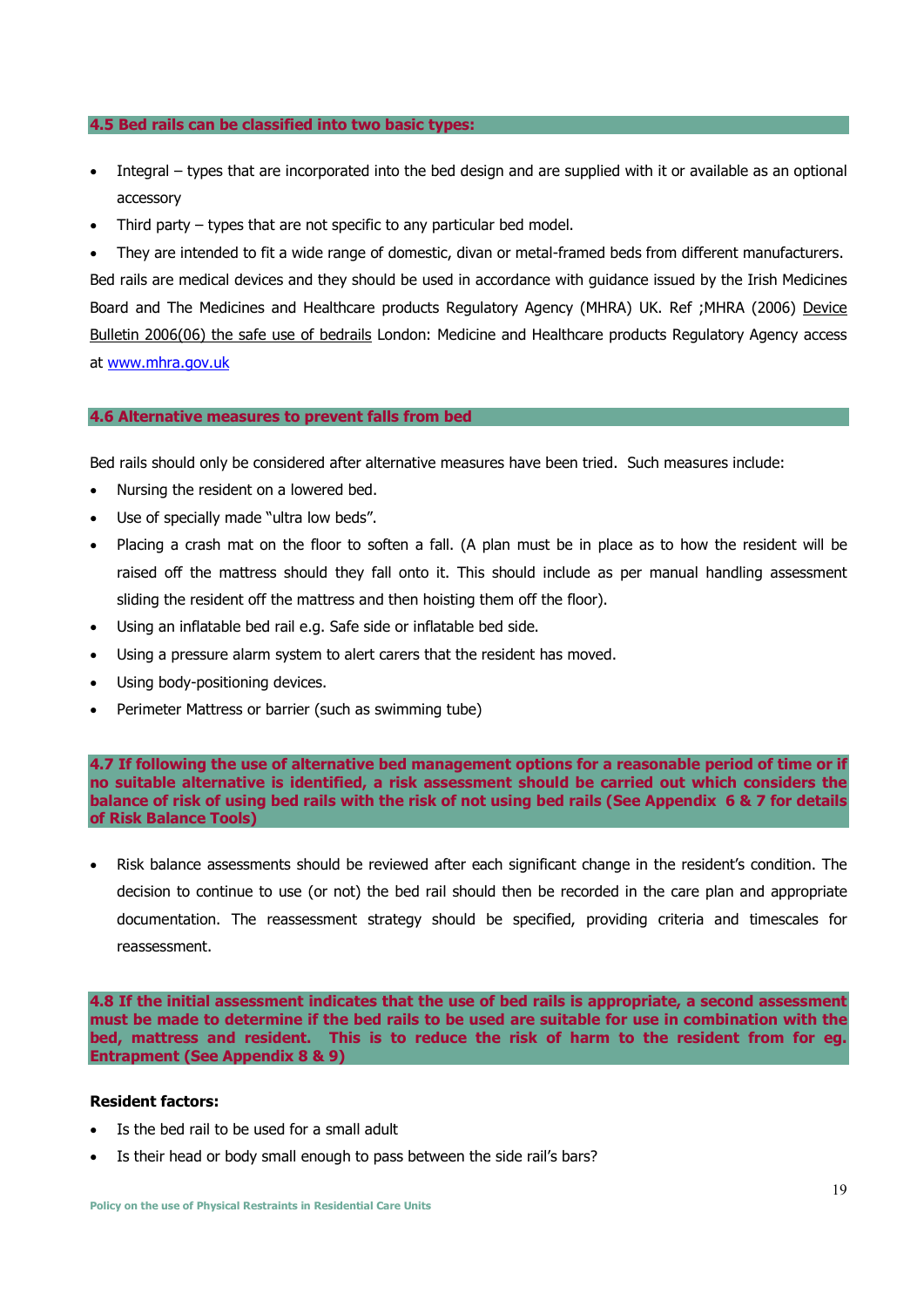### 4.5 Bed rails can be classified into two basic types:

- Integral – types that are incorporated into the bed design and are supplied with it or available as an optional accessory
- Third party – types that are not specific to any particular bed model.
- They are intended to fit a wide range of domestic, divan or metal-framed beds from different manufacturers.

Bed rails are medical devices and they should be used in accordance with guidance issued by the Irish Medicines Board and The Medicines and Healthcare products Regulatory Agency (MHRA) UK. Ref ;MHRA (2006) Device Bulletin 2006(06) the safe use of bedrails London: Medicine and Healthcare products Regulatory Agency access at www.mhra.gov.uk

### 4.6 Alternative measures to prevent falls from bed

Bed rails should only be considered after alternative measures have been tried. Such measures include:

- Nursing the resident on a lowered bed.
- Use of specially made "ultra low beds".
- Placing a crash mat on the floor to soften a fall. (A plan must be in place as to how the resident will be raised off the mattress should they fall onto it. This should include as per manual handling assessment sliding the resident off the mattress and then hoisting them off the floor).
- Using an inflatable bed rail e.g. Safe side or inflatable bed side.
- Using a pressure alarm system to alert carers that the resident has moved.
- Using body-positioning devices.
- Perimeter Mattress or barrier (such as swimming tube)

### 4.7 If following the use of alternative bed management options for a reasonable period of time or if no suitable alternative is identified, a risk assessment should be carried out which considers the balance of risk of using bed rails with the risk of not using bed rails (See Appendix 6 & 7 for details of Risk Balance Tools)

- Risk balance assessments should be reviewed after each significant change in the resident's condition. The decision to continue to use (or not) the bed rail should then be recorded in the care plan and appropriate documentation. The reassessment strategy should be specified, providing criteria and timescales for reassessment.

### 4.8 If the initial assessment indicates that the use of bed rails is appropriate, a second assessment must be made to determine if the bed rails to be used are suitable for use in combination with the bed, mattress and resident. This is to reduce the risk of harm to the resident from for eg. Entrapment (See Appendix 8 & 9)

**Resident factors:**

- Is the bed rail to be used for a small adult
- Is their head or body small enough to pass between the side rail's bars?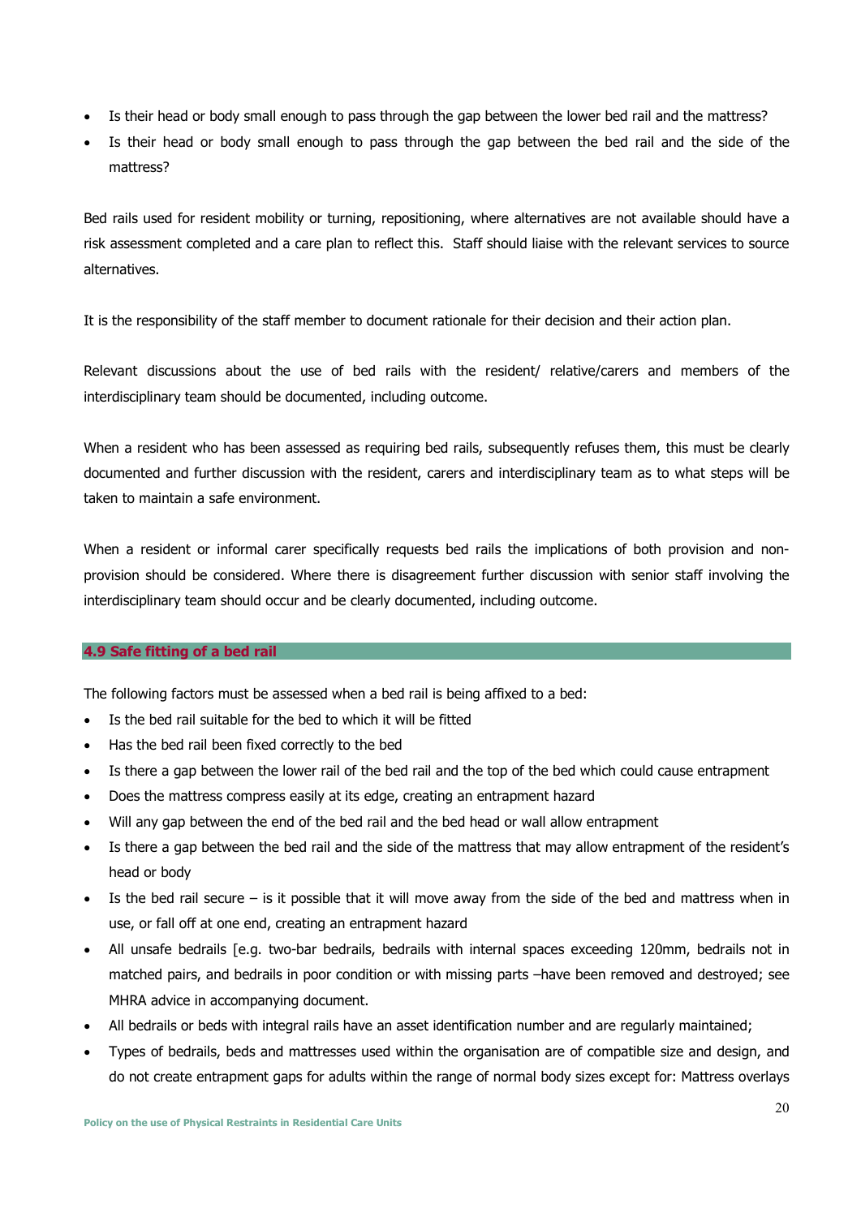- Is their head or body small enough to pass through the gap between the lower bed rail and the mattress?
- Is their head or body small enough to pass through the gap between the bed rail and the side of the mattress?

Bed rails used for resident mobility or turning, repositioning, where alternatives are not available should have a risk assessment completed and a care plan to reflect this. Staff should liaise with the relevant services to source alternatives.

It is the responsibility of the staff member to document rationale for their decision and their action plan.

Relevant discussions about the use of bed rails with the resident/ relative/carers and members of the interdisciplinary team should be documented, including outcome.

When a resident who has been assessed as requiring bed rails, subsequently refuses them, this must be clearly documented and further discussion with the resident, carers and interdisciplinary team as to what steps will be taken to maintain a safe environment.

When a resident or informal carer specifically requests bed rails the implications of both provision and non-provision should be considered. Where there is disagreement further discussion with senior staff involving the interdisciplinary team should occur and be clearly documented, including outcome.

### 4.9 Safe fitting of a bed rail

The following factors must be assessed when a bed rail is being affixed to a bed:

- Is the bed rail suitable for the bed to which it will be fitted
- Has the bed rail been fixed correctly to the bed
- Is there a gap between the lower rail of the bed rail and the top of the bed which could cause entrapment
- Does the mattress compress easily at its edge, creating an entrapment hazard
- Will any gap between the end of the bed rail and the bed head or wall allow entrapment
- Is there a gap between the bed rail and the side of the mattress that may allow entrapment of the resident's head or body
- Is the bed rail secure – is it possible that it will move away from the side of the bed and mattress when in use, or fall off at one end, creating an entrapment hazard
- All unsafe bedrails [e.g. two-bar bedrails, bedrails with internal spaces exceeding 120mm, bedrails not in matched pairs, and bedrails in poor condition or with missing parts –have been removed and destroyed; see MHRA advice in accompanying document.
- All bedrails or beds with integral rails have an asset identification number and are regularly maintained;
- Types of bedrails, beds and mattresses used within the organisation are of compatible size and design, and do not create entrapment gaps for adults within the range of normal body sizes except for: Mattress overlays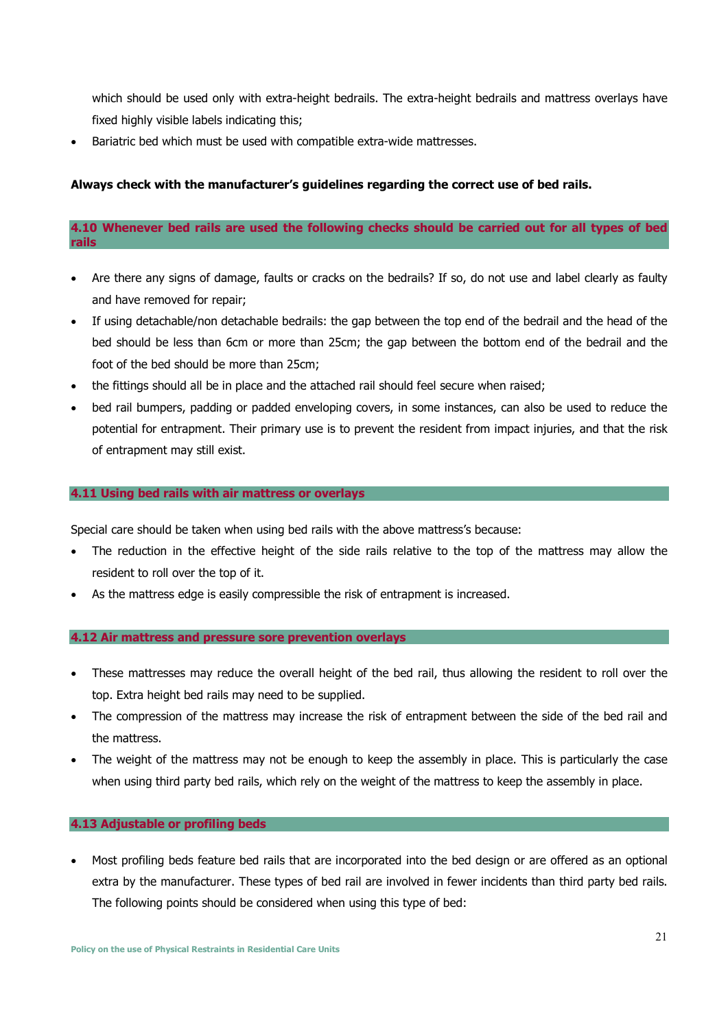which should be used only with extra-height bedrails. The extra-height bedrails and mattress overlays have fixed highly visible labels indicating this;

- Bariatric bed which must be used with compatible extra-wide mattresses.

**Always check with the manufacturer's guidelines regarding the correct use of bed rails.**

### 4.10 Whenever bed rails are used the following checks should be carried out for all types of bed rails

- Are there any signs of damage, faults or cracks on the bedrails? If so, do not use and label clearly as faulty and have removed for repair;
- If using detachable/non detachable bedrails: the gap between the top end of the bedrail and the head of the bed should be less than 6cm or more than 25cm; the gap between the bottom end of the bedrail and the foot of the bed should be more than 25cm;
- the fittings should all be in place and the attached rail should feel secure when raised;
- bed rail bumpers, padding or padded enveloping covers, in some instances, can also be used to reduce the potential for entrapment. Their primary use is to prevent the resident from impact injuries, and that the risk of entrapment may still exist.

### 4.11 Using bed rails with air mattress or overlays

Special care should be taken when using bed rails with the above mattress's because:

- The reduction in the effective height of the side rails relative to the top of the mattress may allow the resident to roll over the top of it.
- As the mattress edge is easily compressible the risk of entrapment is increased.

### 4.12 Air mattress and pressure sore prevention overlays

- These mattresses may reduce the overall height of the bed rail, thus allowing the resident to roll over the top. Extra height bed rails may need to be supplied.
- The compression of the mattress may increase the risk of entrapment between the side of the bed rail and the mattress.
- The weight of the mattress may not be enough to keep the assembly in place. This is particularly the case when using third party bed rails, which rely on the weight of the mattress to keep the assembly in place.

### 4.13 Adjustable or profiling beds

- Most profiling beds feature bed rails that are incorporated into the bed design or are offered as an optional extra by the manufacturer. These types of bed rail are involved in fewer incidents than third party bed rails. The following points should be considered when using this type of bed: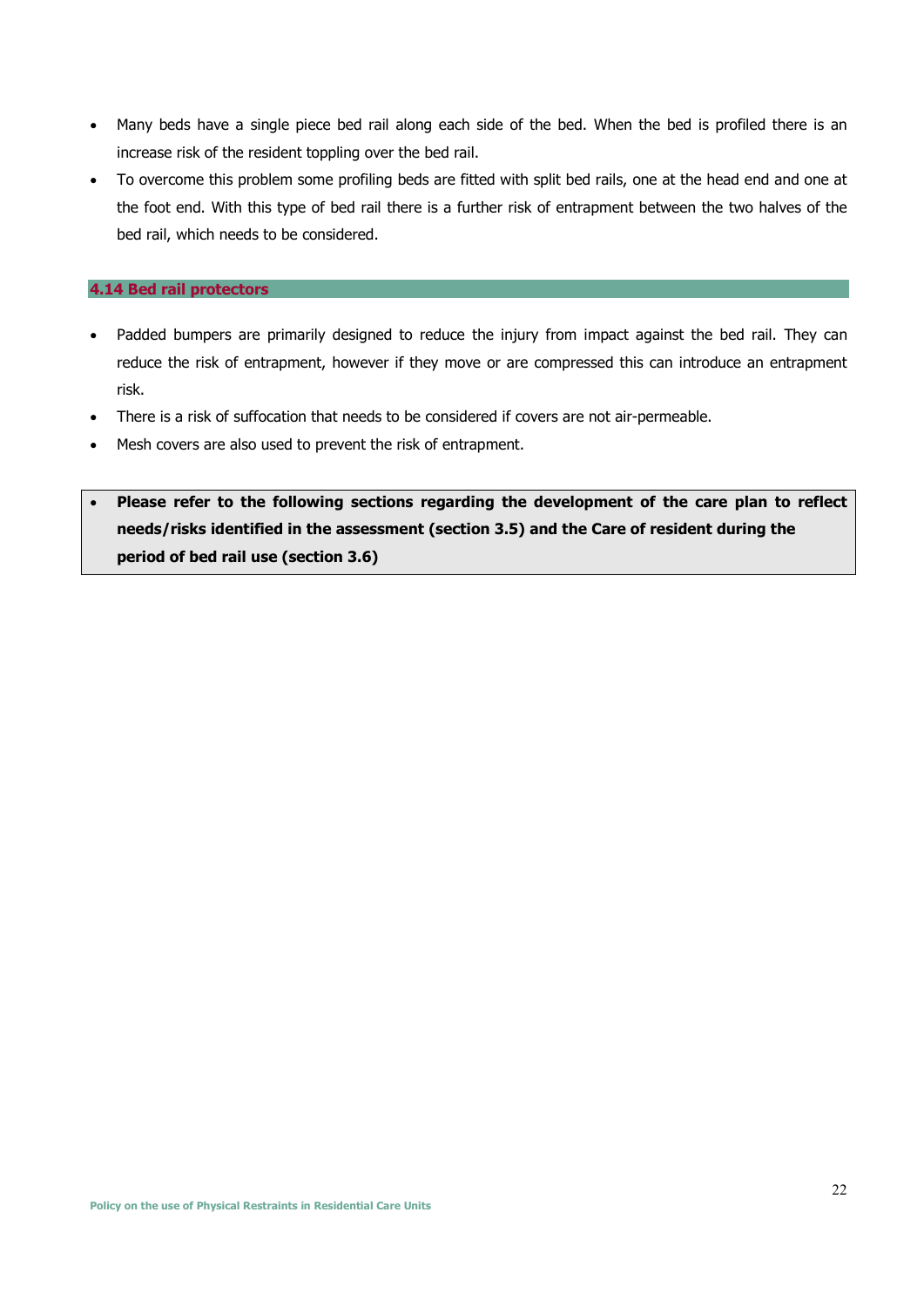- Many beds have a single piece bed rail along each side of the bed. When the bed is profiled there is an increase risk of the resident toppling over the bed rail.
- To overcome this problem some profiling beds are fitted with split bed rails, one at the head end and one at the foot end. With this type of bed rail there is a further risk of entrapment between the two halves of the bed rail, which needs to be considered.

### 4.14 Bed rail protectors

- Padded bumpers are primarily designed to reduce the injury from impact against the bed rail. They can reduce the risk of entrapment, however if they move or are compressed this can introduce an entrapment risk.
- There is a risk of suffocation that needs to be considered if covers are not air-permeable.
- Mesh covers are also used to prevent the risk of entrapment.

- **Please refer to the following sections regarding the development of the care plan to reflect needs/risks identified in the assessment (section 3.5) and the Care of resident during the period of bed rail use (section 3.6)**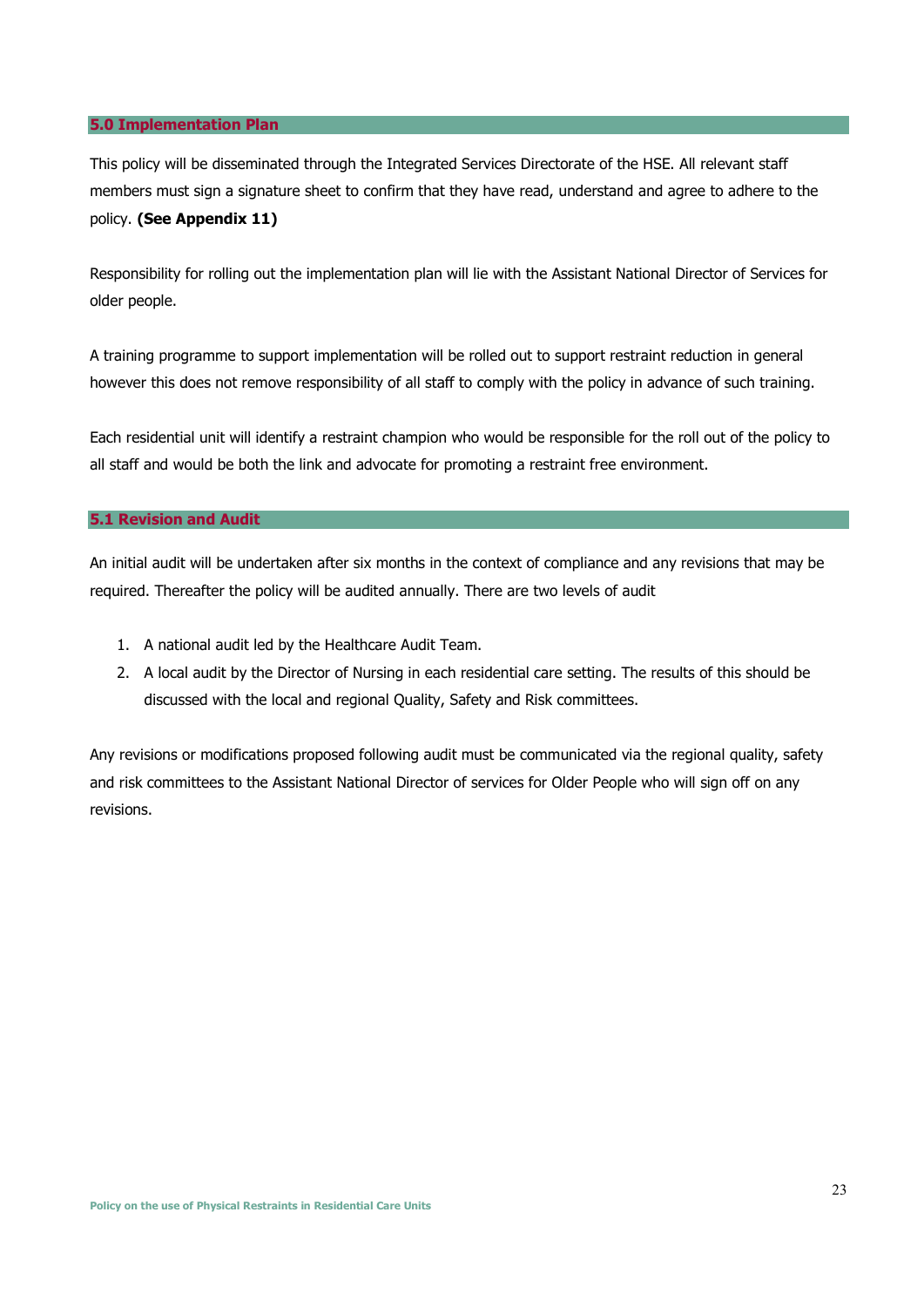## 5.0 Implementation Plan

This policy will be disseminated through the Integrated Services Directorate of the HSE. All relevant staff members must sign a signature sheet to confirm that they have read, understand and agree to adhere to the policy. **(See Appendix 11)**

Responsibility for rolling out the implementation plan will lie with the Assistant National Director of Services for older people.

A training programme to support implementation will be rolled out to support restraint reduction in general however this does not remove responsibility of all staff to comply with the policy in advance of such training.

Each residential unit will identify a restraint champion who would be responsible for the roll out of the policy to all staff and would be both the link and advocate for promoting a restraint free environment.

## 5.1 Revision and Audit

An initial audit will be undertaken after six months in the context of compliance and any revisions that may be required. Thereafter the policy will be audited annually. There are two levels of audit

1. A national audit led by the Healthcare Audit Team.
2. A local audit by the Director of Nursing in each residential care setting. The results of this should be discussed with the local and regional Quality, Safety and Risk committees.

Any revisions or modifications proposed following audit must be communicated via the regional quality, safety and risk committees to the Assistant National Director of services for Older People who will sign off on any revisions.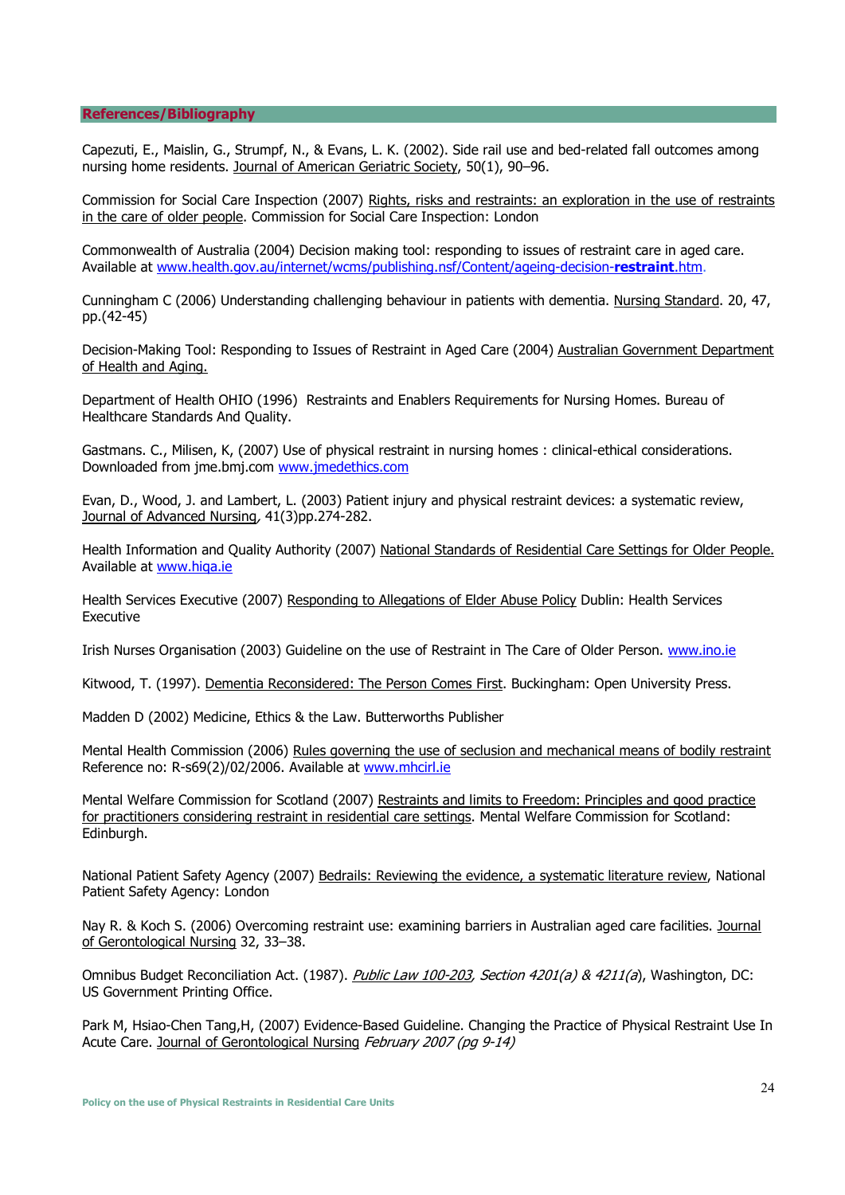## References/Bibliography

Capezuti, E., Maislin, G., Strumpf, N., & Evans, L. K. (2002). Side rail use and bed-related fall outcomes among nursing home residents. Journal of American Geriatric Society, 50(1), 90–96.

Commission for Social Care Inspection (2007) Rights, risks and restraints: an exploration in the use of restraints in the care of older people. Commission for Social Care Inspection: London

Commonwealth of Australia (2004) Decision making tool: responding to issues of restraint care in aged care. Available at www.health.gov.au/internet/wcms/publishing.nsf/Content/ageing-decision-**restraint**.htm.

Cunningham C (2006) Understanding challenging behaviour in patients with dementia. Nursing Standard. 20, 47, pp.(42-45)

Decision-Making Tool: Responding to Issues of Restraint in Aged Care (2004) Australian Government Department of Health and Aging.

Department of Health OHIO (1996) Restraints and Enablers Requirements for Nursing Homes. Bureau of Healthcare Standards And Quality.

Gastmans. C., Milisen, K, (2007) Use of physical restraint in nursing homes : clinical-ethical considerations. Downloaded from jme.bmj.com www.jmedethics.com

Evan, D., Wood, J. and Lambert, L. (2003) Patient injury and physical restraint devices: a systematic review, Journal of Advanced Nursing, 41(3)pp.274-282.

Health Information and Quality Authority (2007) National Standards of Residential Care Settings for Older People. Available at www.hiqa.ie

Health Services Executive (2007) Responding to Allegations of Elder Abuse Policy Dublin: Health Services Executive

Irish Nurses Organisation (2003) Guideline on the use of Restraint in The Care of Older Person. www.ino.ie

Kitwood, T. (1997). Dementia Reconsidered: The Person Comes First. Buckingham: Open University Press.

Madden D (2002) Medicine, Ethics & the Law. Butterworths Publisher

Mental Health Commission (2006) Rules governing the use of seclusion and mechanical means of bodily restraint Reference no: R-s69(2)/02/2006. Available at www.mhcirl.ie

Mental Welfare Commission for Scotland (2007) Restraints and limits to Freedom: Principles and good practice for practitioners considering restraint in residential care settings. Mental Welfare Commission for Scotland: Edinburgh.

National Patient Safety Agency (2007) Bedrails: Reviewing the evidence, a systematic literature review, National Patient Safety Agency: London

Nay R. & Koch S. (2006) Overcoming restraint use: examining barriers in Australian aged care facilities. Journal of Gerontological Nursing 32, 33–38.

Omnibus Budget Reconciliation Act. (1987). *Public Law 100-203, Section 4201(a) & 4211(a*), Washington, DC: US Government Printing Office.

Park M, Hsiao-Chen Tang,H, (2007) Evidence-Based Guideline. Changing the Practice of Physical Restraint Use In Acute Care. Journal of Gerontological Nursing *February 2007 (pg 9-14)*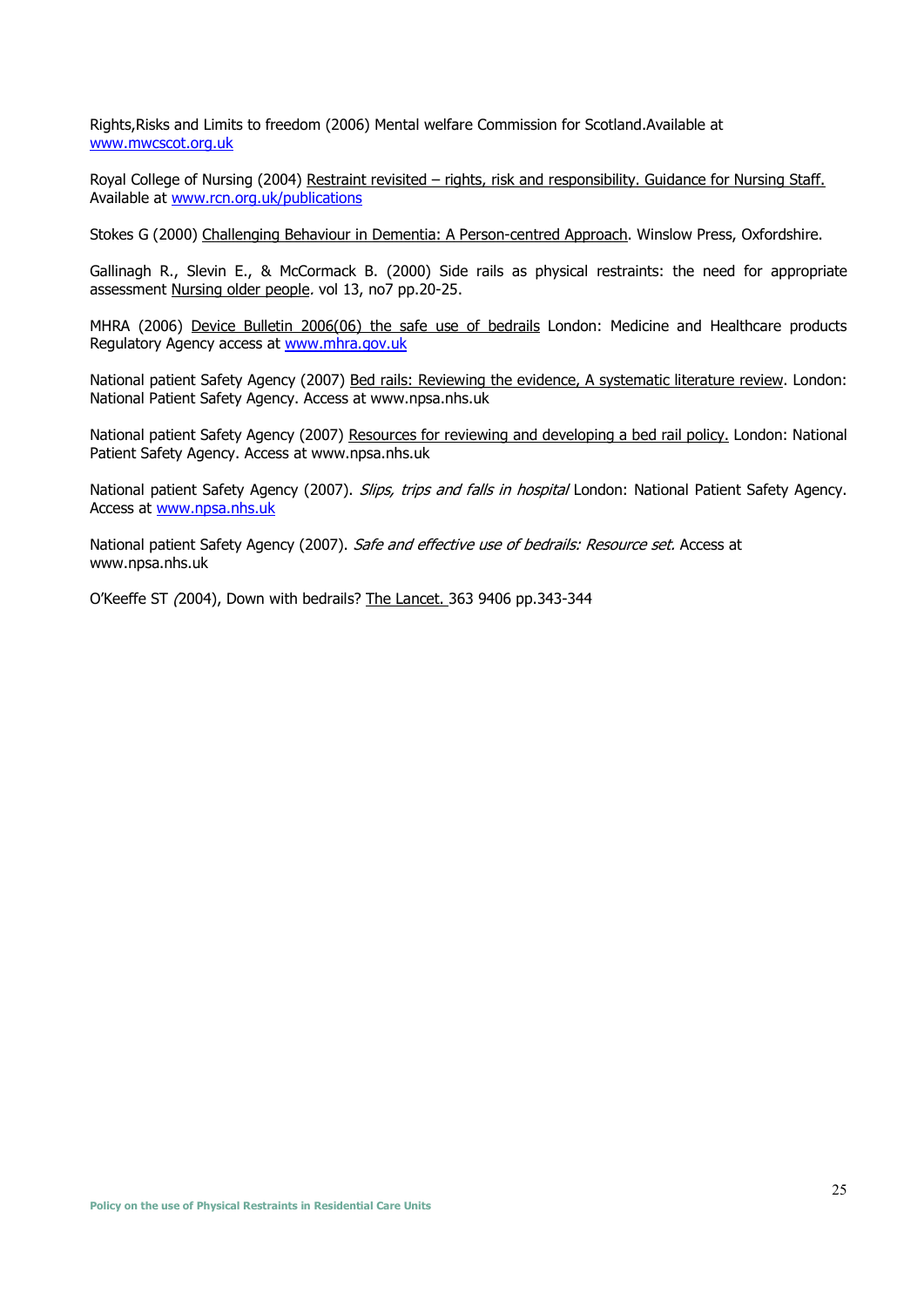Rights,Risks and Limits to freedom (2006) Mental welfare Commission for Scotland.Available at www.mwcscot.org.uk

Royal College of Nursing (2004) Restraint revisited – rights, risk and responsibility. Guidance for Nursing Staff. Available at www.rcn.org.uk/publications

Stokes G (2000) Challenging Behaviour in Dementia: A Person-centred Approach. Winslow Press, Oxfordshire.

Gallinagh R., Slevin E., & McCormack B. (2000) Side rails as physical restraints: the need for appropriate assessment Nursing older people. vol 13, no7 pp.20-25.

MHRA (2006) Device Bulletin 2006(06) the safe use of bedrails London: Medicine and Healthcare products Regulatory Agency access at www.mhra.gov.uk

National patient Safety Agency (2007) Bed rails: Reviewing the evidence, A systematic literature review. London: National Patient Safety Agency. Access at www.npsa.nhs.uk

National patient Safety Agency (2007) Resources for reviewing and developing a bed rail policy. London: National Patient Safety Agency. Access at www.npsa.nhs.uk

National patient Safety Agency (2007). *Slips, trips and falls in hospital* London: National Patient Safety Agency. Access at www.npsa.nhs.uk

National patient Safety Agency (2007). *Safe and effective use of bedrails: Resource set.* Access at www.npsa.nhs.uk

O'Keeffe ST (2004), Down with bedrails? The Lancet. 363 9406 pp.343-344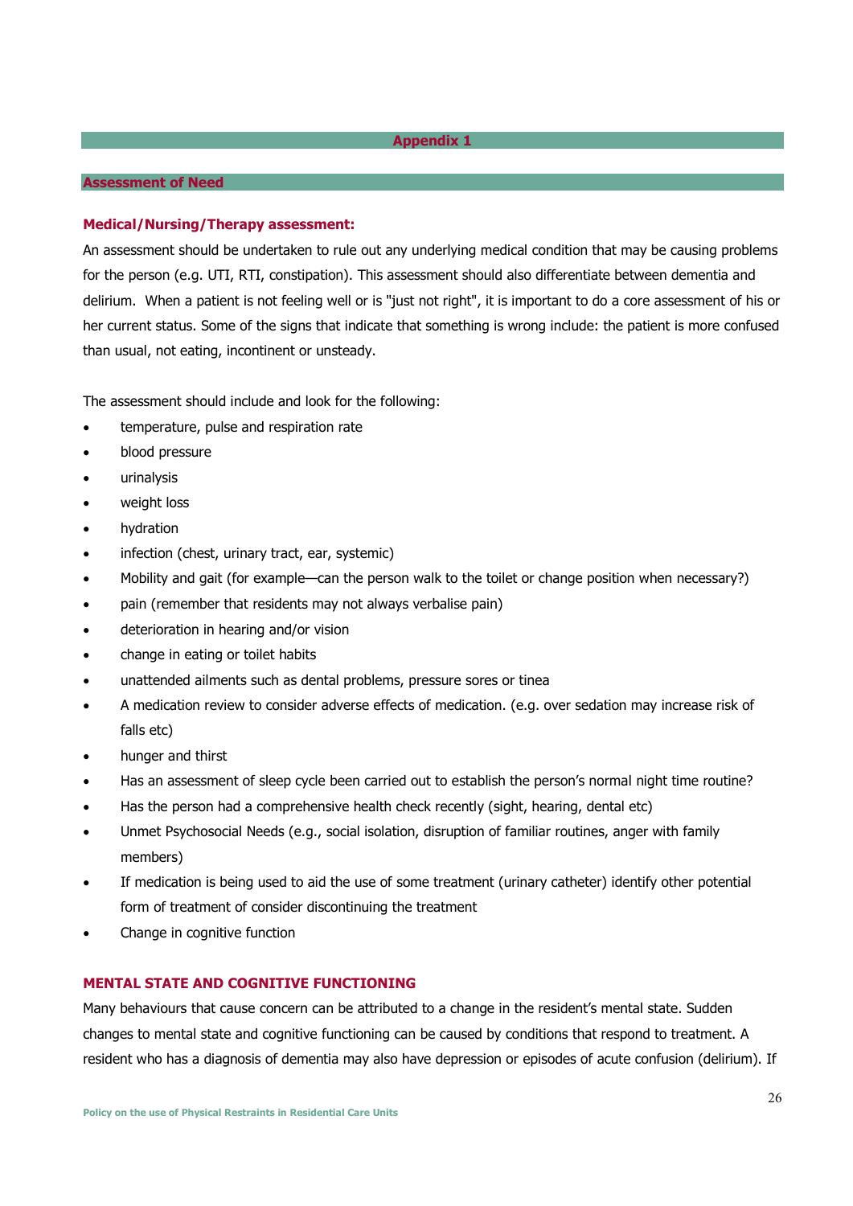## Appendix 1

## Assessment of Need

### Medical/Nursing/Therapy assessment:

An assessment should be undertaken to rule out any underlying medical condition that may be causing problems for the person (e.g. UTI, RTI, constipation). This assessment should also differentiate between dementia and delirium. When a patient is not feeling well or is "just not right", it is important to do a core assessment of his or her current status. Some of the signs that indicate that something is wrong include: the patient is more confused than usual, not eating, incontinent or unsteady.

The assessment should include and look for the following:

- temperature, pulse and respiration rate
- blood pressure
- urinalysis
- weight loss
- hydration
- infection (chest, urinary tract, ear, systemic)
- Mobility and gait (for example—can the person walk to the toilet or change position when necessary?)
- pain (remember that residents may not always verbalise pain)
- deterioration in hearing and/or vision
- change in eating or toilet habits
- unattended ailments such as dental problems, pressure sores or tinea
- A medication review to consider adverse effects of medication. (e.g. over sedation may increase risk of falls etc)
- hunger and thirst
- Has an assessment of sleep cycle been carried out to establish the person's normal night time routine?
- Has the person had a comprehensive health check recently (sight, hearing, dental etc)
- Unmet Psychosocial Needs (e.g., social isolation, disruption of familiar routines, anger with family members)
- If medication is being used to aid the use of some treatment (urinary catheter) identify other potential form of treatment of consider discontinuing the treatment
- Change in cognitive function

### MENTAL STATE AND COGNITIVE FUNCTIONING

Many behaviours that cause concern can be attributed to a change in the resident's mental state. Sudden changes to mental state and cognitive functioning can be caused by conditions that respond to treatment. A resident who has a diagnosis of dementia may also have depression or episodes of acute confusion (delirium). If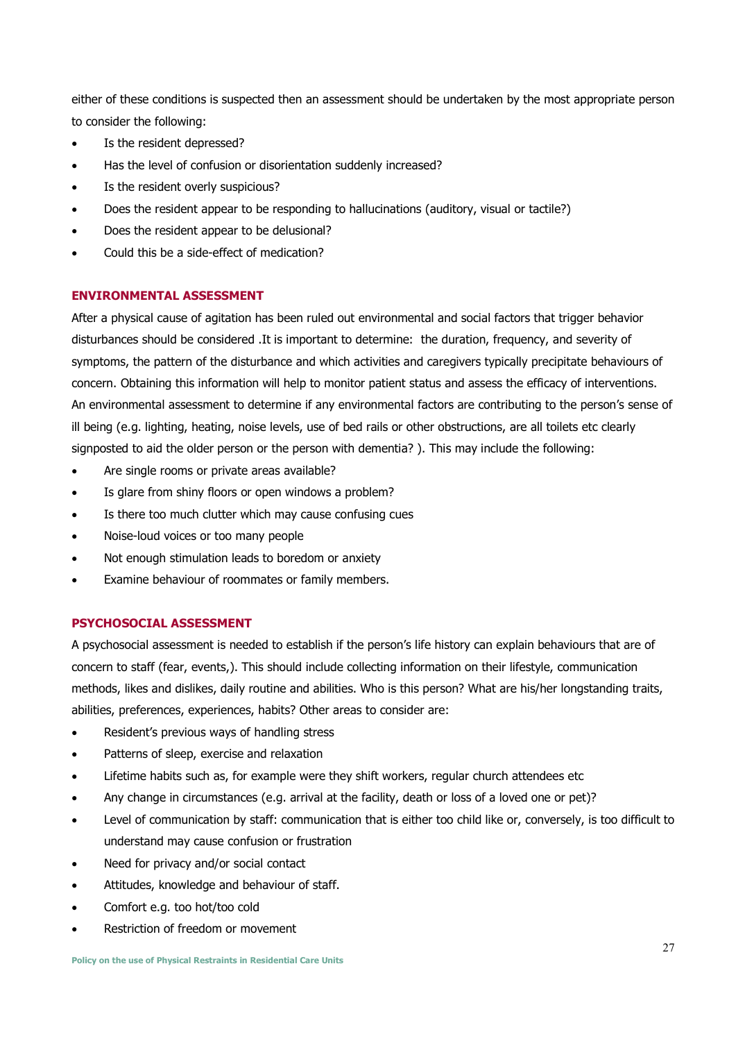either of these conditions is suspected then an assessment should be undertaken by the most appropriate person to consider the following:

- Is the resident depressed?
- Has the level of confusion or disorientation suddenly increased?
- Is the resident overly suspicious?
- Does the resident appear to be responding to hallucinations (auditory, visual or tactile?)
- Does the resident appear to be delusional?
- Could this be a side-effect of medication?

## ENVIRONMENTAL ASSESSMENT

After a physical cause of agitation has been ruled out environmental and social factors that trigger behavior disturbances should be considered .It is important to determine: the duration, frequency, and severity of symptoms, the pattern of the disturbance and which activities and caregivers typically precipitate behaviours of concern. Obtaining this information will help to monitor patient status and assess the efficacy of interventions. An environmental assessment to determine if any environmental factors are contributing to the person's sense of ill being (e.g. lighting, heating, noise levels, use of bed rails or other obstructions, are all toilets etc clearly signposted to aid the older person or the person with dementia? ). This may include the following:

- Are single rooms or private areas available?
- Is glare from shiny floors or open windows a problem?
- Is there too much clutter which may cause confusing cues
- Noise-loud voices or too many people
- Not enough stimulation leads to boredom or anxiety
- Examine behaviour of roommates or family members.

## PSYCHOSOCIAL ASSESSMENT

A psychosocial assessment is needed to establish if the person's life history can explain behaviours that are of concern to staff (fear, events,). This should include collecting information on their lifestyle, communication methods, likes and dislikes, daily routine and abilities. Who is this person? What are his/her longstanding traits, abilities, preferences, experiences, habits? Other areas to consider are:

- Resident's previous ways of handling stress
- Patterns of sleep, exercise and relaxation
- Lifetime habits such as, for example were they shift workers, regular church attendees etc
- Any change in circumstances (e.g. arrival at the facility, death or loss of a loved one or pet)?
- Level of communication by staff: communication that is either too child like or, conversely, is too difficult to understand may cause confusion or frustration
- Need for privacy and/or social contact
- Attitudes, knowledge and behaviour of staff.
- Comfort e.g. too hot/too cold
- Restriction of freedom or movement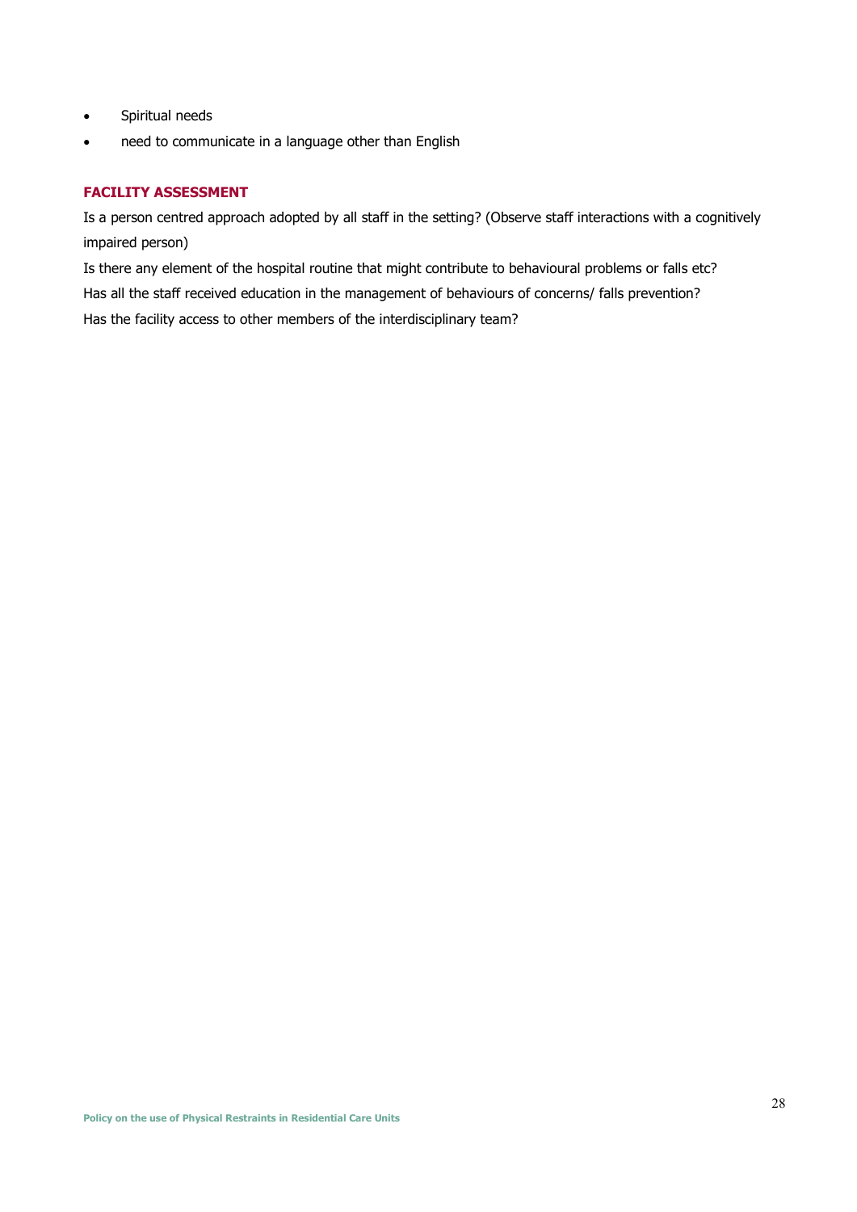- Spiritual needs
- need to communicate in a language other than English

### FACILITY ASSESSMENT

Is a person centred approach adopted by all staff in the setting? (Observe staff interactions with a cognitively impaired person)

Is there any element of the hospital routine that might contribute to behavioural problems or falls etc?

Has all the staff received education in the management of behaviours of concerns/ falls prevention?

Has the facility access to other members of the interdisciplinary team?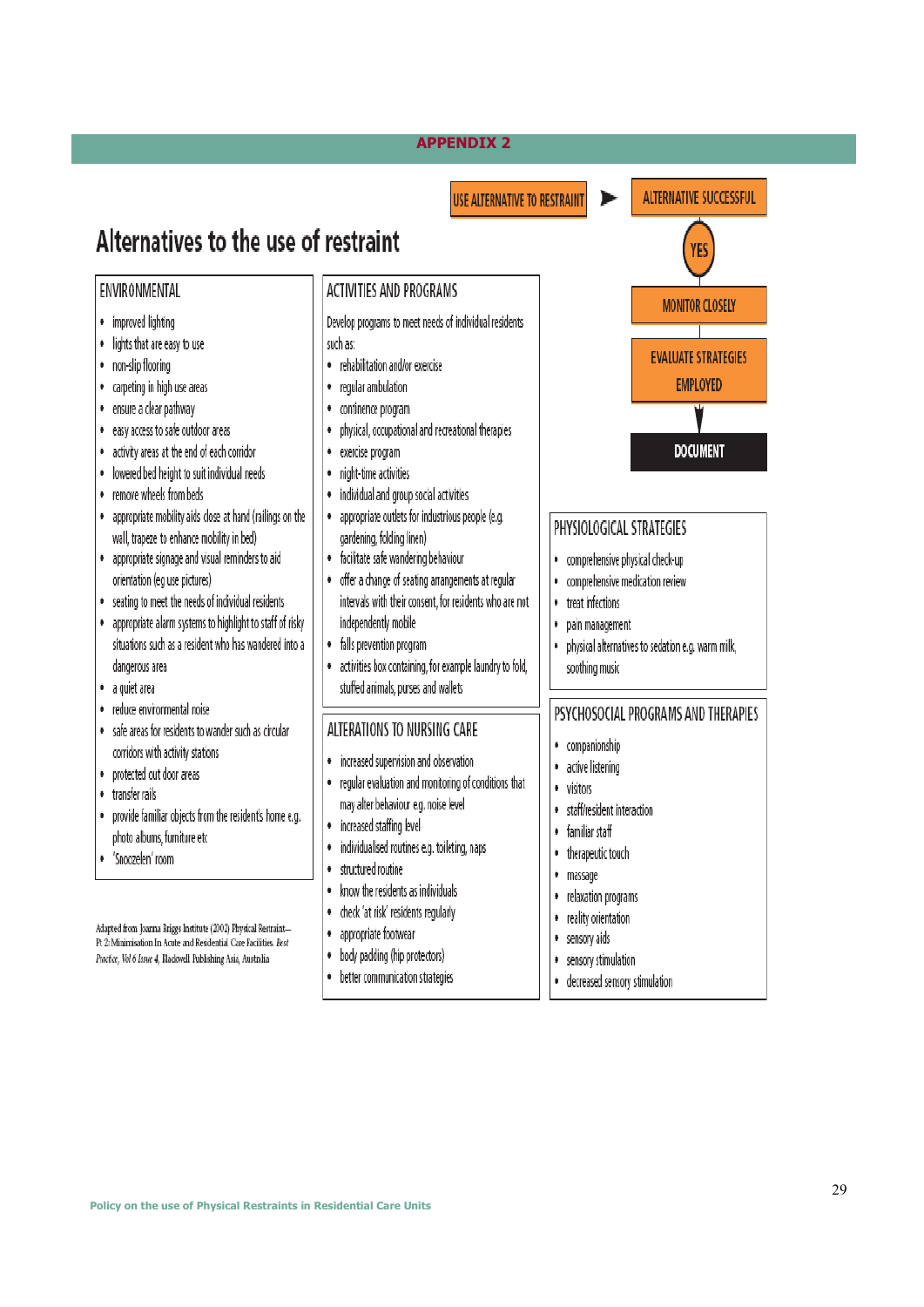## APPENDIX 2

# Alternatives to the use of restraint

USE ALTERNATIVE TO RESTRAINT → ALTERNATIVE SUCCESSFUL

YES

MONITOR CLOSELY

EVALUATE STRATEGIES EMPLOYED

DOCUMENT

### ENVIRONMENTAL

- improved lighting
- lights that are easy to use
- non-slip flooring
- carpeting in high use areas
- ensure a clear pathway
- easy access to safe outdoor areas
- activity areas at the end of each corridor
- lowered bed height to suit individual needs
- remove wheels from beds
- appropriate mobility aids close at hand (railings on the wall, trapeze to enhance mobility in bed)
- appropriate signage and visual reminders to aid orientation (eg use pictures)
- seating to meet the needs of individual residents
- appropriate alarm systems to highlight to staff of risky situations such as a resident who has wandered into a dangerous area
- a quiet area
- reduce enviromental noise
- safe areas for residents to wander such as circular corridors with activity stations
- protected out door areas
- transfer rails
- provide familiar objects from the resident's home e.g. photo albums, furniture etc
- 'Snoezelen' room

### ACTIVITIES AND PROGRAMS

Develop programs to meet needs of individual residents such as:

- rehabilitation and/or exercise
- regular ambulation
- continence program
- physical, occupational and recreational therapies
- exercise program
- night-time activities
- individual and group social activities
- appropriate outlets for industrious people (e.g. gardening, folding linen)
- facilitate safe wandering behaviour
- offer a change of seating arrangements at regular intervals with their consent, for residents who are not independently mobile
- falls prevention program
- activities box containing, for example laundry to fold, stuffed animals, purses and wallets

### ALTERATIONS TO NURSING CARE

- increased supervision and observation
- regular evaluation and monitoring of conditions that may alter behaviour eg. noise level
- increased staffing level
- individualised routines e.g. toileting, naps
- structured routine
- know the residents as individuals
- check 'at risk' residents regularly
- appropriate footwear
- body padding (hip protectors)
- better communication strategies

### PHYSIOLOGICAL STRATEGIES

- comprehensive physical check-up
- comprehensive medication review
- treat infections
- pain management
- physical alternatives to sedation e.g. warm milk, soothing music

### PSYCHOSOCIAL PROGRAMS AND THERAPIES

- companionship
- active listening
- visitors
- staff/resident interaction
- familiar staff
- therapeutic touch
- massage
- relaxation programs
- reality orientation
- sensory aids
- sensory stimulation
- decreased sensory stimulation

Adapted from Joanna Briggs Institute (2002) Physical Restraint– Pt 2: Minimisation In Acute and Residential Care Facilities. *Best Practice, Vol 6 Issue 4*, Blackwell Publishing Asia, Australia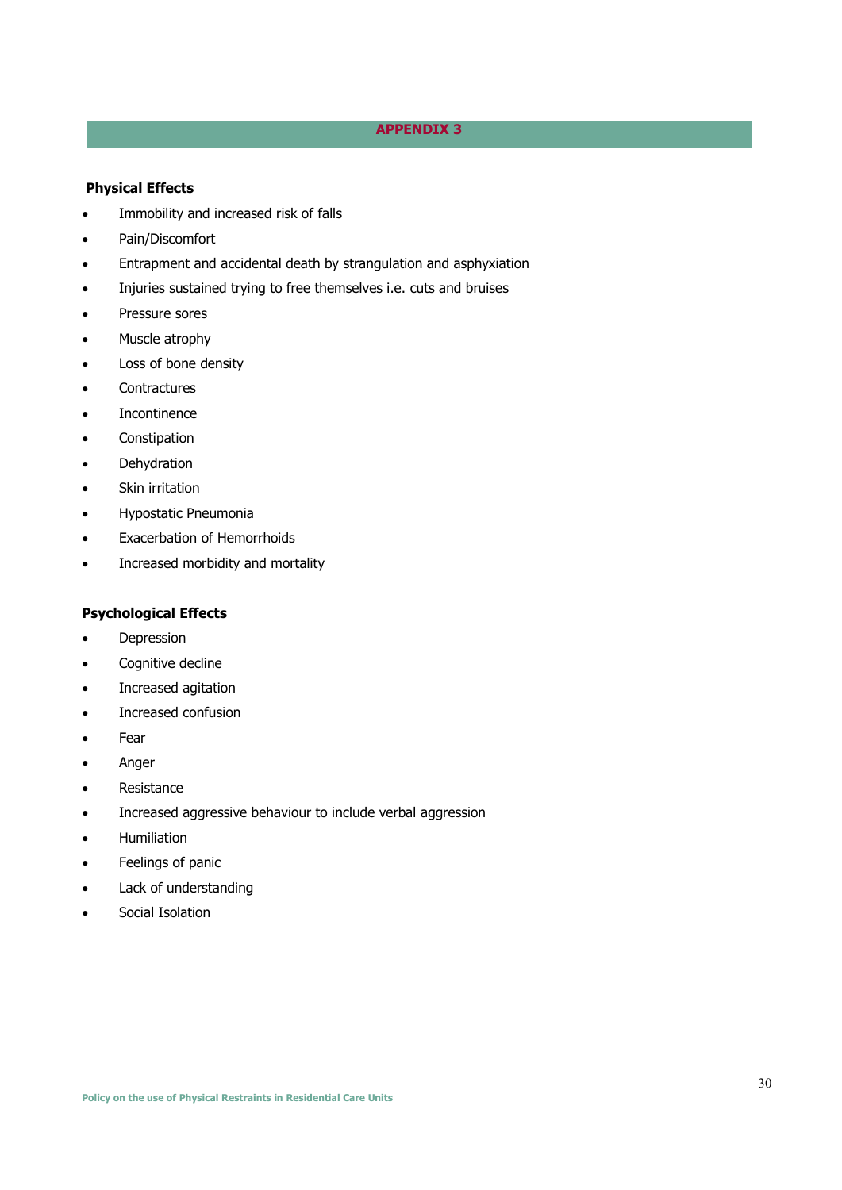# APPENDIX 3

**Physical Effects**

- Immobility and increased risk of falls
- Pain/Discomfort
- Entrapment and accidental death by strangulation and asphyxiation
- Injuries sustained trying to free themselves i.e. cuts and bruises
- Pressure sores
- Muscle atrophy
- Loss of bone density
- Contractures
- Incontinence
- Constipation
- Dehydration
- Skin irritation
- Hypostatic Pneumonia
- Exacerbation of Hemorrhoids
- Increased morbidity and mortality

**Psychological Effects**

- Depression
- Cognitive decline
- Increased agitation
- Increased confusion
- Fear
- Anger
- Resistance
- Increased aggressive behaviour to include verbal aggression
- Humiliation
- Feelings of panic
- Lack of understanding
- Social Isolation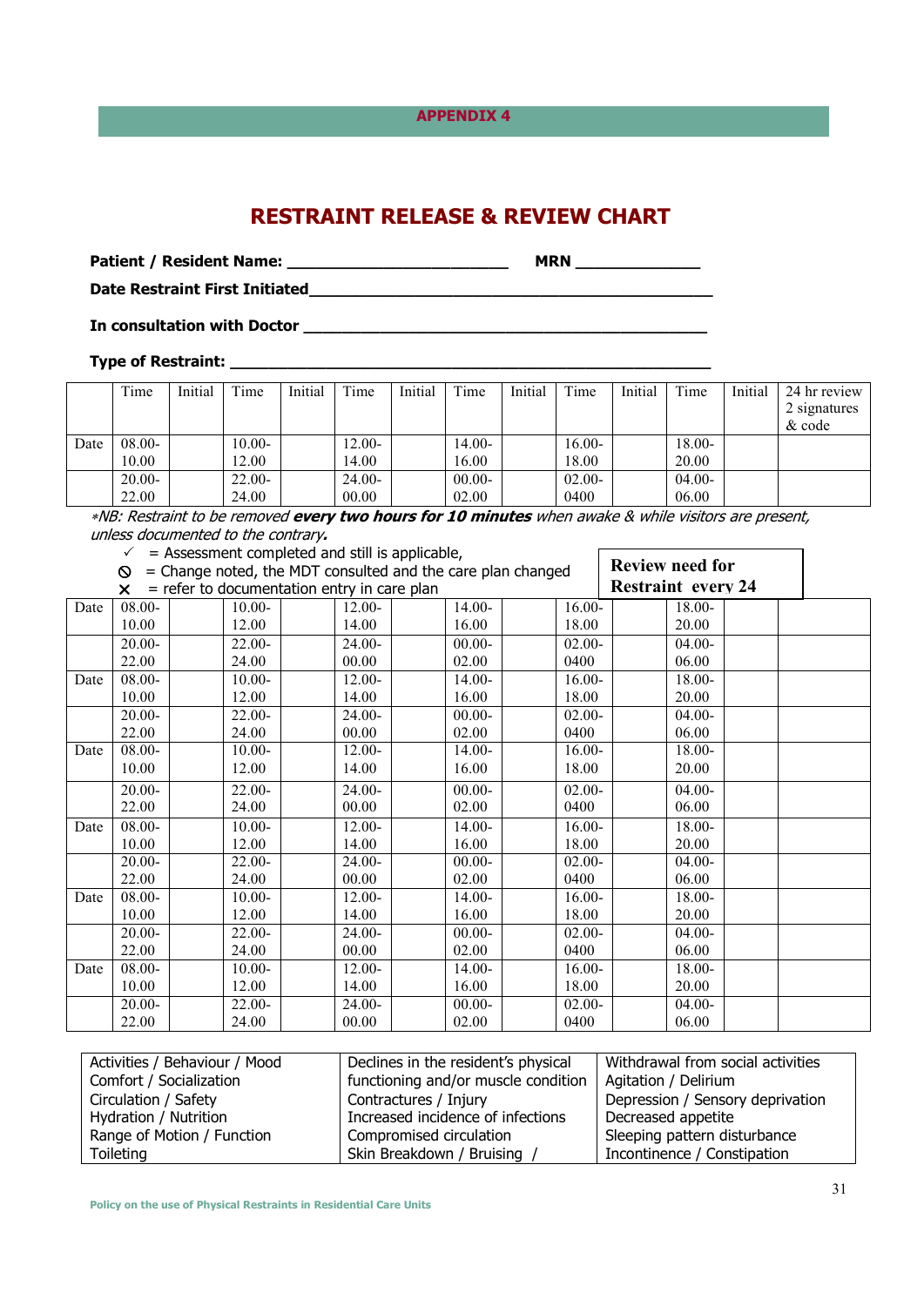APPENDIX 4

# RESTRAINT RELEASE & REVIEW CHART

**Patient / Resident Name:** ________________________ **MRN** ______________

**Date Restraint First Initiated**_____________________________________________

**In consultation with Doctor** _____________________________________________

**Type of Restraint:** ______________________________________________________

| | Time | Initial | Time | Initial | Time | Initial | Time | Initial | Time | Initial | Time | Initial | 24 hr review 2 signatures & code |
|---|---|---|---|---|---|---|---|---|---|---|---|---|---|
| Date | 08.00-10.00 | | 10.00-12.00 | | 12.00-14.00 | | 14.00-16.00 | | 16.00-18.00 | | 18.00-20.00 | | |
| | 20.00-22.00 | | 22.00-24.00 | | 24.00-00.00 | | 00.00-02.00 | | 02.00-0400 | | 04.00-06.00 | | |

*NB: Restraint to be removed **every two hours for 10 minutes** when awake & while visitors are present, unless documented to the contrary.*

- ✓ = Assessment completed and still is applicable,
- ⦸ = Change noted, the MDT consulted and the care plan changed
- ✕ = refer to documentation entry in care plan

**Review need for Restraint every 24**

| | Time | Initial | Time | Initial | Time | Initial | Time | Initial | Time | Initial | Time | Initial | 24 hr review |
|---|---|---|---|---|---|---|---|---|---|---|---|---|---|
| Date | 08.00-10.00 | | 10.00-12.00 | | 12.00-14.00 | | 14.00-16.00 | | 16.00-18.00 | | 18.00-20.00 | | |
| | 20.00-22.00 | | 22.00-24.00 | | 24.00-00.00 | | 00.00-02.00 | | 02.00-0400 | | 04.00-06.00 | | |
| Date | 08.00-10.00 | | 10.00-12.00 | | 12.00-14.00 | | 14.00-16.00 | | 16.00-18.00 | | 18.00-20.00 | | |
| | 20.00-22.00 | | 22.00-24.00 | | 24.00-00.00 | | 00.00-02.00 | | 02.00-0400 | | 04.00-06.00 | | |
| Date | 08.00-10.00 | | 10.00-12.00 | | 12.00-14.00 | | 14.00-16.00 | | 16.00-18.00 | | 18.00-20.00 | | |
| | 20.00-22.00 | | 22.00-24.00 | | 24.00-00.00 | | 00.00-02.00 | | 02.00-0400 | | 04.00-06.00 | | |
| Date | 08.00-10.00 | | 10.00-12.00 | | 12.00-14.00 | | 14.00-16.00 | | 16.00-18.00 | | 18.00-20.00 | | |
| | 20.00-22.00 | | 22.00-24.00 | | 24.00-00.00 | | 00.00-02.00 | | 02.00-0400 | | 04.00-06.00 | | |
| Date | 08.00-10.00 | | 10.00-12.00 | | 12.00-14.00 | | 14.00-16.00 | | 16.00-18.00 | | 18.00-20.00 | | |
| | 20.00-22.00 | | 22.00-24.00 | | 24.00-00.00 | | 00.00-02.00 | | 02.00-0400 | | 04.00-06.00 | | |
| Date | 08.00-10.00 | | 10.00-12.00 | | 12.00-14.00 | | 14.00-16.00 | | 16.00-18.00 | | 18.00-20.00 | | |
| | 20.00-22.00 | | 22.00-24.00 | | 24.00-00.00 | | 00.00-02.00 | | 02.00-0400 | | 04.00-06.00 | | |

| | | |
|---|---|---|
| Activities / Behaviour / Mood<br>Comfort / Socialization<br>Circulation / Safety<br>Hydration / Nutrition<br>Range of Motion / Function<br>Toileting | Declines in the resident's physical functioning and/or muscle condition<br>Contractures / Injury<br>Increased incidence of infections<br>Compromised circulation<br>Skin Breakdown / Bruising / | Withdrawal from social activities<br>Agitation / Delirium<br>Depression / Sensory deprivation<br>Decreased appetite<br>Sleeping pattern disturbance<br>Incontinence / Constipation |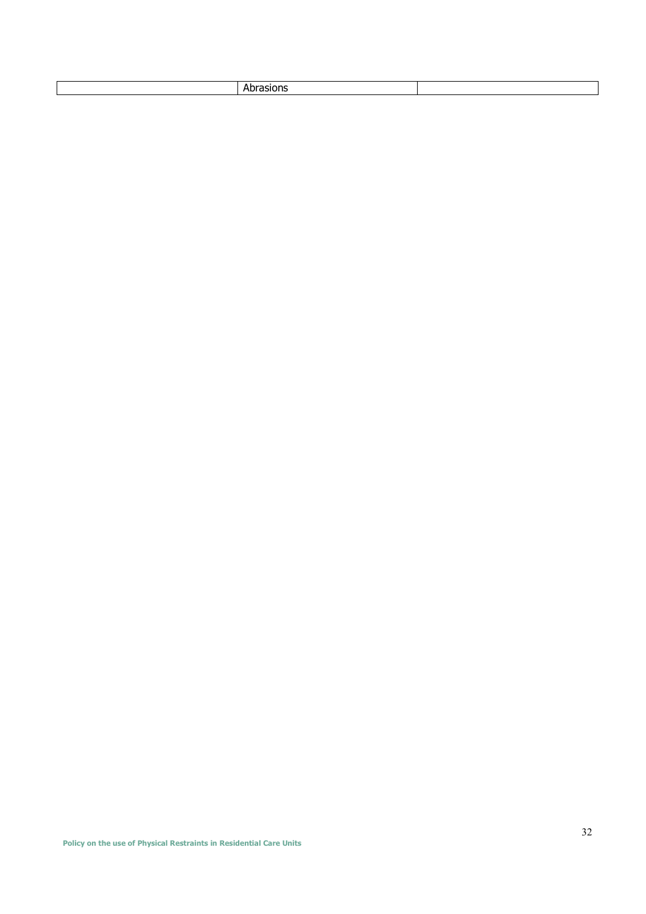|  | Abrasions |  |
|---|---|---|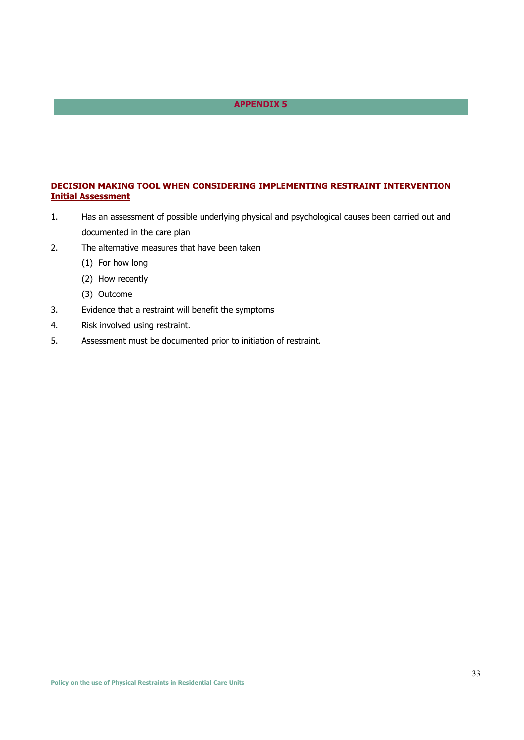# APPENDIX 5

## DECISION MAKING TOOL WHEN CONSIDERING IMPLEMENTING RESTRAINT INTERVENTION

### Initial Assessment

1. Has an assessment of possible underlying physical and psychological causes been carried out and documented in the care plan
2. The alternative measures that have been taken
   (1) For how long
   (2) How recently
   (3) Outcome
3. Evidence that a restraint will benefit the symptoms
4. Risk involved using restraint.
5. Assessment must be documented prior to initiation of restraint.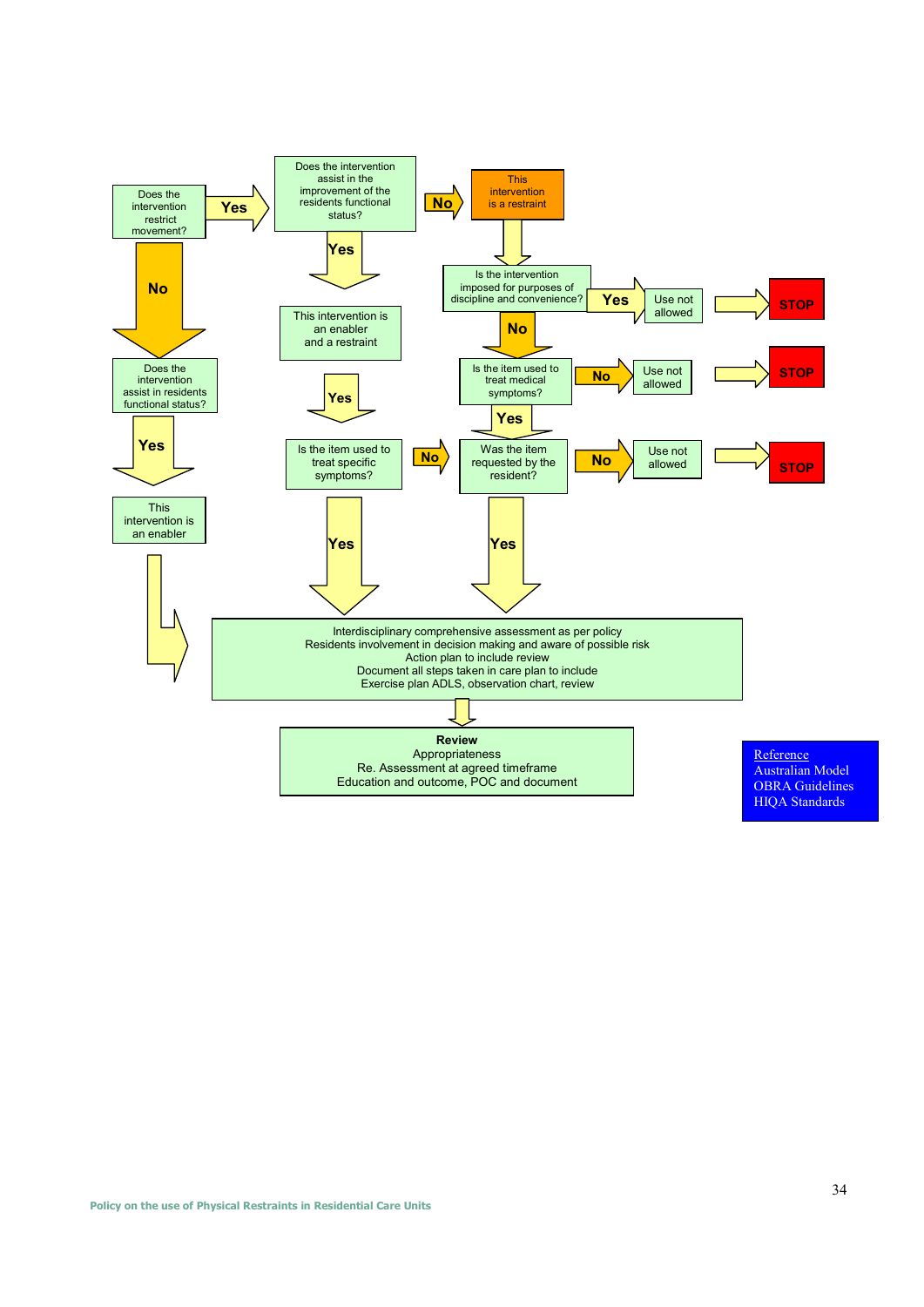Does the intervention restrict movement?

- **Yes** → Does the intervention assist in the improvement of the residents functional status?
  - **No** → This intervention is a restraint → Is the intervention imposed for purposes of discipline and convenience?
    - **Yes** → Use not allowed → **STOP**
    - **No** → Is the item used to treat medical symptoms?
      - **No** → Use not allowed → **STOP**
      - **Yes** → Was the item requested by the resident?
        - **No** → Use not allowed → **STOP**
        - **Yes** → Interdisciplinary comprehensive assessment (see below)
  - **Yes** → This intervention is an enabler and a restraint → **Yes** → Is the item used to treat specific symptoms?
    - **No** → Was the item requested by the resident?
    - **Yes** → Interdisciplinary comprehensive assessment (see below)
- **No** → Does the intervention assist in residents functional status?
  - **Yes** → This intervention is an enabler → Interdisciplinary comprehensive assessment (see below)

Interdisciplinary comprehensive assessment as per policy
Residents involvement in decision making and aware of possible risk
Action plan to include review
Document all steps taken in care plan to include
Exercise plan ADLS, observation chart, review

↓

**Review**
Appropriateness
Re. Assessment at agreed timeframe
Education and outcome, POC and document

Reference
Australian Model
OBRA Guidelines
HIQA Standards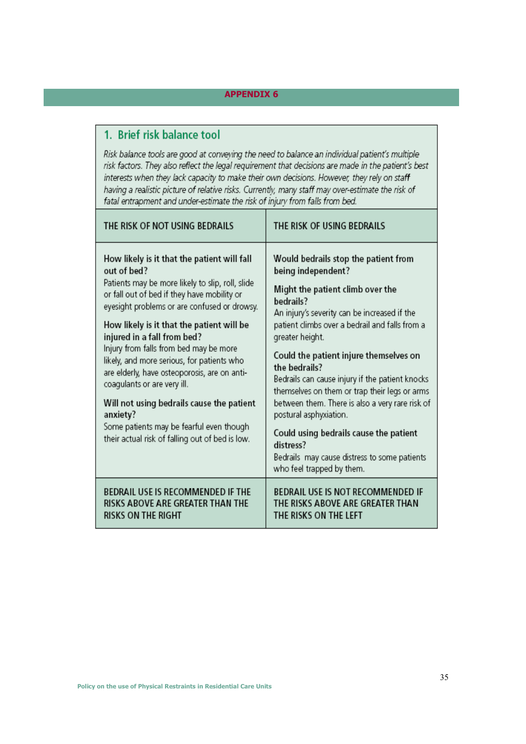## APPENDIX 6

### 1. Brief risk balance tool

*Risk balance tools are good at conveying the need to balance an individual patient's multiple risk factors. They also reflect the legal requirement that decisions are made in the patient's best interests when they lack capacity to make their own decisions. However, they rely on staff having a realistic picture of relative risks. Currently, many staff may over-estimate the risk of fatal entrapment and under-estimate the risk of injury from falls from bed.*

| THE RISK OF NOT USING BEDRAILS | THE RISK OF USING BEDRAILS |
|---|---|
| **How likely is it that the patient will fall out of bed?**<br>Patients may be more likely to slip, roll, slide or fall out of bed if they have mobility or eyesight problems or are confused or drowsy.<br><br>**How likely is it that the patient will be injured in a fall from bed?**<br>Injury from falls from bed may be more likely, and more serious, for patients who are elderly, have osteoporosis, are on anti-coagulants or are very ill.<br><br>**Will not using bedrails cause the patient anxiety?**<br>Some patients may be fearful even though their actual risk of falling out of bed is low. | **Would bedrails stop the patient from being independent?**<br><br>**Might the patient climb over the bedrails?**<br>An injury's severity can be increased if the patient climbs over a bedrail and falls from a greater height.<br><br>**Could the patient injure themselves on the bedrails?**<br>Bedrails can cause injury if the patient knocks themselves on them or trap their legs or arms between them. There is also a very rare risk of postural asphyxiation.<br><br>**Could using bedrails cause the patient distress?**<br>Bedrails may cause distress to some patients who feel trapped by them. |
| BEDRAIL USE IS RECOMMENDED IF THE RISKS ABOVE ARE GREATER THAN THE RISKS ON THE RIGHT | BEDRAIL USE IS NOT RECOMMENDED IF THE RISKS ABOVE ARE GREATER THAN THE RISKS ON THE LEFT |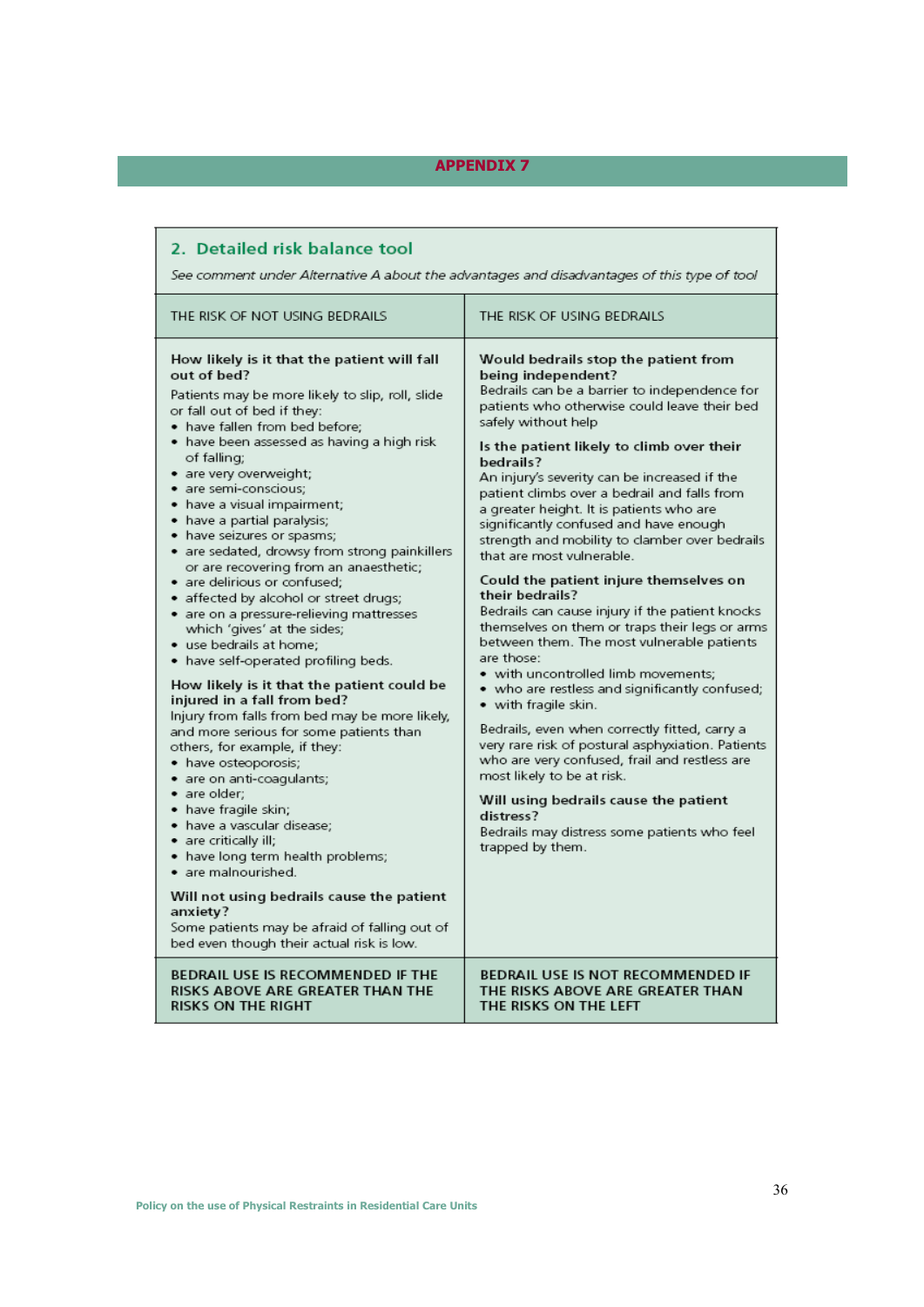# APPENDIX 7

## 2. Detailed risk balance tool

*See comment under Alternative A about the advantages and disadvantages of this type of tool*

| THE RISK OF NOT USING BEDRAILS | THE RISK OF USING BEDRAILS |
|---|---|
| **How likely is it that the patient will fall out of bed?**<br>Patients may be more likely to slip, roll, slide or fall out of bed if they:<br>• have fallen from bed before;<br>• have been assessed as having a high risk of falling;<br>• are very overweight;<br>• are semi-conscious;<br>• have a visual impairment;<br>• have a partial paralysis;<br>• have seizures or spasms;<br>• are sedated, drowsy from strong painkillers or are recovering from an anaesthetic;<br>• are delirious or confused;<br>• affected by alcohol or street drugs;<br>• are on a pressure-relieving mattresses which 'gives' at the sides;<br>• use bedrails at home;<br>• have self-operated profiling beds.<br><br>**How likely is it that the patient could be injured in a fall from bed?**<br>Injury from falls from bed may be more likely, and more serious for some patients than others, for example, if they:<br>• have osteoporosis;<br>• are on anti-coagulants;<br>• are older;<br>• have fragile skin;<br>• have a vascular disease;<br>• are critically ill;<br>• have long term health problems;<br>• are malnourished.<br><br>**Will not using bedrails cause the patient anxiety?**<br>Some patients may be afraid of falling out of bed even though their actual risk is low. | **Would bedrails stop the patient from being independent?**<br>Bedrails can be a barrier to independence for patients who otherwise could leave their bed safely without help<br><br>**Is the patient likely to climb over their bedrails?**<br>An injury's severity can be increased if the patient climbs over a bedrail and falls from a greater height. It is patients who are significantly confused and have enough strength and mobility to clamber over bedrails that are most vulnerable.<br><br>**Could the patient injure themselves on their bedrails?**<br>Bedrails can cause injury if the patient knocks themselves on them or traps their legs or arms between them. The most vulnerable patients are those:<br>• with uncontrolled limb movements;<br>• who are restless and significantly confused;<br>• with fragile skin.<br><br>Bedrails, even when correctly fitted, carry a very rare risk of postural asphyxiation. Patients who are very confused, frail and restless are most likely to be at risk.<br><br>**Will using bedrails cause the patient distress?**<br>Bedrails may distress some patients who feel trapped by them. |
| **BEDRAIL USE IS RECOMMENDED IF THE RISKS ABOVE ARE GREATER THAN THE RISKS ON THE RIGHT** | **BEDRAIL USE IS NOT RECOMMENDED IF THE RISKS ABOVE ARE GREATER THAN THE RISKS ON THE LEFT** |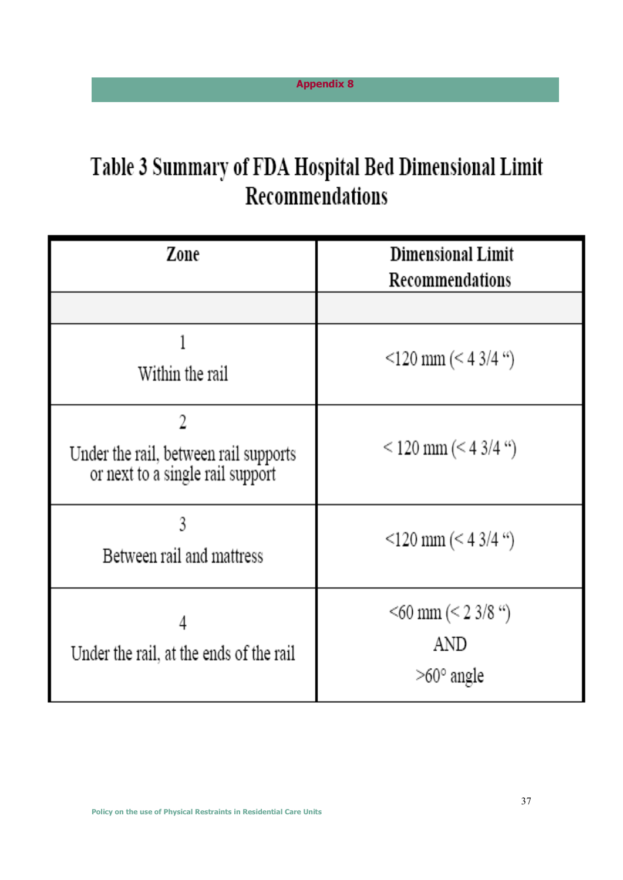Appendix 8

# Table 3 Summary of FDA Hospital Bed Dimensional Limit Recommendations

| Zone | Dimensional Limit Recommendations |
|---|---|
| | |
| 1<br>Within the rail | <120 mm (< 4 3/4 “) |
| 2<br>Under the rail, between rail supports or next to a single rail support | < 120 mm (< 4 3/4 “) |
| 3<br>Between rail and mattress | <120 mm (< 4 3/4 “) |
| 4<br>Under the rail, at the ends of the rail | <60 mm (< 2 3/8 “)<br>AND<br>>60° angle |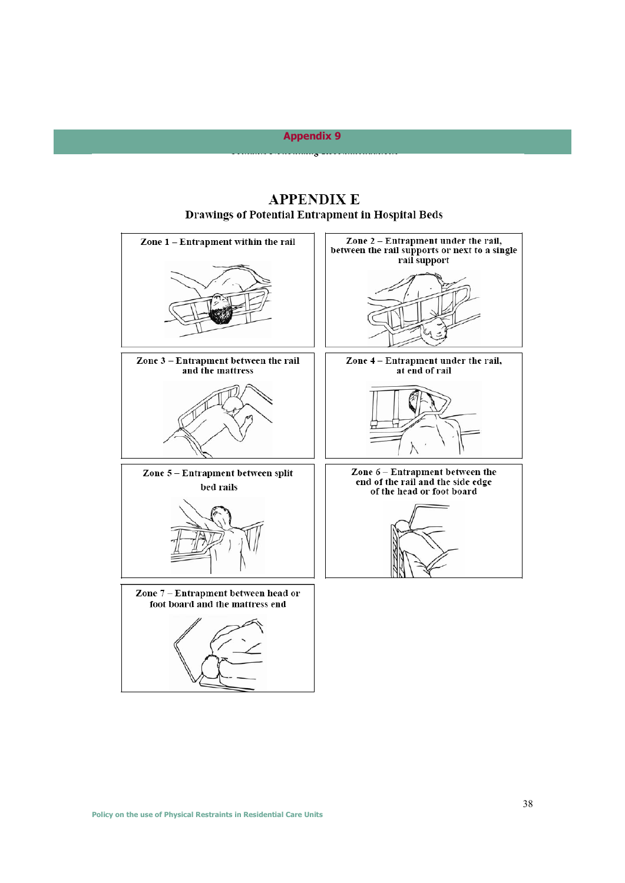## Appendix 9

# APPENDIX E

## Drawings of Potential Entrapment in Hospital Beds

**Zone 1 – Entrapment within the rail**

**Zone 2 – Entrapment under the rail, between the rail supports or next to a single rail support**

**Zone 3 – Entrapment between the rail and the mattress**

**Zone 4 – Entrapment under the rail, at end of rail**

**Zone 5 – Entrapment between split bed rails**

**Zone 6 – Entrapment between the end of the rail and the side edge of the head or foot board**

**Zone 7 – Entrapment between head or foot board and the mattress end**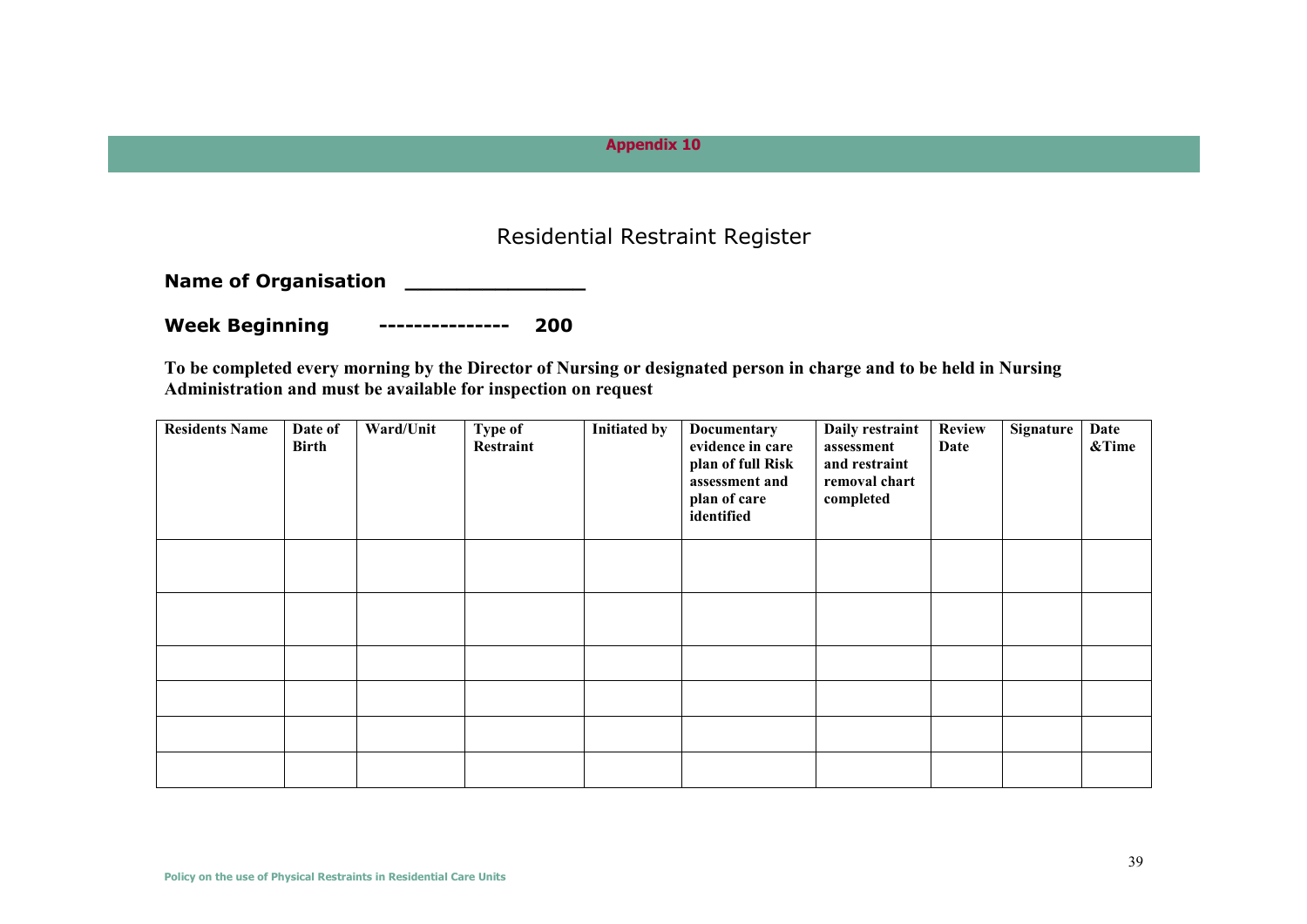**Appendix 10**

# Residential Restraint Register

**Name of Organisation** ______________

**Week Beginning** --------------- **200**

**To be completed every morning by the Director of Nursing or designated person in charge and to be held in Nursing Administration and must be available for inspection on request**

| Residents Name | Date of Birth | Ward/Unit | Type of Restraint | Initiated by | Documentary evidence in care plan of full Risk assessment and plan of care identified | Daily restraint assessment and restraint removal chart completed | Review Date | Signature | Date &Time |
|---|---|---|---|---|---|---|---|---|---|
| | | | | | | | | | |
| | | | | | | | | | |
| | | | | | | | | | |
| | | | | | | | | | |
| | | | | | | | | | |
| | | | | | | | | | |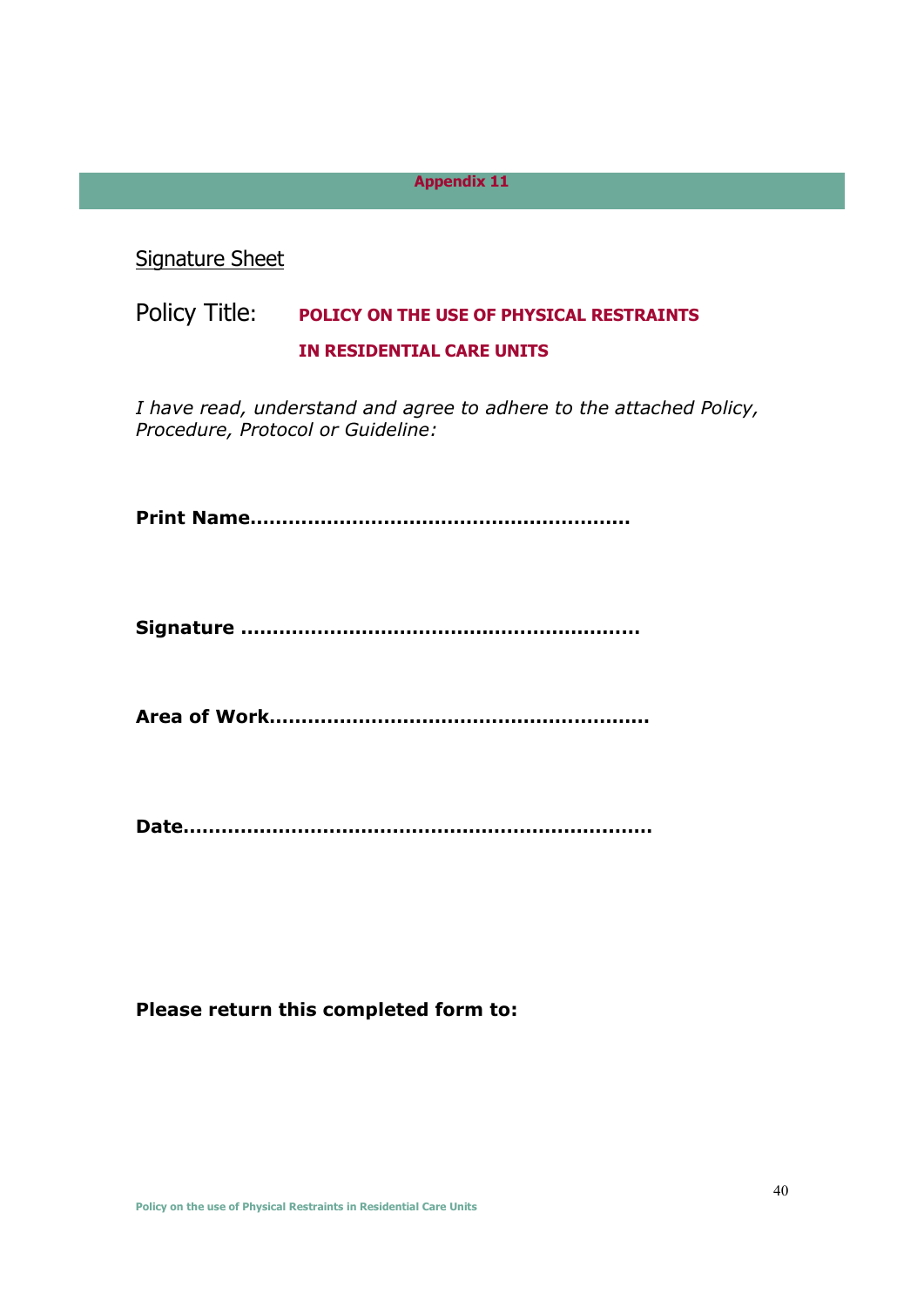## Appendix 11

Signature Sheet

Policy Title: **POLICY ON THE USE OF PHYSICAL RESTRAINTS IN RESIDENTIAL CARE UNITS**

*I have read, understand and agree to adhere to the attached Policy, Procedure, Protocol or Guideline:*

**Print Name………………………………………………….**

**Signature …………………………………………………….**

**Area of Work………………………………………………….**

**Date……………………………………………………………….**

**Please return this completed form to:**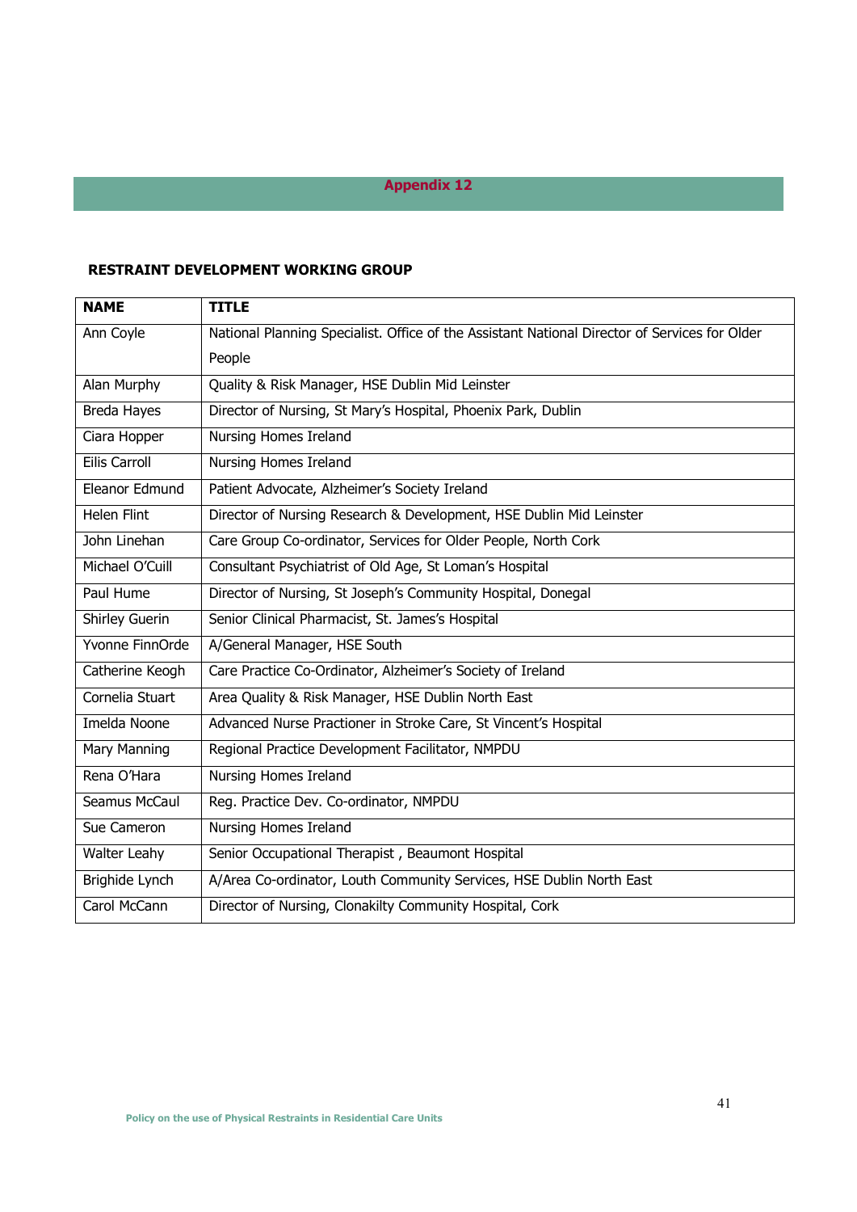## Appendix 12

**RESTRAINT DEVELOPMENT WORKING GROUP**

| NAME | TITLE |
|---|---|
| Ann Coyle | National Planning Specialist. Office of the Assistant National Director of Services for Older People |
| Alan Murphy | Quality & Risk Manager, HSE Dublin Mid Leinster |
| Breda Hayes | Director of Nursing, St Mary's Hospital, Phoenix Park, Dublin |
| Ciara Hopper | Nursing Homes Ireland |
| Eilis Carroll | Nursing Homes Ireland |
| Eleanor Edmund | Patient Advocate, Alzheimer's Society Ireland |
| Helen Flint | Director of Nursing Research & Development, HSE Dublin Mid Leinster |
| John Linehan | Care Group Co-ordinator, Services for Older People, North Cork |
| Michael O'Cuill | Consultant Psychiatrist of Old Age, St Loman's Hospital |
| Paul Hume | Director of Nursing, St Joseph's Community Hospital, Donegal |
| Shirley Guerin | Senior Clinical Pharmacist, St. James's Hospital |
| Yvonne FinnOrde | A/General Manager, HSE South |
| Catherine Keogh | Care Practice Co-Ordinator, Alzheimer's Society of Ireland |
| Cornelia Stuart | Area Quality & Risk Manager, HSE Dublin North East |
| Imelda Noone | Advanced Nurse Practioner in Stroke Care, St Vincent's Hospital |
| Mary Manning | Regional Practice Development Facilitator, NMPDU |
| Rena O'Hara | Nursing Homes Ireland |
| Seamus McCaul | Reg. Practice Dev. Co-ordinator, NMPDU |
| Sue Cameron | Nursing Homes Ireland |
| Walter Leahy | Senior Occupational Therapist , Beaumont Hospital |
| Brighide Lynch | A/Area Co-ordinator, Louth Community Services, HSE Dublin North East |
| Carol McCann | Director of Nursing, Clonakilty Community Hospital, Cork |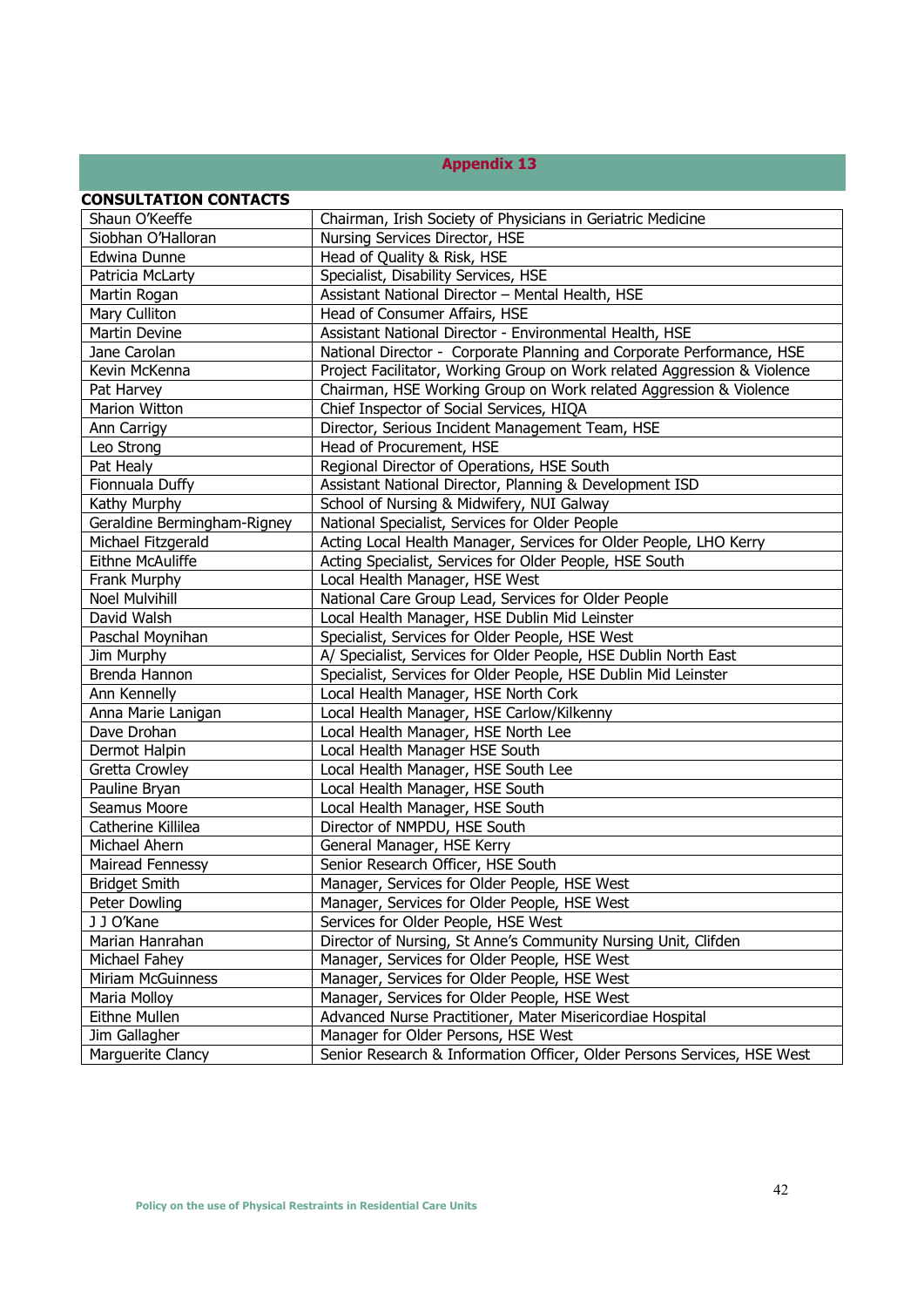# Appendix 13

**CONSULTATION CONTACTS**

| | |
|---|---|
| Shaun O'Keeffe | Chairman, Irish Society of Physicians in Geriatric Medicine |
| Siobhan O'Halloran | Nursing Services Director, HSE |
| Edwina Dunne | Head of Quality & Risk, HSE |
| Patricia McLarty | Specialist, Disability Services, HSE |
| Martin Rogan | Assistant National Director – Mental Health, HSE |
| Mary Culliton | Head of Consumer Affairs, HSE |
| Martin Devine | Assistant National Director - Environmental Health, HSE |
| Jane Carolan | National Director - Corporate Planning and Corporate Performance, HSE |
| Kevin McKenna | Project Facilitator, Working Group on Work related Aggression & Violence |
| Pat Harvey | Chairman, HSE Working Group on Work related Aggression & Violence |
| Marion Witton | Chief Inspector of Social Services, HIQA |
| Ann Carrigy | Director, Serious Incident Management Team, HSE |
| Leo Strong | Head of Procurement, HSE |
| Pat Healy | Regional Director of Operations, HSE South |
| Fionnuala Duffy | Assistant National Director, Planning & Development ISD |
| Kathy Murphy | School of Nursing & Midwifery, NUI Galway |
| Geraldine Bermingham-Rigney | National Specialist, Services for Older People |
| Michael Fitzgerald | Acting Local Health Manager, Services for Older People, LHO Kerry |
| Eithne McAuliffe | Acting Specialist, Services for Older People, HSE South |
| Frank Murphy | Local Health Manager, HSE West |
| Noel Mulvihill | National Care Group Lead, Services for Older People |
| David Walsh | Local Health Manager, HSE Dublin Mid Leinster |
| Paschal Moynihan | Specialist, Services for Older People, HSE West |
| Jim Murphy | A/ Specialist, Services for Older People, HSE Dublin North East |
| Brenda Hannon | Specialist, Services for Older People, HSE Dublin Mid Leinster |
| Ann Kennelly | Local Health Manager, HSE North Cork |
| Anna Marie Lanigan | Local Health Manager, HSE Carlow/Kilkenny |
| Dave Drohan | Local Health Manager, HSE North Lee |
| Dermot Halpin | Local Health Manager HSE South |
| Gretta Crowley | Local Health Manager, HSE South Lee |
| Pauline Bryan | Local Health Manager, HSE South |
| Seamus Moore | Local Health Manager, HSE South |
| Catherine Killilea | Director of NMPDU, HSE South |
| Michael Ahern | General Manager, HSE Kerry |
| Mairead Fennessy | Senior Research Officer, HSE South |
| Bridget Smith | Manager, Services for Older People, HSE West |
| Peter Dowling | Manager, Services for Older People, HSE West |
| J J O'Kane | Services for Older People, HSE West |
| Marian Hanrahan | Director of Nursing, St Anne's Community Nursing Unit, Clifden |
| Michael Fahey | Manager, Services for Older People, HSE West |
| Miriam McGuinness | Manager, Services for Older People, HSE West |
| Maria Molloy | Manager, Services for Older People, HSE West |
| Eithne Mullen | Advanced Nurse Practitioner, Mater Misericordiae Hospital |
| Jim Gallagher | Manager for Older Persons, HSE West |
| Marguerite Clancy | Senior Research & Information Officer, Older Persons Services, HSE West |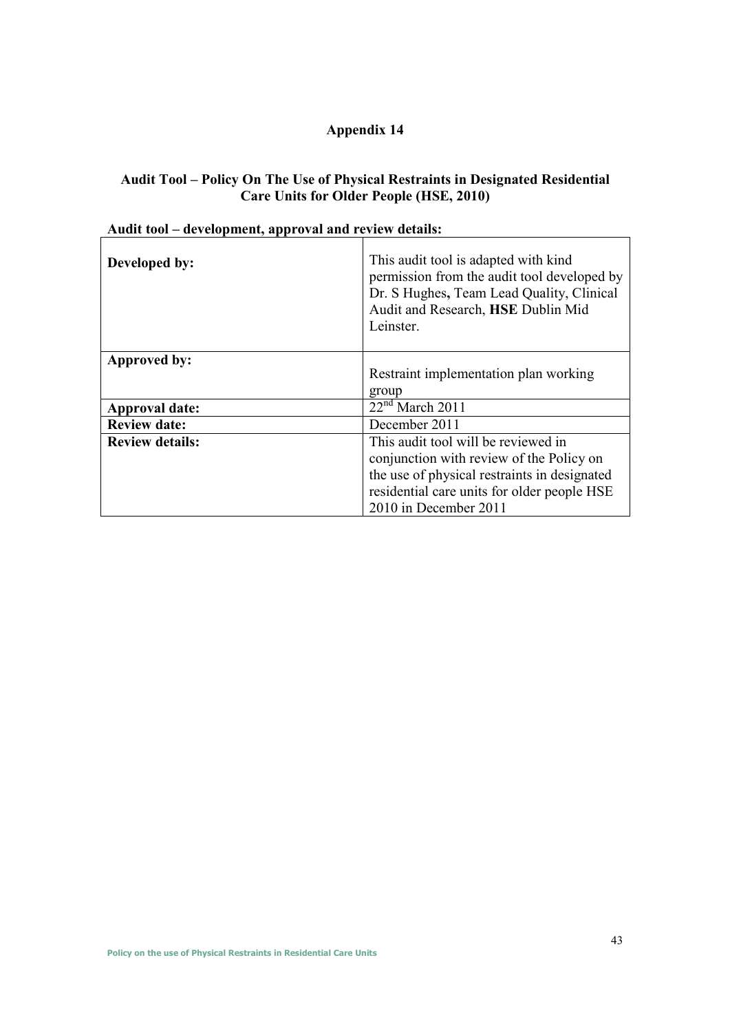# Appendix 14

## Audit Tool – Policy On The Use of Physical Restraints in Designated Residential Care Units for Older People (HSE, 2010)

**Audit tool – development, approval and review details:**

| | |
|---|---|
| **Developed by:** | This audit tool is adapted with kind permission from the audit tool developed by Dr. S Hughes**,** Team Lead Quality, Clinical Audit and Research, **HSE** Dublin Mid Leinster. |
| **Approved by:** | Restraint implementation plan working group |
| **Approval date:** | 22nd March 2011 |
| **Review date:** | December 2011 |
| **Review details:** | This audit tool will be reviewed in conjunction with review of the Policy on the use of physical restraints in designated residential care units for older people HSE 2010 in December 2011 |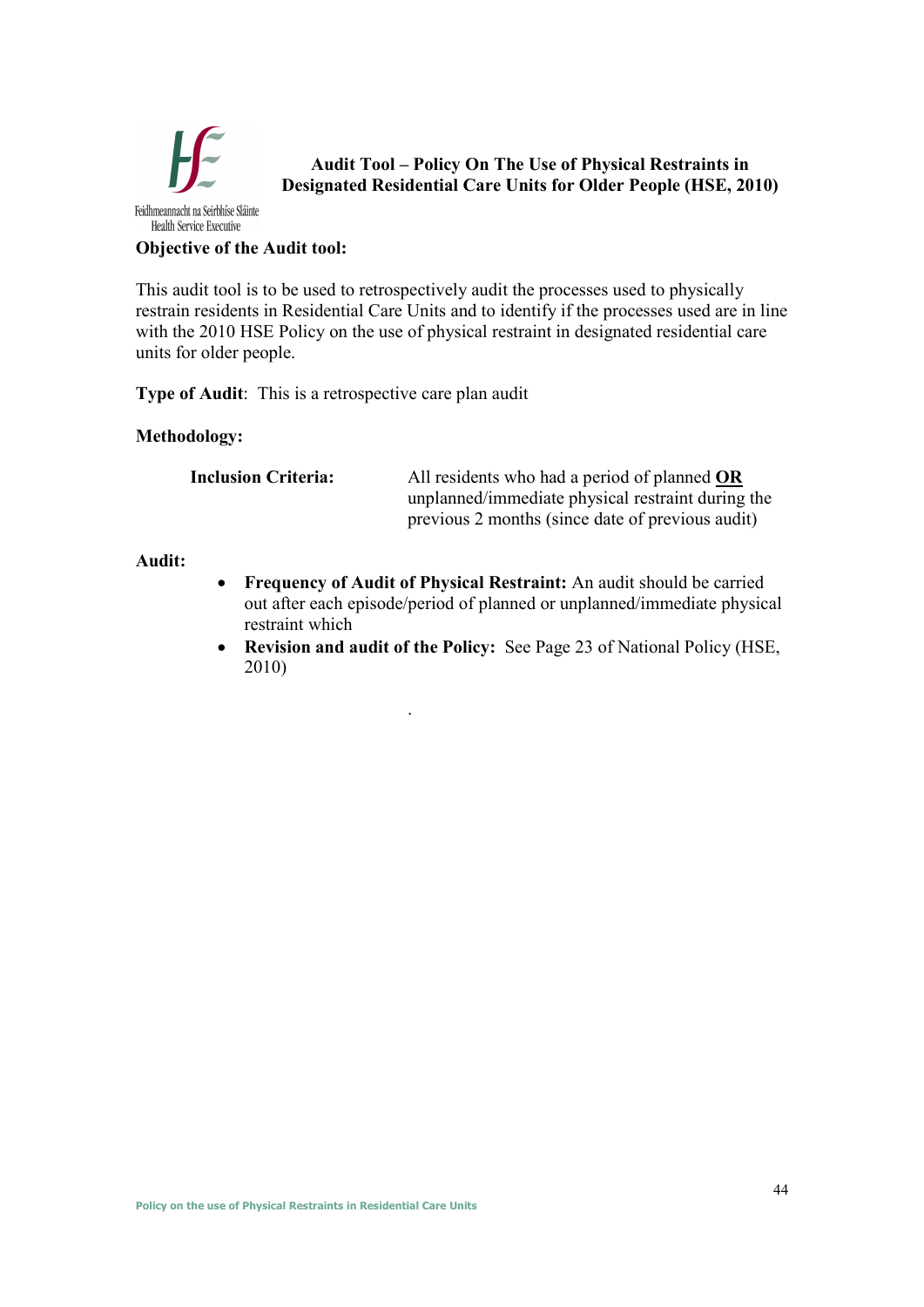Feidhmeannacht na Seirbhíse Sláinte
Health Service Executive

# Audit Tool – Policy On The Use of Physical Restraints in Designated Residential Care Units for Older People (HSE, 2010)

**Objective of the Audit tool:**

This audit tool is to be used to retrospectively audit the processes used to physically restrain residents in Residential Care Units and to identify if the processes used are in line with the 2010 HSE Policy on the use of physical restraint in designated residential care units for older people.

**Type of Audit**: This is a retrospective care plan audit

**Methodology:**

**Inclusion Criteria:** All residents who had a period of planned <u>**OR**</u> unplanned/immediate physical restraint during the previous 2 months (since date of previous audit)

**Audit:**

- **Frequency of Audit of Physical Restraint:** An audit should be carried out after each episode/period of planned or unplanned/immediate physical restraint which
- **Revision and audit of the Policy:** See Page 23 of National Policy (HSE, 2010)

.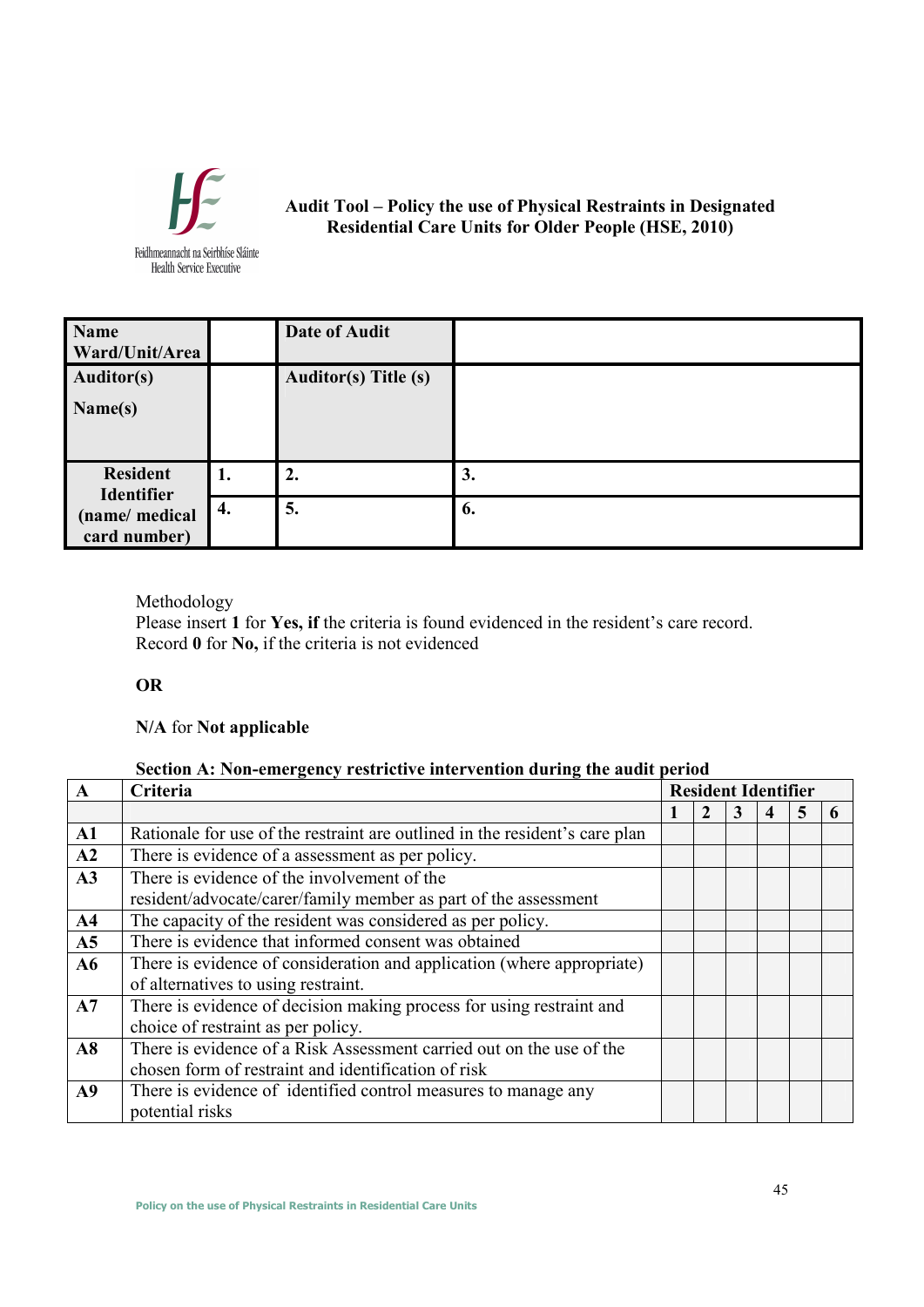Feidhmeannacht na Seirbhíse Sláinte
Health Service Executive

**Audit Tool – Policy the use of Physical Restraints in Designated Residential Care Units for Older People (HSE, 2010)**

| **Name Ward/Unit/Area** | | **Date of Audit** | |
|---|---|---|---|
| **Auditor(s) Name(s)** | | **Auditor(s) Title (s)** | |
| **Resident Identifier (name/ medical card number)** | **1.** | **2.** | **3.** |
| | **4.** | **5.** | **6.** |

Methodology
Please insert **1** for **Yes, if** the criteria is found evidenced in the resident's care record.
Record **0** for **No,** if the criteria is not evidenced

**OR**

**N/A** for **Not applicable**

**Section A: Non-emergency restrictive intervention during the audit period**

| **A** | **Criteria** | **Resident Identifier** | | | | | |
|---|---|---|---|---|---|---|---|
| | | **1** | **2** | **3** | **4** | **5** | **6** |
| **A1** | Rationale for use of the restraint are outlined in the resident's care plan | | | | | | |
| **A2** | There is evidence of a assessment as per policy. | | | | | | |
| **A3** | There is evidence of the involvement of the resident/advocate/carer/family member as part of the assessment | | | | | | |
| **A4** | The capacity of the resident was considered as per policy. | | | | | | |
| **A5** | There is evidence that informed consent was obtained | | | | | | |
| **A6** | There is evidence of consideration and application (where appropriate) of alternatives to using restraint. | | | | | | |
| **A7** | There is evidence of decision making process for using restraint and choice of restraint as per policy. | | | | | | |
| **A8** | There is evidence of a Risk Assessment carried out on the use of the chosen form of restraint and identification of risk | | | | | | |
| **A9** | There is evidence of identified control measures to manage any potential risks | | | | | | |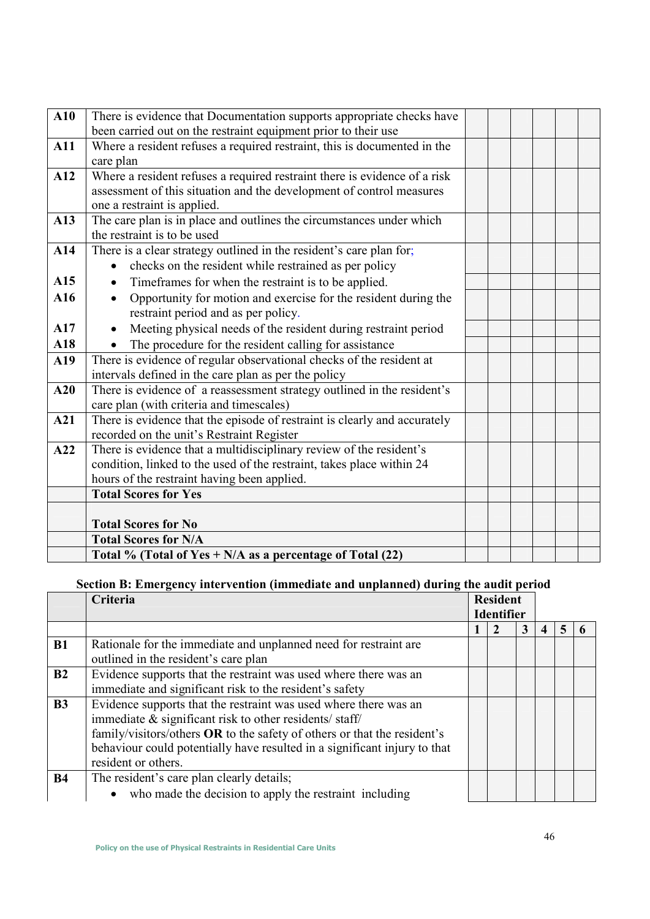| | | | | | | | |
|---|---|---|---|---|---|---|---|
| **A10** | There is evidence that Documentation supports appropriate checks have been carried out on the restraint equipment prior to their use | | | | | | |
| **A11** | Where a resident refuses a required restraint, this is documented in the care plan | | | | | | |
| **A12** | Where a resident refuses a required restraint there is evidence of a risk assessment of this situation and the development of control measures one a restraint is applied. | | | | | | |
| **A13** | The care plan is in place and outlines the circumstances under which the restraint is to be used | | | | | | |
| **A14** | There is a clear strategy outlined in the resident's care plan for; • checks on the resident while restrained as per policy | | | | | | |
| **A15** | • Timeframes for when the restraint is to be applied. | | | | | | |
| **A16** | • Opportunity for motion and exercise for the resident during the restraint period and as per policy. | | | | | | |
| **A17** | • Meeting physical needs of the resident during restraint period | | | | | | |
| **A18** | • The procedure for the resident calling for assistance | | | | | | |
| **A19** | There is evidence of regular observational checks of the resident at intervals defined in the care plan as per the policy | | | | | | |
| **A20** | There is evidence of a reassessment strategy outlined in the resident's care plan (with criteria and timescales) | | | | | | |
| **A21** | There is evidence that the episode of restraint is clearly and accurately recorded on the unit's Restraint Register | | | | | | |
| **A22** | There is evidence that a multidisciplinary review of the resident's condition, linked to the used of the restraint, takes place within 24 hours of the restraint having been applied. | | | | | | |
| | **Total Scores for Yes** | | | | | | |
| | **Total Scores for No** | | | | | | |
| | **Total Scores for N/A** | | | | | | |
| | **Total % (Total of Yes + N/A as a percentage of Total (22)** | | | | | | |

### Section B: Emergency intervention (immediate and unplanned) during the audit period

| | **Criteria** | **Resident Identifier** | | | | | |
|---|---|---|---|---|---|---|---|
| | | **1** | **2** | **3** | **4** | **5** | **6** |
| **B1** | Rationale for the immediate and unplanned need for restraint are outlined in the resident's care plan | | | | | | |
| **B2** | Evidence supports that the restraint was used where there was an immediate and significant risk to the resident's safety | | | | | | |
| **B3** | Evidence supports that the restraint was used where there was an immediate & significant risk to other residents/ staff/ family/visitors/others **OR** to the safety of others or that the resident's behaviour could potentially have resulted in a significant injury to that resident or others. | | | | | | |
| **B4** | The resident's care plan clearly details; • who made the decision to apply the restraint including | | | | | | |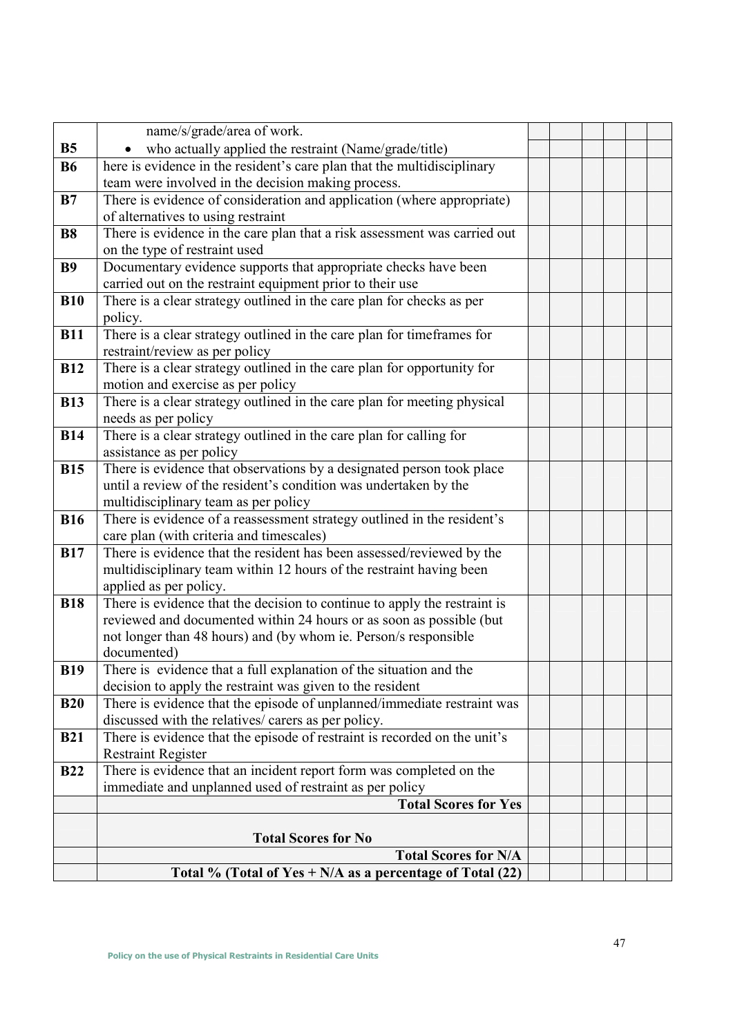| | | | | | | | |
|---|---|---|---|---|---|---|---|
| | name/s/grade/area of work. | | | | | | |
| **B5** | • who actually applied the restraint (Name/grade/title) | | | | | | |
| **B6** | here is evidence in the resident's care plan that the multidisciplinary team were involved in the decision making process. | | | | | | |
| **B7** | There is evidence of consideration and application (where appropriate) of alternatives to using restraint | | | | | | |
| **B8** | There is evidence in the care plan that a risk assessment was carried out on the type of restraint used | | | | | | |
| **B9** | Documentary evidence supports that appropriate checks have been carried out on the restraint equipment prior to their use | | | | | | |
| **B10** | There is a clear strategy outlined in the care plan for checks as per policy. | | | | | | |
| **B11** | There is a clear strategy outlined in the care plan for timeframes for restraint/review as per policy | | | | | | |
| **B12** | There is a clear strategy outlined in the care plan for opportunity for motion and exercise as per policy | | | | | | |
| **B13** | There is a clear strategy outlined in the care plan for meeting physical needs as per policy | | | | | | |
| **B14** | There is a clear strategy outlined in the care plan for calling for assistance as per policy | | | | | | |
| **B15** | There is evidence that observations by a designated person took place until a review of the resident's condition was undertaken by the multidisciplinary team as per policy | | | | | | |
| **B16** | There is evidence of a reassessment strategy outlined in the resident's care plan (with criteria and timescales) | | | | | | |
| **B17** | There is evidence that the resident has been assessed/reviewed by the multidisciplinary team within 12 hours of the restraint having been applied as per policy. | | | | | | |
| **B18** | There is evidence that the decision to continue to apply the restraint is reviewed and documented within 24 hours or as soon as possible (but not longer than 48 hours) and (by whom ie. Person/s responsible documented) | | | | | | |
| **B19** | There is evidence that a full explanation of the situation and the decision to apply the restraint was given to the resident | | | | | | |
| **B20** | There is evidence that the episode of unplanned/immediate restraint was discussed with the relatives/ carers as per policy. | | | | | | |
| **B21** | There is evidence that the episode of restraint is recorded on the unit's Restraint Register | | | | | | |
| **B22** | There is evidence that an incident report form was completed on the immediate and unplanned used of restraint as per policy | | | | | | |
| | **Total Scores for Yes** | | | | | | |
| | **Total Scores for No** | | | | | | |
| | **Total Scores for N/A** | | | | | | |
| | **Total % (Total of Yes + N/A as a percentage of Total (22)** | | | | | | |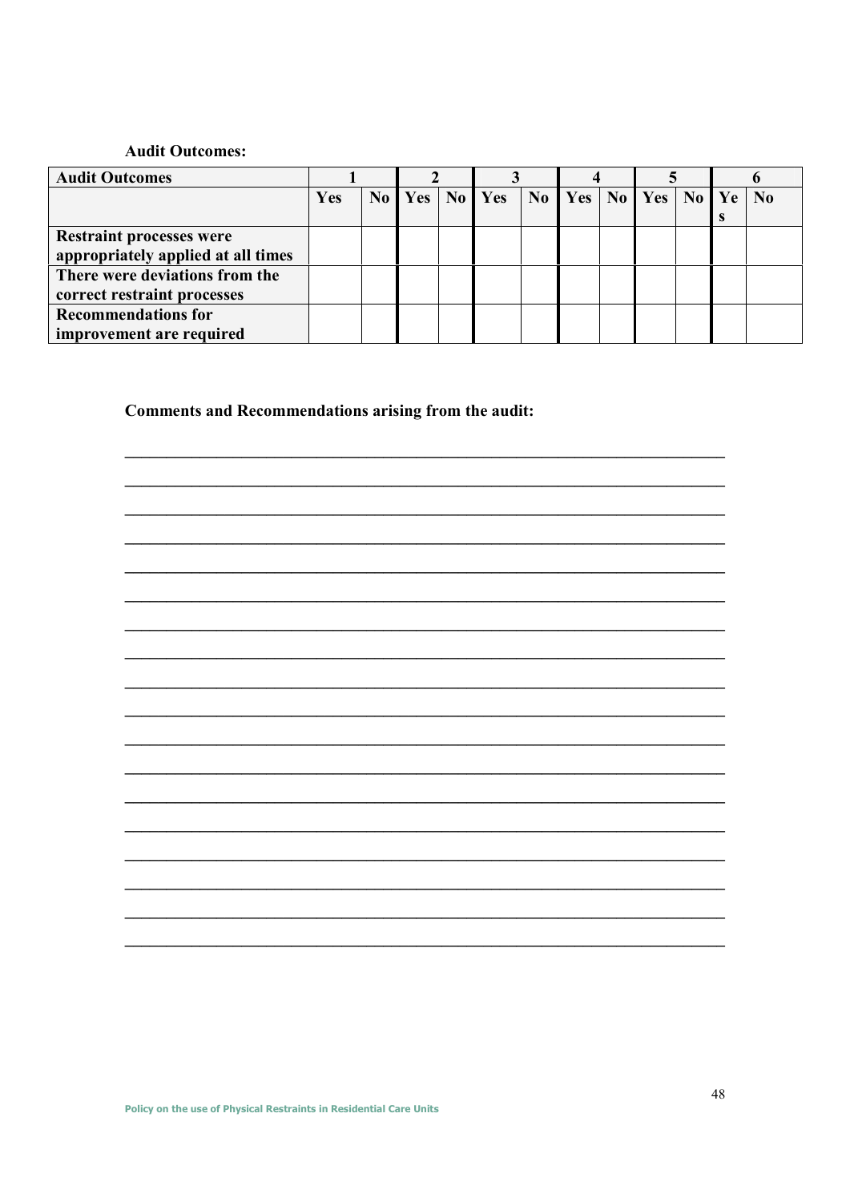**Audit Outcomes:**

| Audit Outcomes | 1 | | 2 | | 3 | | 4 | | 5 | | 6 | |
|---|---|---|---|---|---|---|---|---|---|---|---|---|
| | Yes | No | Yes | No | Yes | No | Yes | No | Yes | No | Yes | No |
| **Restraint processes were appropriately applied at all times** | | | | | | | | | | | | |
| **There were deviations from the correct restraint processes** | | | | | | | | | | | | |
| **Recommendations for improvement are required** | | | | | | | | | | | | |

**Comments and Recommendations arising from the audit:**

\_\_\_\_\_\_\_\_\_\_\_\_\_\_\_\_\_\_\_\_\_\_\_\_\_\_\_\_\_\_\_\_\_\_\_\_\_\_\_\_\_\_\_\_\_\_\_\_\_\_\_\_\_\_\_\_\_\_\_\_\_\_\_\_\_\_\_\_\_\_

\_\_\_\_\_\_\_\_\_\_\_\_\_\_\_\_\_\_\_\_\_\_\_\_\_\_\_\_\_\_\_\_\_\_\_\_\_\_\_\_\_\_\_\_\_\_\_\_\_\_\_\_\_\_\_\_\_\_\_\_\_\_\_\_\_\_\_\_\_\_

\_\_\_\_\_\_\_\_\_\_\_\_\_\_\_\_\_\_\_\_\_\_\_\_\_\_\_\_\_\_\_\_\_\_\_\_\_\_\_\_\_\_\_\_\_\_\_\_\_\_\_\_\_\_\_\_\_\_\_\_\_\_\_\_\_\_\_\_\_\_

\_\_\_\_\_\_\_\_\_\_\_\_\_\_\_\_\_\_\_\_\_\_\_\_\_\_\_\_\_\_\_\_\_\_\_\_\_\_\_\_\_\_\_\_\_\_\_\_\_\_\_\_\_\_\_\_\_\_\_\_\_\_\_\_\_\_\_\_\_\_

\_\_\_\_\_\_\_\_\_\_\_\_\_\_\_\_\_\_\_\_\_\_\_\_\_\_\_\_\_\_\_\_\_\_\_\_\_\_\_\_\_\_\_\_\_\_\_\_\_\_\_\_\_\_\_\_\_\_\_\_\_\_\_\_\_\_\_\_\_\_

\_\_\_\_\_\_\_\_\_\_\_\_\_\_\_\_\_\_\_\_\_\_\_\_\_\_\_\_\_\_\_\_\_\_\_\_\_\_\_\_\_\_\_\_\_\_\_\_\_\_\_\_\_\_\_\_\_\_\_\_\_\_\_\_\_\_\_\_\_\_

\_\_\_\_\_\_\_\_\_\_\_\_\_\_\_\_\_\_\_\_\_\_\_\_\_\_\_\_\_\_\_\_\_\_\_\_\_\_\_\_\_\_\_\_\_\_\_\_\_\_\_\_\_\_\_\_\_\_\_\_\_\_\_\_\_\_\_\_\_\_

\_\_\_\_\_\_\_\_\_\_\_\_\_\_\_\_\_\_\_\_\_\_\_\_\_\_\_\_\_\_\_\_\_\_\_\_\_\_\_\_\_\_\_\_\_\_\_\_\_\_\_\_\_\_\_\_\_\_\_\_\_\_\_\_\_\_\_\_\_\_

\_\_\_\_\_\_\_\_\_\_\_\_\_\_\_\_\_\_\_\_\_\_\_\_\_\_\_\_\_\_\_\_\_\_\_\_\_\_\_\_\_\_\_\_\_\_\_\_\_\_\_\_\_\_\_\_\_\_\_\_\_\_\_\_\_\_\_\_\_\_

\_\_\_\_\_\_\_\_\_\_\_\_\_\_\_\_\_\_\_\_\_\_\_\_\_\_\_\_\_\_\_\_\_\_\_\_\_\_\_\_\_\_\_\_\_\_\_\_\_\_\_\_\_\_\_\_\_\_\_\_\_\_\_\_\_\_\_\_\_\_

\_\_\_\_\_\_\_\_\_\_\_\_\_\_\_\_\_\_\_\_\_\_\_\_\_\_\_\_\_\_\_\_\_\_\_\_\_\_\_\_\_\_\_\_\_\_\_\_\_\_\_\_\_\_\_\_\_\_\_\_\_\_\_\_\_\_\_\_\_\_

\_\_\_\_\_\_\_\_\_\_\_\_\_\_\_\_\_\_\_\_\_\_\_\_\_\_\_\_\_\_\_\_\_\_\_\_\_\_\_\_\_\_\_\_\_\_\_\_\_\_\_\_\_\_\_\_\_\_\_\_\_\_\_\_\_\_\_\_\_\_

\_\_\_\_\_\_\_\_\_\_\_\_\_\_\_\_\_\_\_\_\_\_\_\_\_\_\_\_\_\_\_\_\_\_\_\_\_\_\_\_\_\_\_\_\_\_\_\_\_\_\_\_\_\_\_\_\_\_\_\_\_\_\_\_\_\_\_\_\_\_

\_\_\_\_\_\_\_\_\_\_\_\_\_\_\_\_\_\_\_\_\_\_\_\_\_\_\_\_\_\_\_\_\_\_\_\_\_\_\_\_\_\_\_\_\_\_\_\_\_\_\_\_\_\_\_\_\_\_\_\_\_\_\_\_\_\_\_\_\_\_

\_\_\_\_\_\_\_\_\_\_\_\_\_\_\_\_\_\_\_\_\_\_\_\_\_\_\_\_\_\_\_\_\_\_\_\_\_\_\_\_\_\_\_\_\_\_\_\_\_\_\_\_\_\_\_\_\_\_\_\_\_\_\_\_\_\_\_\_\_\_

\_\_\_\_\_\_\_\_\_\_\_\_\_\_\_\_\_\_\_\_\_\_\_\_\_\_\_\_\_\_\_\_\_\_\_\_\_\_\_\_\_\_\_\_\_\_\_\_\_\_\_\_\_\_\_\_\_\_\_\_\_\_\_\_\_\_\_\_\_\_

\_\_\_\_\_\_\_\_\_\_\_\_\_\_\_\_\_\_\_\_\_\_\_\_\_\_\_\_\_\_\_\_\_\_\_\_\_\_\_\_\_\_\_\_\_\_\_\_\_\_\_\_\_\_\_\_\_\_\_\_\_\_\_\_\_\_\_\_\_\_

\_\_\_\_\_\_\_\_\_\_\_\_\_\_\_\_\_\_\_\_\_\_\_\_\_\_\_\_\_\_\_\_\_\_\_\_\_\_\_\_\_\_\_\_\_\_\_\_\_\_\_\_\_\_\_\_\_\_\_\_\_\_\_\_\_\_\_\_\_\_